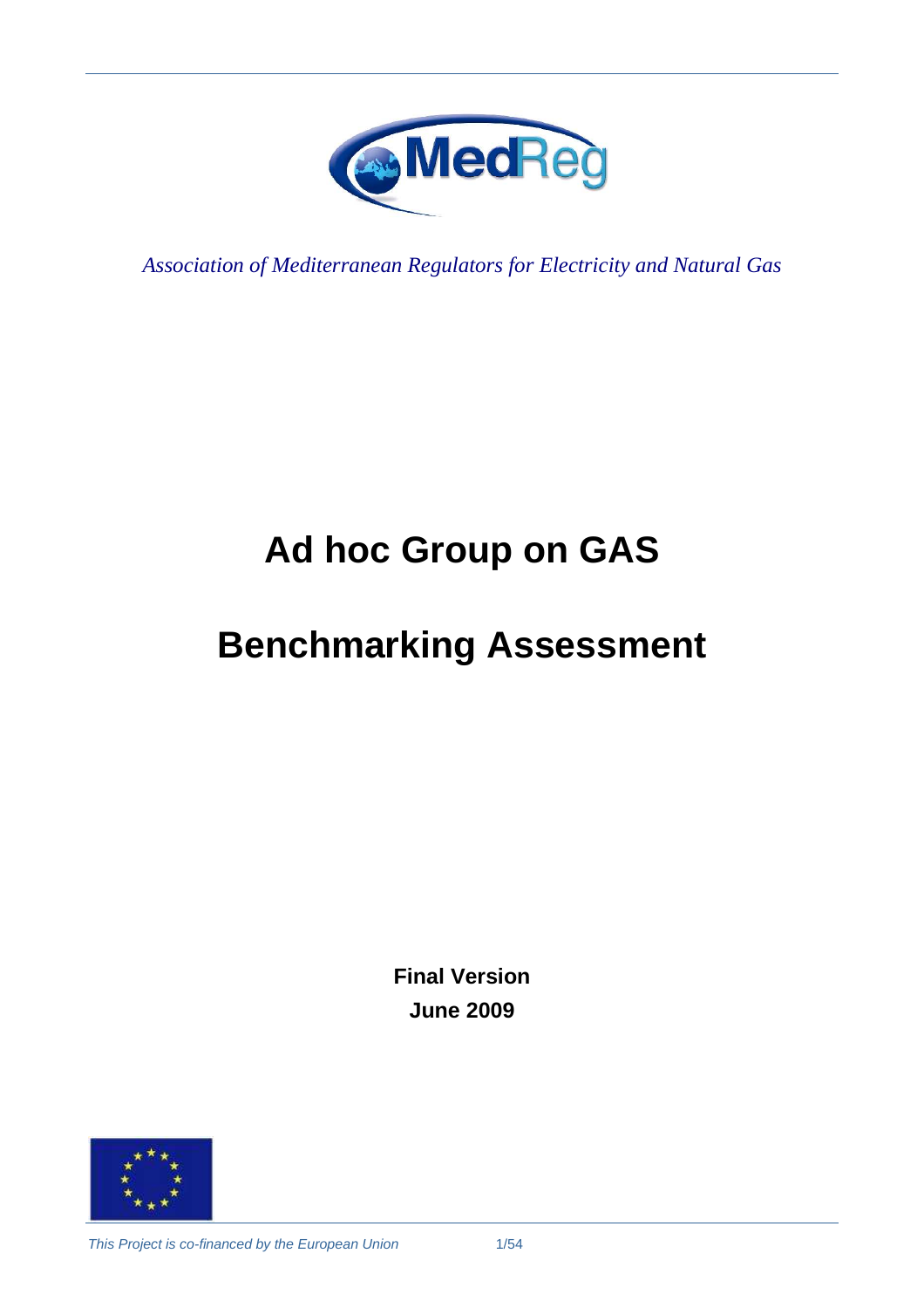*Association of Mediterranean Regulators for Electricity and Natural Gas*

# Ad hoc Group on GAS

# Benchmarking Assessment

**Final Version**

**June 2009**

*This Project is co-financed by the European Union*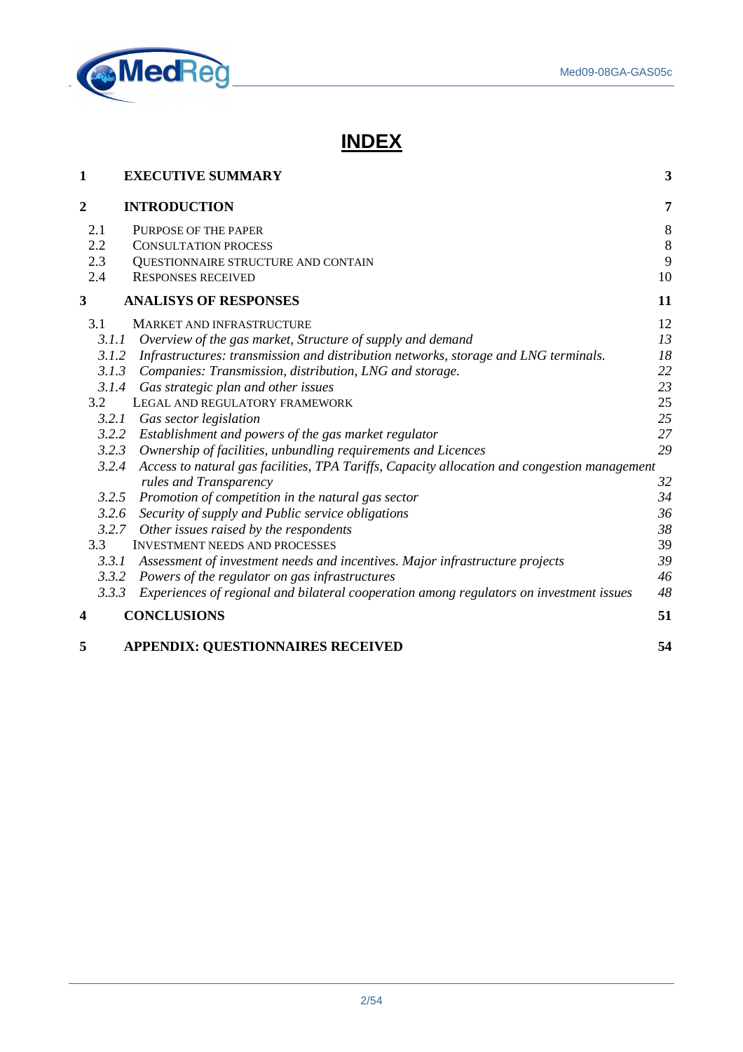# INDEX

| | | |
|---|---|---|
| **1** | **EXECUTIVE SUMMARY** | **3** |
| **2** | **INTRODUCTION** | **7** |
| 2.1 | PURPOSE OF THE PAPER | 8 |
| 2.2 | CONSULTATION PROCESS | 8 |
| 2.3 | QUESTIONNAIRE STRUCTURE AND CONTAIN | 9 |
| 2.4 | RESPONSES RECEIVED | 10 |
| **3** | **ANALISYS OF RESPONSES** | **11** |
| 3.1 | MARKET AND INFRASTRUCTURE | 12 |
| *3.1.1* | *Overview of the gas market, Structure of supply and demand* | *13* |
| *3.1.2* | *Infrastructures: transmission and distribution networks, storage and LNG terminals.* | *18* |
| *3.1.3* | *Companies: Transmission, distribution, LNG and storage.* | *22* |
| *3.1.4* | *Gas strategic plan and other issues* | *23* |
| 3.2 | LEGAL AND REGULATORY FRAMEWORK | 25 |
| *3.2.1* | *Gas sector legislation* | *25* |
| *3.2.2* | *Establishment and powers of the gas market regulator* | *27* |
| *3.2.3* | *Ownership of facilities, unbundling requirements and Licences* | *29* |
| *3.2.4* | *Access to natural gas facilities, TPA Tariffs, Capacity allocation and congestion management rules and Transparency* | *32* |
| *3.2.5* | *Promotion of competition in the natural gas sector* | *34* |
| *3.2.6* | *Security of supply and Public service obligations* | *36* |
| *3.2.7* | *Other issues raised by the respondents* | *38* |
| 3.3 | INVESTMENT NEEDS AND PROCESSES | 39 |
| *3.3.1* | *Assessment of investment needs and incentives. Major infrastructure projects* | *39* |
| *3.3.2* | *Powers of the regulator on gas infrastructures* | *46* |
| *3.3.3* | *Experiences of regional and bilateral cooperation among regulators on investment issues* | *48* |
| **4** | **CONCLUSIONS** | **51** |
| **5** | **APPENDIX: QUESTIONNAIRES RECEIVED** | **54** |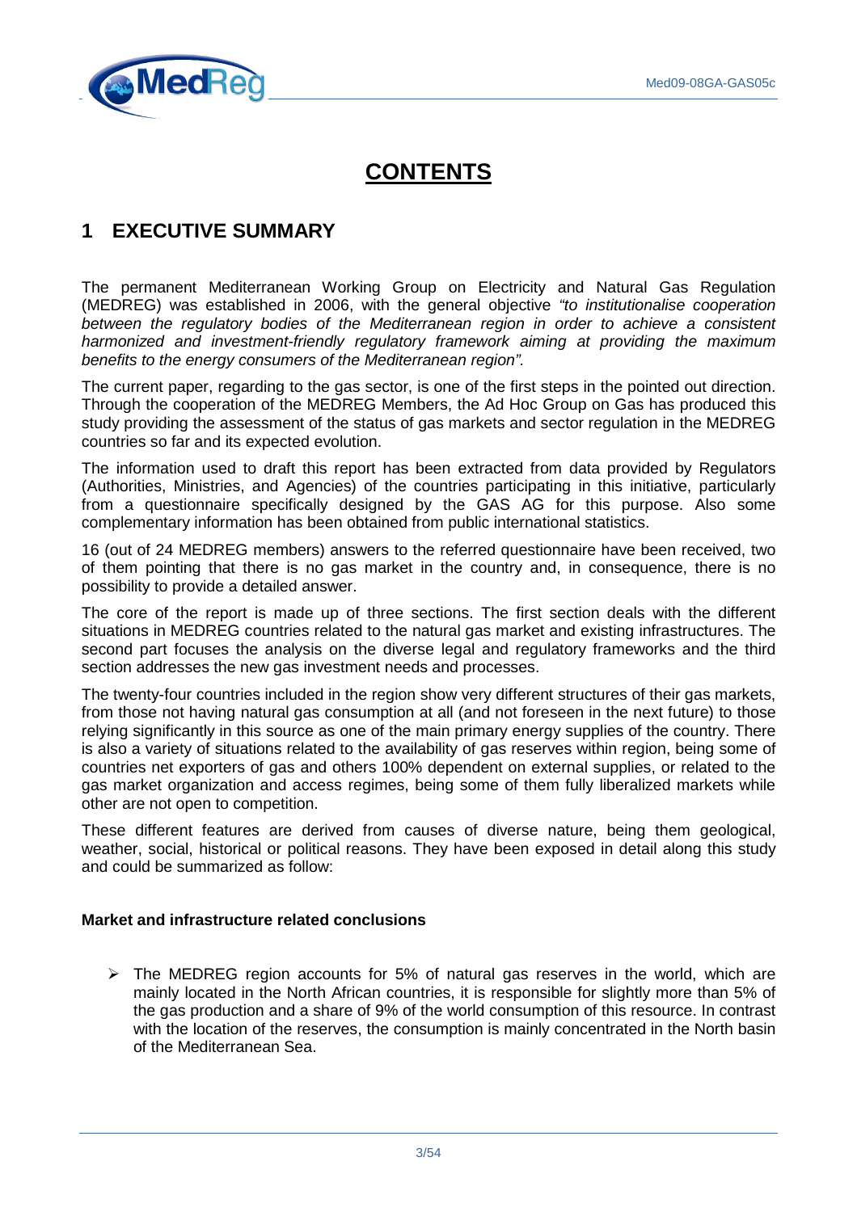# CONTENTS

## 1 EXECUTIVE SUMMARY

The permanent Mediterranean Working Group on Electricity and Natural Gas Regulation (MEDREG) was established in 2006, with the general objective *"to institutionalise cooperation between the regulatory bodies of the Mediterranean region in order to achieve a consistent harmonized and investment-friendly regulatory framework aiming at providing the maximum benefits to the energy consumers of the Mediterranean region"*.

The current paper, regarding to the gas sector, is one of the first steps in the pointed out direction. Through the cooperation of the MEDREG Members, the Ad Hoc Group on Gas has produced this study providing the assessment of the status of gas markets and sector regulation in the MEDREG countries so far and its expected evolution.

The information used to draft this report has been extracted from data provided by Regulators (Authorities, Ministries, and Agencies) of the countries participating in this initiative, particularly from a questionnaire specifically designed by the GAS AG for this purpose. Also some complementary information has been obtained from public international statistics.

16 (out of 24 MEDREG members) answers to the referred questionnaire have been received, two of them pointing that there is no gas market in the country and, in consequence, there is no possibility to provide a detailed answer.

The core of the report is made up of three sections. The first section deals with the different situations in MEDREG countries related to the natural gas market and existing infrastructures. The second part focuses the analysis on the diverse legal and regulatory frameworks and the third section addresses the new gas investment needs and processes.

The twenty-four countries included in the region show very different structures of their gas markets, from those not having natural gas consumption at all (and not foreseen in the next future) to those relying significantly in this source as one of the main primary energy supplies of the country. There is also a variety of situations related to the availability of gas reserves within region, being some of countries net exporters of gas and others 100% dependent on external supplies, or related to the gas market organization and access regimes, being some of them fully liberalized markets while other are not open to competition.

These different features are derived from causes of diverse nature, being them geological, weather, social, historical or political reasons. They have been exposed in detail along this study and could be summarized as follow:

**Market and infrastructure related conclusions**

- The MEDREG region accounts for 5% of natural gas reserves in the world, which are mainly located in the North African countries, it is responsible for slightly more than 5% of the gas production and a share of 9% of the world consumption of this resource. In contrast with the location of the reserves, the consumption is mainly concentrated in the North basin of the Mediterranean Sea.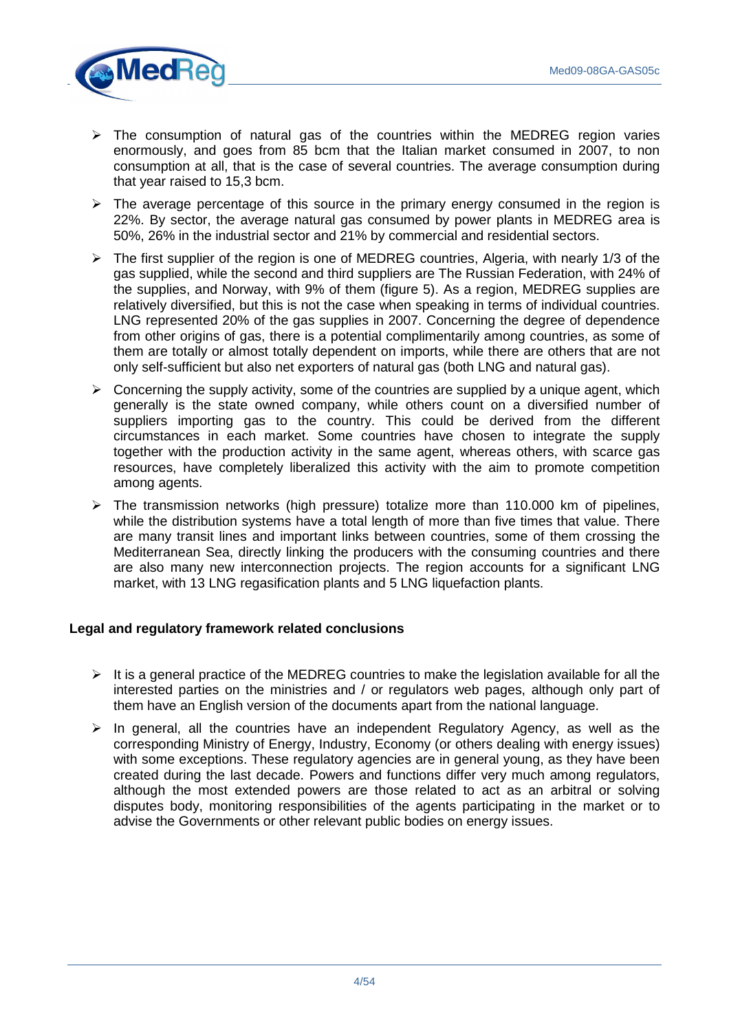- The consumption of natural gas of the countries within the MEDREG region varies enormously, and goes from 85 bcm that the Italian market consumed in 2007, to non consumption at all, that is the case of several countries. The average consumption during that year raised to 15,3 bcm.
- The average percentage of this source in the primary energy consumed in the region is 22%. By sector, the average natural gas consumed by power plants in MEDREG area is 50%, 26% in the industrial sector and 21% by commercial and residential sectors.
- The first supplier of the region is one of MEDREG countries, Algeria, with nearly 1/3 of the gas supplied, while the second and third suppliers are The Russian Federation, with 24% of the supplies, and Norway, with 9% of them (figure 5). As a region, MEDREG supplies are relatively diversified, but this is not the case when speaking in terms of individual countries. LNG represented 20% of the gas supplies in 2007. Concerning the degree of dependence from other origins of gas, there is a potential complimentarily among countries, as some of them are totally or almost totally dependent on imports, while there are others that are not only self-sufficient but also net exporters of natural gas (both LNG and natural gas).
- Concerning the supply activity, some of the countries are supplied by a unique agent, which generally is the state owned company, while others count on a diversified number of suppliers importing gas to the country. This could be derived from the different circumstances in each market. Some countries have chosen to integrate the supply together with the production activity in the same agent, whereas others, with scarce gas resources, have completely liberalized this activity with the aim to promote competition among agents.
- The transmission networks (high pressure) totalize more than 110.000 km of pipelines, while the distribution systems have a total length of more than five times that value. There are many transit lines and important links between countries, some of them crossing the Mediterranean Sea, directly linking the producers with the consuming countries and there are also many new interconnection projects. The region accounts for a significant LNG market, with 13 LNG regasification plants and 5 LNG liquefaction plants.

**Legal and regulatory framework related conclusions**

- It is a general practice of the MEDREG countries to make the legislation available for all the interested parties on the ministries and / or regulators web pages, although only part of them have an English version of the documents apart from the national language.
- In general, all the countries have an independent Regulatory Agency, as well as the corresponding Ministry of Energy, Industry, Economy (or others dealing with energy issues) with some exceptions. These regulatory agencies are in general young, as they have been created during the last decade. Powers and functions differ very much among regulators, although the most extended powers are those related to act as an arbitral or solving disputes body, monitoring responsibilities of the agents participating in the market or to advise the Governments or other relevant public bodies on energy issues.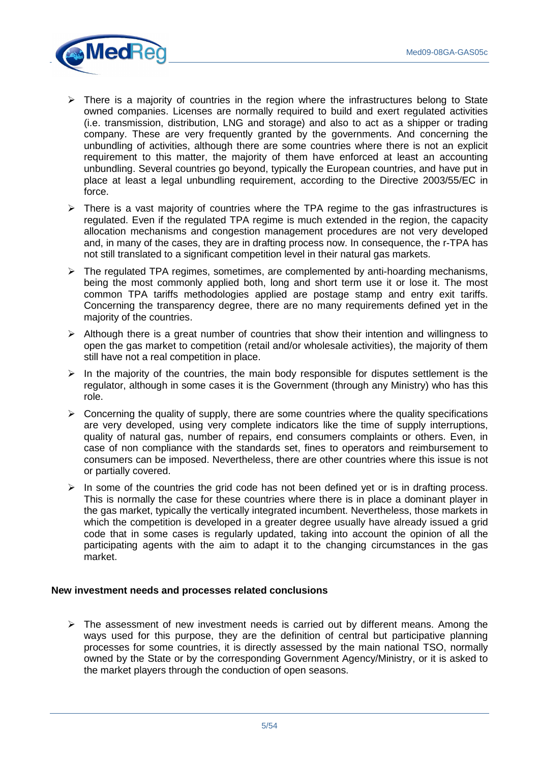- There is a majority of countries in the region where the infrastructures belong to State owned companies. Licenses are normally required to build and exert regulated activities (i.e. transmission, distribution, LNG and storage) and also to act as a shipper or trading company. These are very frequently granted by the governments. And concerning the unbundling of activities, although there are some countries where there is not an explicit requirement to this matter, the majority of them have enforced at least an accounting unbundling. Several countries go beyond, typically the European countries, and have put in place at least a legal unbundling requirement, according to the Directive 2003/55/EC in force.

- There is a vast majority of countries where the TPA regime to the gas infrastructures is regulated. Even if the regulated TPA regime is much extended in the region, the capacity allocation mechanisms and congestion management procedures are not very developed and, in many of the cases, they are in drafting process now. In consequence, the r-TPA has not still translated to a significant competition level in their natural gas markets.

- The regulated TPA regimes, sometimes, are complemented by anti-hoarding mechanisms, being the most commonly applied both, long and short term use it or lose it. The most common TPA tariffs methodologies applied are postage stamp and entry exit tariffs. Concerning the transparency degree, there are no many requirements defined yet in the majority of the countries.

- Although there is a great number of countries that show their intention and willingness to open the gas market to competition (retail and/or wholesale activities), the majority of them still have not a real competition in place.

- In the majority of the countries, the main body responsible for disputes settlement is the regulator, although in some cases it is the Government (through any Ministry) who has this role.

- Concerning the quality of supply, there are some countries where the quality specifications are very developed, using very complete indicators like the time of supply interruptions, quality of natural gas, number of repairs, end consumers complaints or others. Even, in case of non compliance with the standards set, fines to operators and reimbursement to consumers can be imposed. Nevertheless, there are other countries where this issue is not or partially covered.

- In some of the countries the grid code has not been defined yet or is in drafting process. This is normally the case for these countries where there is in place a dominant player in the gas market, typically the vertically integrated incumbent. Nevertheless, those markets in which the competition is developed in a greater degree usually have already issued a grid code that in some cases is regularly updated, taking into account the opinion of all the participating agents with the aim to adapt it to the changing circumstances in the gas market.

**New investment needs and processes related conclusions**

- The assessment of new investment needs is carried out by different means. Among the ways used for this purpose, they are the definition of central but participative planning processes for some countries, it is directly assessed by the main national TSO, normally owned by the State or by the corresponding Government Agency/Ministry, or it is asked to the market players through the conduction of open seasons.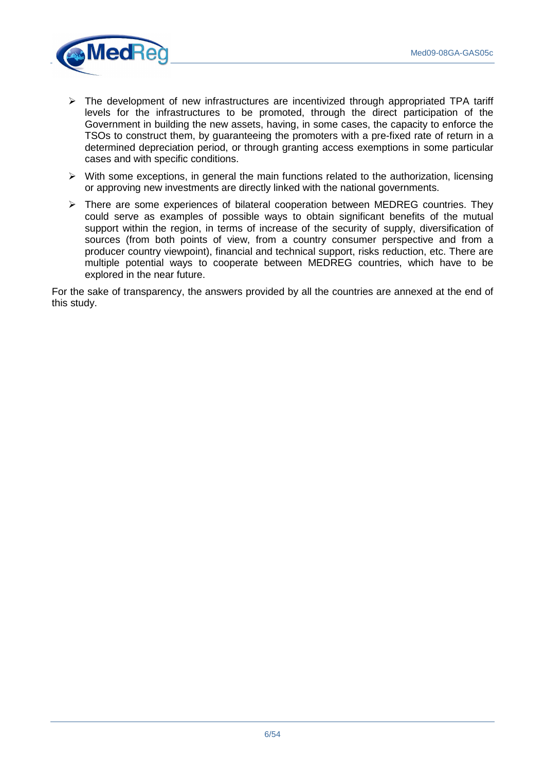- The development of new infrastructures are incentivized through appropriated TPA tariff levels for the infrastructures to be promoted, through the direct participation of the Government in building the new assets, having, in some cases, the capacity to enforce the TSOs to construct them, by guaranteeing the promoters with a pre-fixed rate of return in a determined depreciation period, or through granting access exemptions in some particular cases and with specific conditions.
- With some exceptions, in general the main functions related to the authorization, licensing or approving new investments are directly linked with the national governments.
- There are some experiences of bilateral cooperation between MEDREG countries. They could serve as examples of possible ways to obtain significant benefits of the mutual support within the region, in terms of increase of the security of supply, diversification of sources (from both points of view, from a country consumer perspective and from a producer country viewpoint), financial and technical support, risks reduction, etc. There are multiple potential ways to cooperate between MEDREG countries, which have to be explored in the near future.

For the sake of transparency, the answers provided by all the countries are annexed at the end of this study.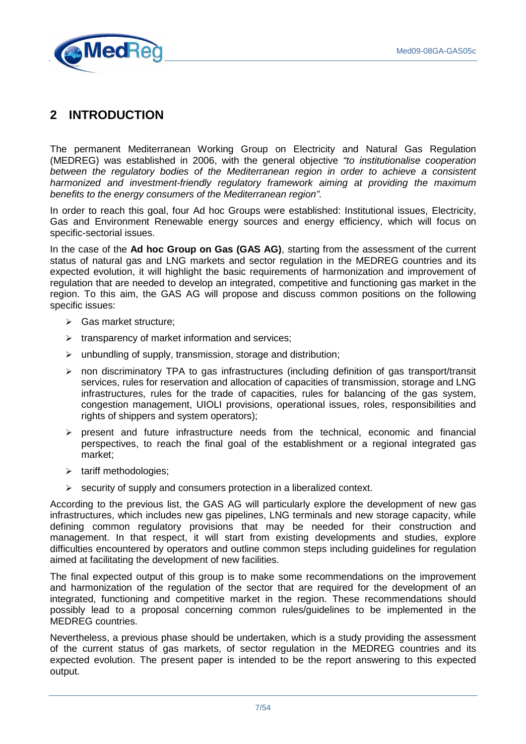## 2 INTRODUCTION

The permanent Mediterranean Working Group on Electricity and Natural Gas Regulation (MEDREG) was established in 2006, with the general objective *"to institutionalise cooperation between the regulatory bodies of the Mediterranean region in order to achieve a consistent harmonized and investment-friendly regulatory framework aiming at providing the maximum benefits to the energy consumers of the Mediterranean region".*

In order to reach this goal, four Ad hoc Groups were established: Institutional issues, Electricity, Gas and Environment Renewable energy sources and energy efficiency, which will focus on specific-sectorial issues.

In the case of the **Ad hoc Group on Gas (GAS AG)**, starting from the assessment of the current status of natural gas and LNG markets and sector regulation in the MEDREG countries and its expected evolution, it will highlight the basic requirements of harmonization and improvement of regulation that are needed to develop an integrated, competitive and functioning gas market in the region. To this aim, the GAS AG will propose and discuss common positions on the following specific issues:

- Gas market structure;
- transparency of market information and services;
- unbundling of supply, transmission, storage and distribution;
- non discriminatory TPA to gas infrastructures (including definition of gas transport/transit services, rules for reservation and allocation of capacities of transmission, storage and LNG infrastructures, rules for the trade of capacities, rules for balancing of the gas system, congestion management, UIOLI provisions, operational issues, roles, responsibilities and rights of shippers and system operators);
- present and future infrastructure needs from the technical, economic and financial perspectives, to reach the final goal of the establishment or a regional integrated gas market;
- tariff methodologies;
- security of supply and consumers protection in a liberalized context.

According to the previous list, the GAS AG will particularly explore the development of new gas infrastructures, which includes new gas pipelines, LNG terminals and new storage capacity, while defining common regulatory provisions that may be needed for their construction and management. In that respect, it will start from existing developments and studies, explore difficulties encountered by operators and outline common steps including guidelines for regulation aimed at facilitating the development of new facilities.

The final expected output of this group is to make some recommendations on the improvement and harmonization of the regulation of the sector that are required for the development of an integrated, functioning and competitive market in the region. These recommendations should possibly lead to a proposal concerning common rules/guidelines to be implemented in the MEDREG countries.

Nevertheless, a previous phase should be undertaken, which is a study providing the assessment of the current status of gas markets, of sector regulation in the MEDREG countries and its expected evolution. The present paper is intended to be the report answering to this expected output.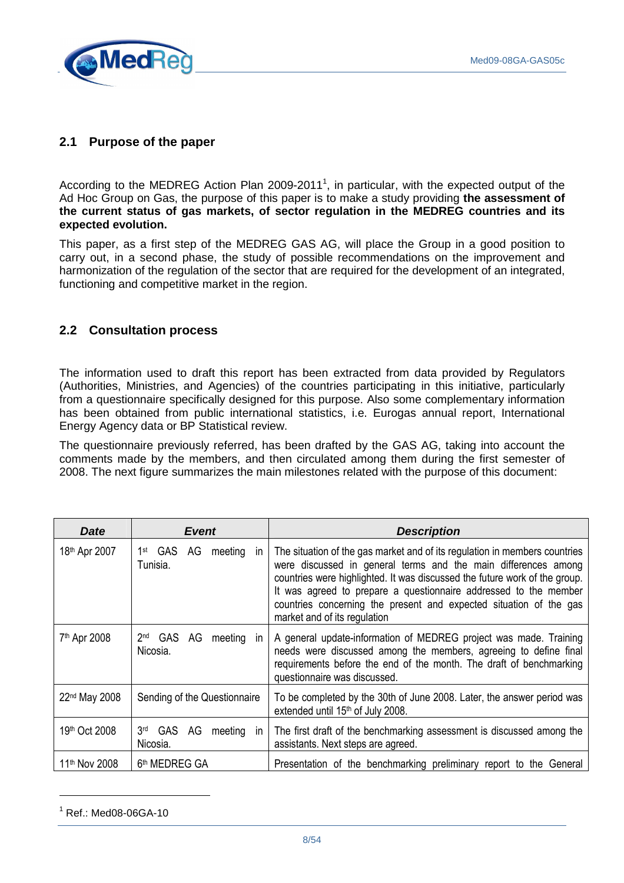## 2.1 Purpose of the paper

According to the MEDREG Action Plan 2009-2011[1], in particular, with the expected output of the Ad Hoc Group on Gas, the purpose of this paper is to make a study providing **the assessment of the current status of gas markets, of sector regulation in the MEDREG countries and its expected evolution.**

This paper, as a first step of the MEDREG GAS AG, will place the Group in a good position to carry out, in a second phase, the study of possible recommendations on the improvement and harmonization of the regulation of the sector that are required for the development of an integrated, functioning and competitive market in the region.

## 2.2 Consultation process

The information used to draft this report has been extracted from data provided by Regulators (Authorities, Ministries, and Agencies) of the countries participating in this initiative, particularly from a questionnaire specifically designed for this purpose. Also some complementary information has been obtained from public international statistics, i.e. Eurogas annual report, International Energy Agency data or BP Statistical review.

The questionnaire previously referred, has been drafted by the GAS AG, taking into account the comments made by the members, and then circulated among them during the first semester of 2008. The next figure summarizes the main milestones related with the purpose of this document:

| ***Date*** | ***Event*** | ***Description*** |
|---|---|---|
| 18th Apr 2007 | 1st GAS AG meeting in Tunisia. | The situation of the gas market and of its regulation in members countries were discussed in general terms and the main differences among countries were highlighted. It was discussed the future work of the group. It was agreed to prepare a questionnaire addressed to the member countries concerning the present and expected situation of the gas market and of its regulation |
| 7th Apr 2008 | 2nd GAS AG meeting in Nicosia. | A general update-information of MEDREG project was made. Training needs were discussed among the members, agreeing to define final requirements before the end of the month. The draft of benchmarking questionnaire was discussed. |
| 22nd May 2008 | Sending of the Questionnaire | To be completed by the 30th of June 2008. Later, the answer period was extended until 15th of July 2008. |
| 19th Oct 2008 | 3rd GAS AG meeting in Nicosia. | The first draft of the benchmarking assessment is discussed among the assistants. Next steps are agreed. |
| 11th Nov 2008 | 6th MEDREG GA | Presentation of the benchmarking preliminary report to the General |

[1] Ref.: Med08-06GA-10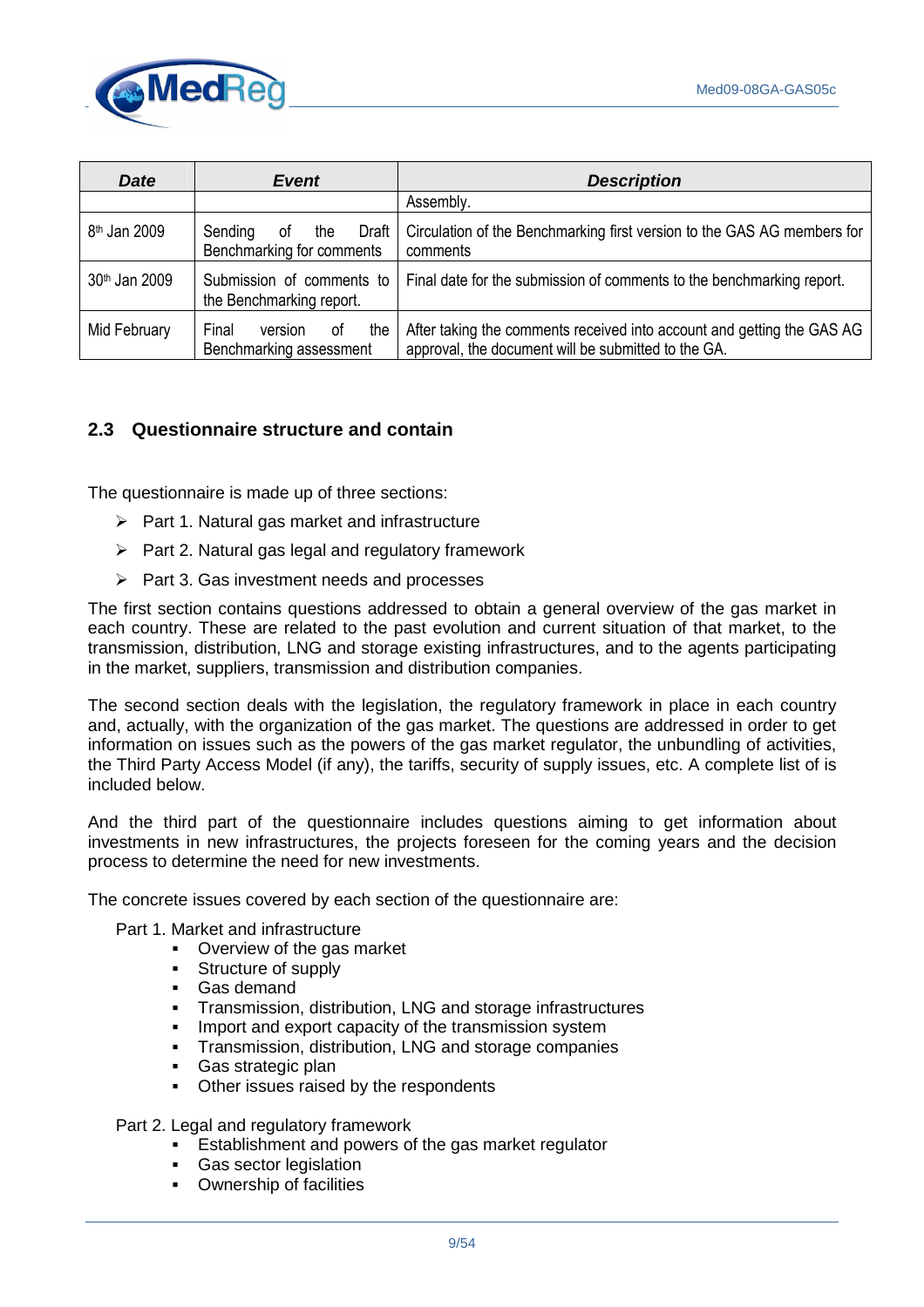| Date | Event | Description |
|---|---|---|
| | | Assembly. |
| 8th Jan 2009 | Sending of the Draft Benchmarking for comments | Circulation of the Benchmarking first version to the GAS AG members for comments |
| 30th Jan 2009 | Submission of comments to the Benchmarking report. | Final date for the submission of comments to the benchmarking report. |
| Mid February | Final version of the Benchmarking assessment | After taking the comments received into account and getting the GAS AG approval, the document will be submitted to the GA. |

### 2.3 Questionnaire structure and contain

The questionnaire is made up of three sections:

- Part 1. Natural gas market and infrastructure
- Part 2. Natural gas legal and regulatory framework
- Part 3. Gas investment needs and processes

The first section contains questions addressed to obtain a general overview of the gas market in each country. These are related to the past evolution and current situation of that market, to the transmission, distribution, LNG and storage existing infrastructures, and to the agents participating in the market, suppliers, transmission and distribution companies.

The second section deals with the legislation, the regulatory framework in place in each country and, actually, with the organization of the gas market. The questions are addressed in order to get information on issues such as the powers of the gas market regulator, the unbundling of activities, the Third Party Access Model (if any), the tariffs, security of supply issues, etc. A complete list of is included below.

And the third part of the questionnaire includes questions aiming to get information about investments in new infrastructures, the projects foreseen for the coming years and the decision process to determine the need for new investments.

The concrete issues covered by each section of the questionnaire are:

Part 1. Market and infrastructure

- Overview of the gas market
- Structure of supply
- Gas demand
- Transmission, distribution, LNG and storage infrastructures
- Import and export capacity of the transmission system
- Transmission, distribution, LNG and storage companies
- Gas strategic plan
- Other issues raised by the respondents

Part 2. Legal and regulatory framework

- Establishment and powers of the gas market regulator
- Gas sector legislation
- Ownership of facilities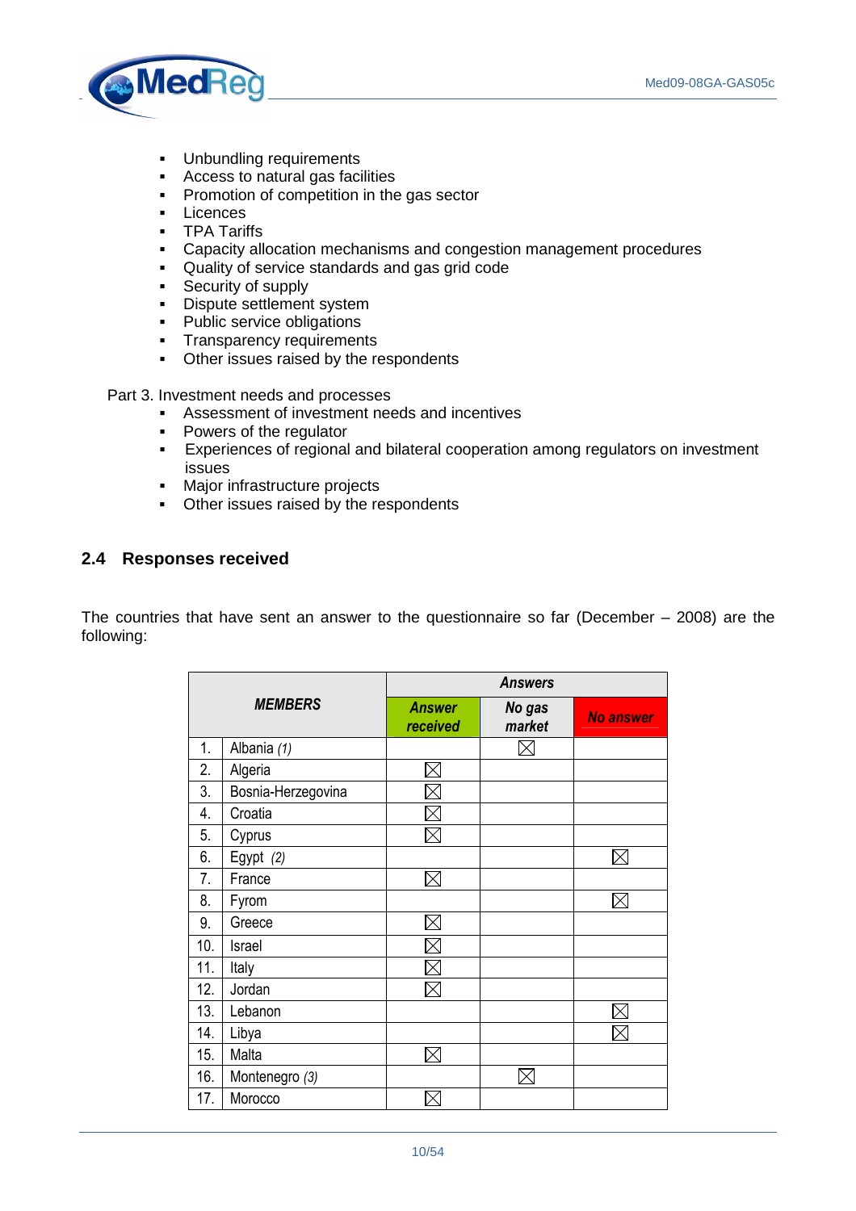- Unbundling requirements
- Access to natural gas facilities
- Promotion of competition in the gas sector
- Licences
- TPA Tariffs
- Capacity allocation mechanisms and congestion management procedures
- Quality of service standards and gas grid code
- Security of supply
- Dispute settlement system
- Public service obligations
- Transparency requirements
- Other issues raised by the respondents

Part 3. Investment needs and processes

- Assessment of investment needs and incentives
- Powers of the regulator
- Experiences of regional and bilateral cooperation among regulators on investment issues
- Major infrastructure projects
- Other issues raised by the respondents

## 2.4 Responses received

The countries that have sent an answer to the questionnaire so far (December – 2008) are the following:

| ***MEMBERS*** | | ***Answers*** | | |
|---|---|---|---|---|
| | | ***Answer received*** | ***No gas market*** | ***No answer*** |
| 1. | Albania *(1)* | | ☒ | |
| 2. | Algeria | ☒ | | |
| 3. | Bosnia-Herzegovina | ☒ | | |
| 4. | Croatia | ☒ | | |
| 5. | Cyprus | ☒ | | |
| 6. | Egypt *(2)* | | | ☒ |
| 7. | France | ☒ | | |
| 8. | Fyrom | | | ☒ |
| 9. | Greece | ☒ | | |
| 10. | Israel | ☒ | | |
| 11. | Italy | ☒ | | |
| 12. | Jordan | ☒ | | |
| 13. | Lebanon | | | ☒ |
| 14. | Libya | | | ☒ |
| 15. | Malta | ☒ | | |
| 16. | Montenegro *(3)* | | ☒ | |
| 17. | Morocco | ☒ | | |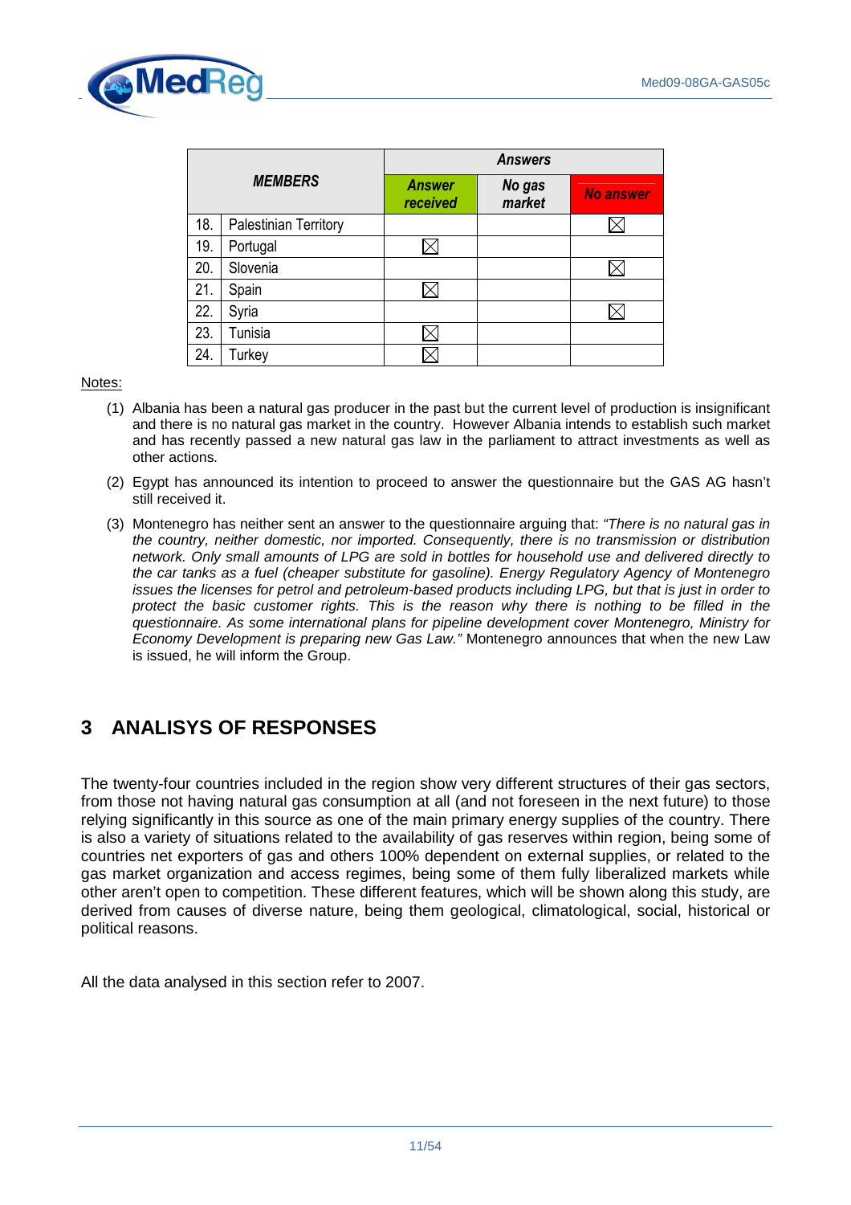| MEMBERS | | Answers | | |
|---|---|---|---|---|
| | | ***Answer received*** | ***No gas market*** | ***No answer*** |
| 18. | Palestinian Territory | | | ⊠ |
| 19. | Portugal | ⊠ | | |
| 20. | Slovenia | | | ⊠ |
| 21. | Spain | ⊠ | | |
| 22. | Syria | | | ⊠ |
| 23. | Tunisia | ⊠ | | |
| 24. | Turkey | ⊠ | | |

Notes:

(1) Albania has been a natural gas producer in the past but the current level of production is insignificant and there is no natural gas market in the country. However Albania intends to establish such market and has recently passed a new natural gas law in the parliament to attract investments as well as other actions.

(2) Egypt has announced its intention to proceed to answer the questionnaire but the GAS AG hasn't still received it.

(3) Montenegro has neither sent an answer to the questionnaire arguing that: *"There is no natural gas in the country, neither domestic, nor imported. Consequently, there is no transmission or distribution network. Only small amounts of LPG are sold in bottles for household use and delivered directly to the car tanks as a fuel (cheaper substitute for gasoline). Energy Regulatory Agency of Montenegro issues the licenses for petrol and petroleum-based products including LPG, but that is just in order to protect the basic customer rights. This is the reason why there is nothing to be filled in the questionnaire. As some international plans for pipeline development cover Montenegro, Ministry for Economy Development is preparing new Gas Law."* Montenegro announces that when the new Law is issued, he will inform the Group.

# 3 ANALISYS OF RESPONSES

The twenty-four countries included in the region show very different structures of their gas sectors, from those not having natural gas consumption at all (and not foreseen in the next future) to those relying significantly in this source as one of the main primary energy supplies of the country. There is also a variety of situations related to the availability of gas reserves within region, being some of countries net exporters of gas and others 100% dependent on external supplies, or related to the gas market organization and access regimes, being some of them fully liberalized markets while other aren't open to competition. These different features, which will be shown along this study, are derived from causes of diverse nature, being them geological, climatological, social, historical or political reasons.

All the data analysed in this section refer to 2007.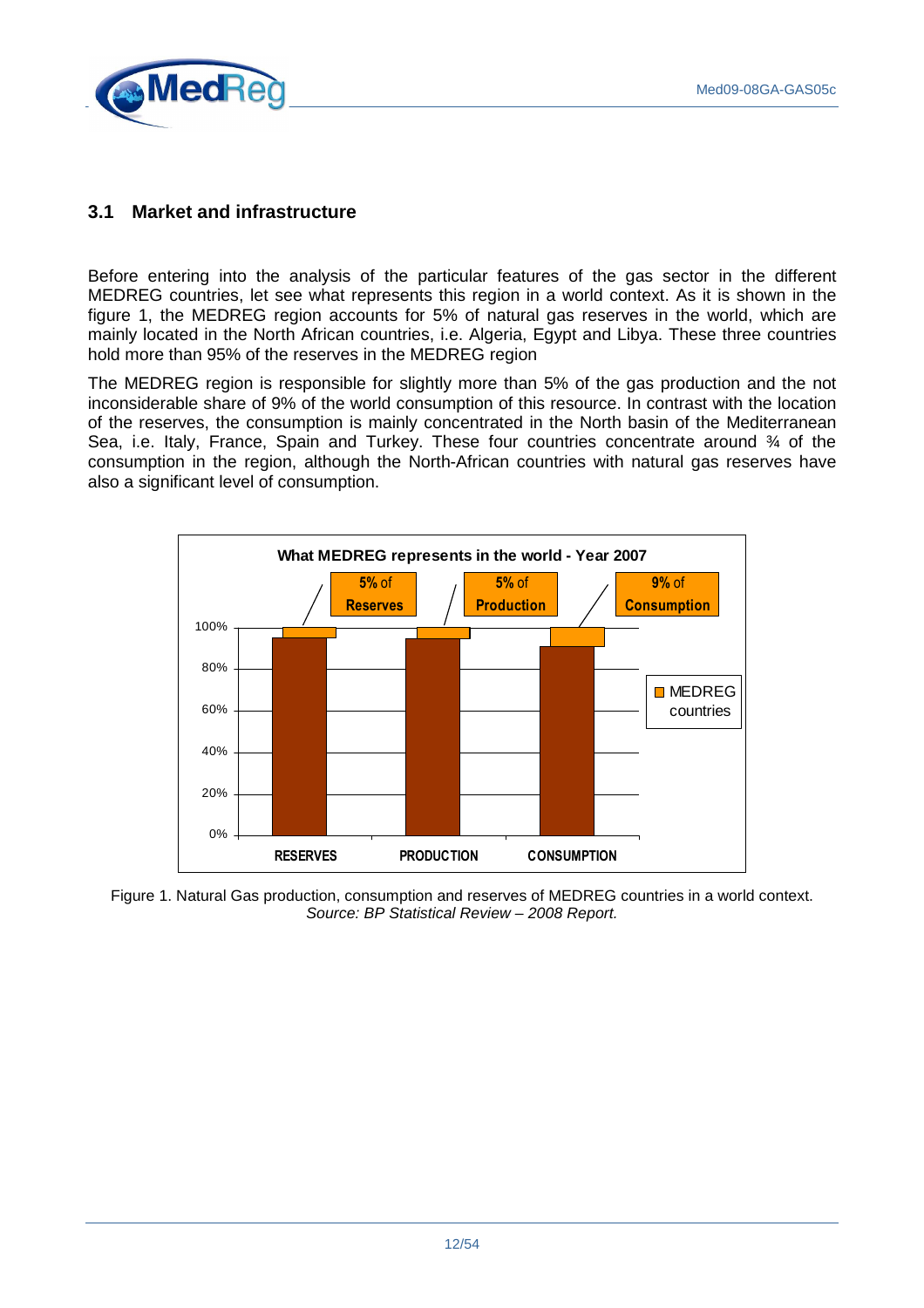## 3.1 Market and infrastructure

Before entering into the analysis of the particular features of the gas sector in the different MEDREG countries, let see what represents this region in a world context. As it is shown in the figure 1, the MEDREG region accounts for 5% of natural gas reserves in the world, which are mainly located in the North African countries, i.e. Algeria, Egypt and Libya. These three countries hold more than 95% of the reserves in the MEDREG region

The MEDREG region is responsible for slightly more than 5% of the gas production and the not inconsiderable share of 9% of the world consumption of this resource. In contrast with the location of the reserves, the consumption is mainly concentrated in the North basin of the Mediterranean Sea, i.e. Italy, France, Spain and Turkey. These four countries concentrate around ¾ of the consumption in the region, although the North-African countries with natural gas reserves have also a significant level of consumption.

Figure 1. Natural Gas production, consumption and reserves of MEDREG countries in a world context. *Source: BP Statistical Review – 2008 Report.*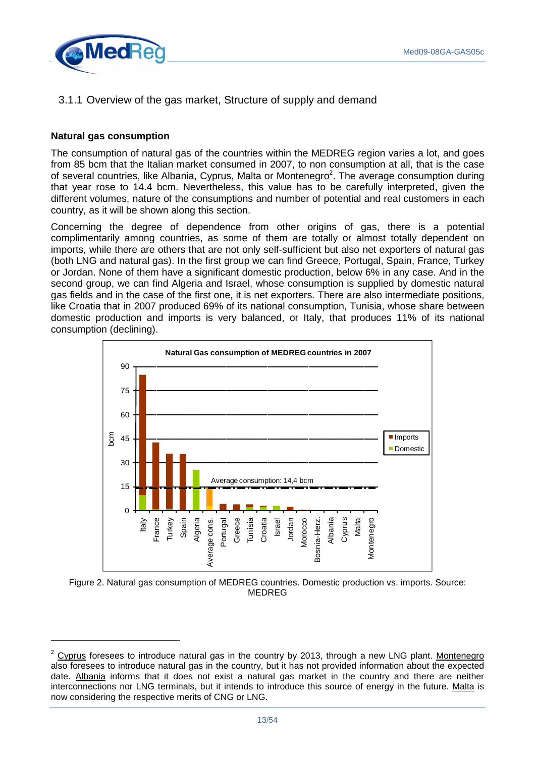### 3.1.1 Overview of the gas market, Structure of supply and demand

**Natural gas consumption**

The consumption of natural gas of the countries within the MEDREG region varies a lot, and goes from 85 bcm that the Italian market consumed in 2007, to non consumption at all, that is the case of several countries, like Albania, Cyprus, Malta or Montenegro[2]. The average consumption during that year rose to 14.4 bcm. Nevertheless, this value has to be carefully interpreted, given the different volumes, nature of the consumptions and number of potential and real customers in each country, as it will be shown along this section.

Concerning the degree of dependence from other origins of gas, there is a potential complimentarily among countries, as some of them are totally or almost totally dependent on imports, while there are others that are not only self-sufficient but also net exporters of natural gas (both LNG and natural gas). In the first group we can find Greece, Portugal, Spain, France, Turkey or Jordan. None of them have a significant domestic production, below 6% in any case. And in the second group, we can find Algeria and Israel, whose consumption is supplied by domestic natural gas fields and in the case of the first one, it is net exporters. There are also intermediate positions, like Croatia that in 2007 produced 69% of its national consumption, Tunisia, whose share between domestic production and imports is very balanced, or Italy, that produces 11% of its national consumption (declining).

Natural Gas consumption of MEDREG countries in 2007

Figure 2. Natural gas consumption of MEDREG countries. Domestic production vs. imports. Source: MEDREG

[2] Cyprus foresees to introduce natural gas in the country by 2013, through a new LNG plant. Montenegro also foresees to introduce natural gas in the country, but it has not provided information about the expected date. Albania informs that it does not exist a natural gas market in the country and there are neither interconnections nor LNG terminals, but it intends to introduce this source of energy in the future. Malta is now considering the respective merits of CNG or LNG.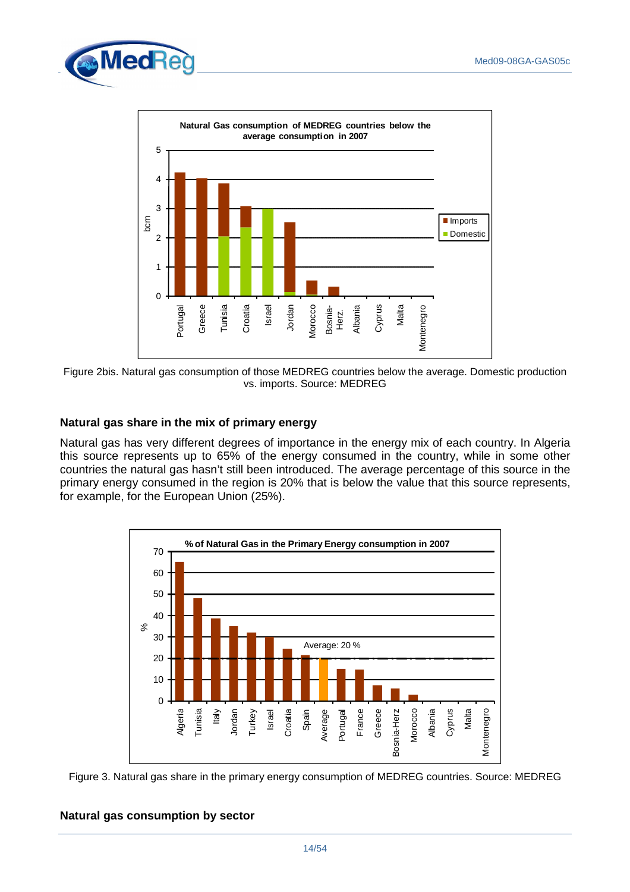Figure 2bis. Natural gas consumption of those MEDREG countries below the average. Domestic production vs. imports. Source: MEDREG

### Natural gas share in the mix of primary energy

Natural gas has very different degrees of importance in the energy mix of each country. In Algeria this source represents up to 65% of the energy consumed in the country, while in some other countries the natural gas hasn't still been introduced. The average percentage of this source in the primary energy consumed in the region is 20% that is below the value that this source represents, for example, for the European Union (25%).

Figure 3. Natural gas share in the primary energy consumption of MEDREG countries. Source: MEDREG

### Natural gas consumption by sector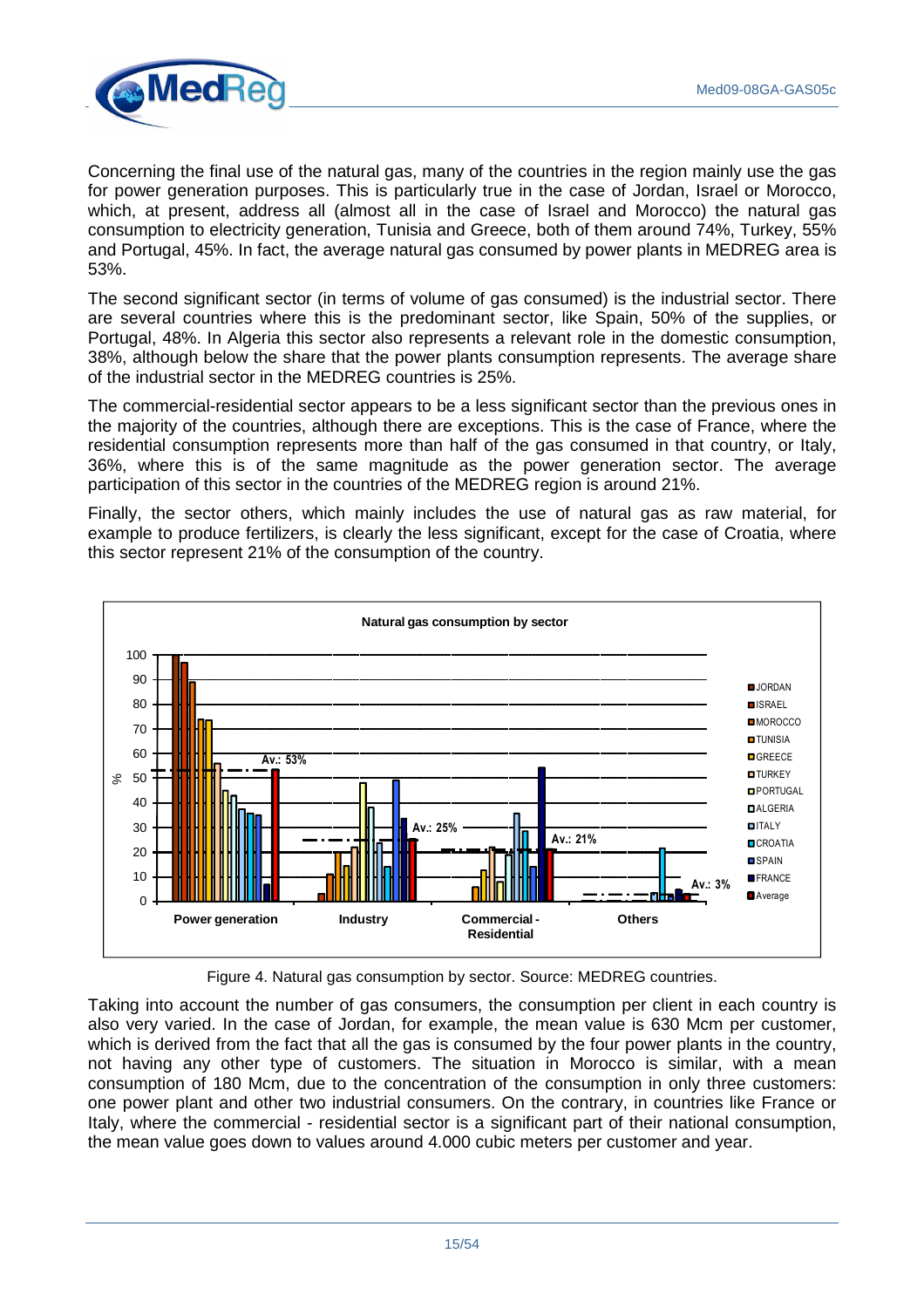Concerning the final use of the natural gas, many of the countries in the region mainly use the gas for power generation purposes. This is particularly true in the case of Jordan, Israel or Morocco, which, at present, address all (almost all in the case of Israel and Morocco) the natural gas consumption to electricity generation, Tunisia and Greece, both of them around 74%, Turkey, 55% and Portugal, 45%. In fact, the average natural gas consumed by power plants in MEDREG area is 53%.

The second significant sector (in terms of volume of gas consumed) is the industrial sector. There are several countries where this is the predominant sector, like Spain, 50% of the supplies, or Portugal, 48%. In Algeria this sector also represents a relevant role in the domestic consumption, 38%, although below the share that the power plants consumption represents. The average share of the industrial sector in the MEDREG countries is 25%.

The commercial-residential sector appears to be a less significant sector than the previous ones in the majority of the countries, although there are exceptions. This is the case of France, where the residential consumption represents more than half of the gas consumed in that country, or Italy, 36%, where this is of the same magnitude as the power generation sector. The average participation of this sector in the countries of the MEDREG region is around 21%.

Finally, the sector others, which mainly includes the use of natural gas as raw material, for example to produce fertilizers, is clearly the less significant, except for the case of Croatia, where this sector represent 21% of the consumption of the country.

Figure 4. Natural gas consumption by sector. Source: MEDREG countries.

Taking into account the number of gas consumers, the consumption per client in each country is also very varied. In the case of Jordan, for example, the mean value is 630 Mcm per customer, which is derived from the fact that all the gas is consumed by the four power plants in the country, not having any other type of customers. The situation in Morocco is similar, with a mean consumption of 180 Mcm, due to the concentration of the consumption in only three customers: one power plant and other two industrial consumers. On the contrary, in countries like France or Italy, where the commercial - residential sector is a significant part of their national consumption, the mean value goes down to values around 4.000 cubic meters per customer and year.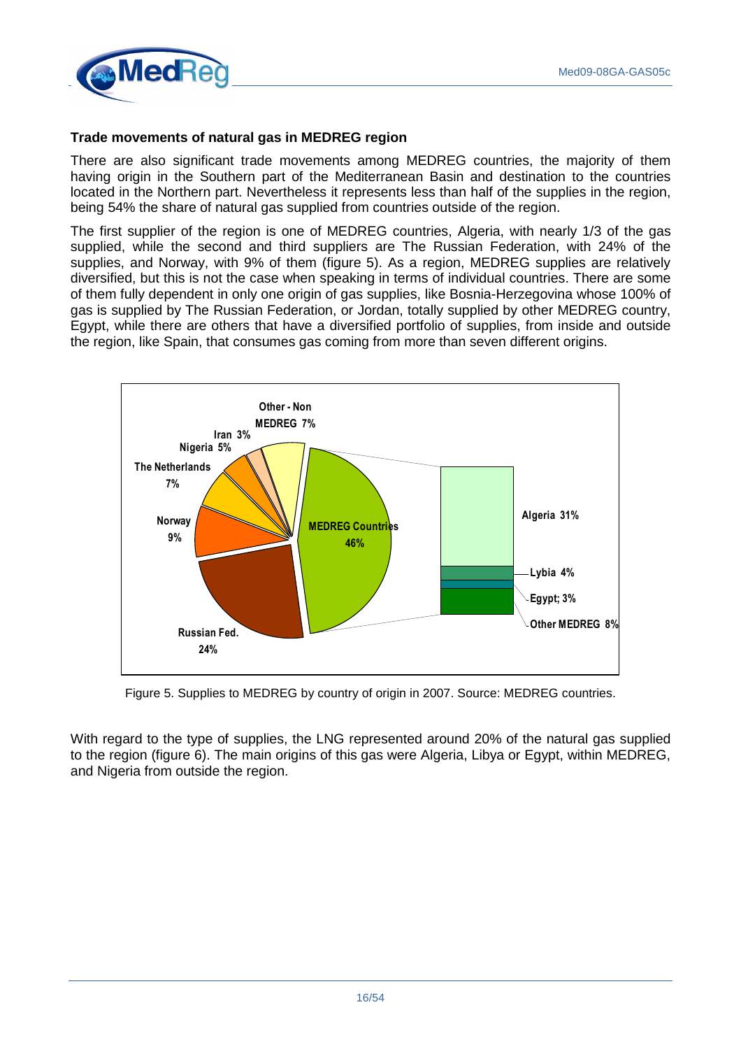### Trade movements of natural gas in MEDREG region

There are also significant trade movements among MEDREG countries, the majority of them having origin in the Southern part of the Mediterranean Basin and destination to the countries located in the Northern part. Nevertheless it represents less than half of the supplies in the region, being 54% the share of natural gas supplied from countries outside of the region.

The first supplier of the region is one of MEDREG countries, Algeria, with nearly 1/3 of the gas supplied, while the second and third suppliers are The Russian Federation, with 24% of the supplies, and Norway, with 9% of them (figure 5). As a region, MEDREG supplies are relatively diversified, but this is not the case when speaking in terms of individual countries. There are some of them fully dependent in only one origin of gas supplies, like Bosnia-Herzegovina whose 100% of gas is supplied by The Russian Federation, or Jordan, totally supplied by other MEDREG country, Egypt, while there are others that have a diversified portfolio of supplies, from inside and outside the region, like Spain, that consumes gas coming from more than seven different origins.

Figure 5. Supplies to MEDREG by country of origin in 2007. Source: MEDREG countries.

With regard to the type of supplies, the LNG represented around 20% of the natural gas supplied to the region (figure 6). The main origins of this gas were Algeria, Libya or Egypt, within MEDREG, and Nigeria from outside the region.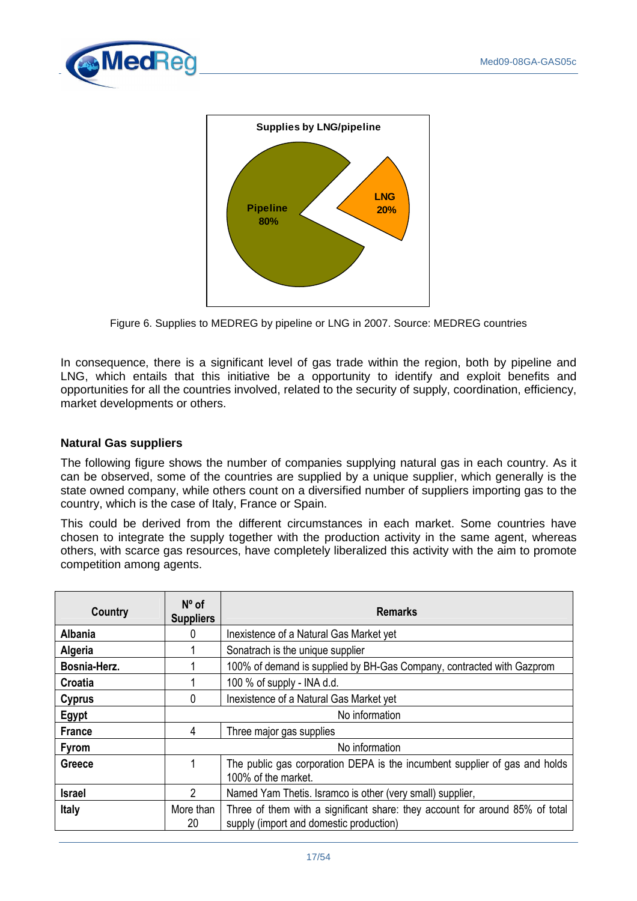Supplies by LNG/pipeline

Pipeline 80%

LNG 20%

Figure 6. Supplies to MEDREG by pipeline or LNG in 2007. Source: MEDREG countries

In consequence, there is a significant level of gas trade within the region, both by pipeline and LNG, which entails that this initiative be a opportunity to identify and exploit benefits and opportunities for all the countries involved, related to the security of supply, coordination, efficiency, market developments or others.

## Natural Gas suppliers

The following figure shows the number of companies supplying natural gas in each country. As it can be observed, some of the countries are supplied by a unique supplier, which generally is the state owned company, while others count on a diversified number of suppliers importing gas to the country, which is the case of Italy, France or Spain.

This could be derived from the different circumstances in each market. Some countries have chosen to integrate the supply together with the production activity in the same agent, whereas others, with scarce gas resources, have completely liberalized this activity with the aim to promote competition among agents.

| Country | Nº of Suppliers | Remarks |
|---|---|---|
| **Albania** | 0 | Inexistence of a Natural Gas Market yet |
| **Algeria** | 1 | Sonatrach is the unique supplier |
| **Bosnia-Herz.** | 1 | 100% of demand is supplied by BH-Gas Company, contracted with Gazprom |
| **Croatia** | 1 | 100 % of supply - INA d.d. |
| **Cyprus** | 0 | Inexistence of a Natural Gas Market yet |
| **Egypt** | No information | |
| **France** | 4 | Three major gas supplies |
| **Fyrom** | No information | |
| **Greece** | 1 | The public gas corporation DEPA is the incumbent supplier of gas and holds 100% of the market. |
| **Israel** | 2 | Named Yam Thetis. Isramco is other (very small) supplier, |
| **Italy** | More than 20 | Three of them with a significant share: they account for around 85% of total supply (import and domestic production) |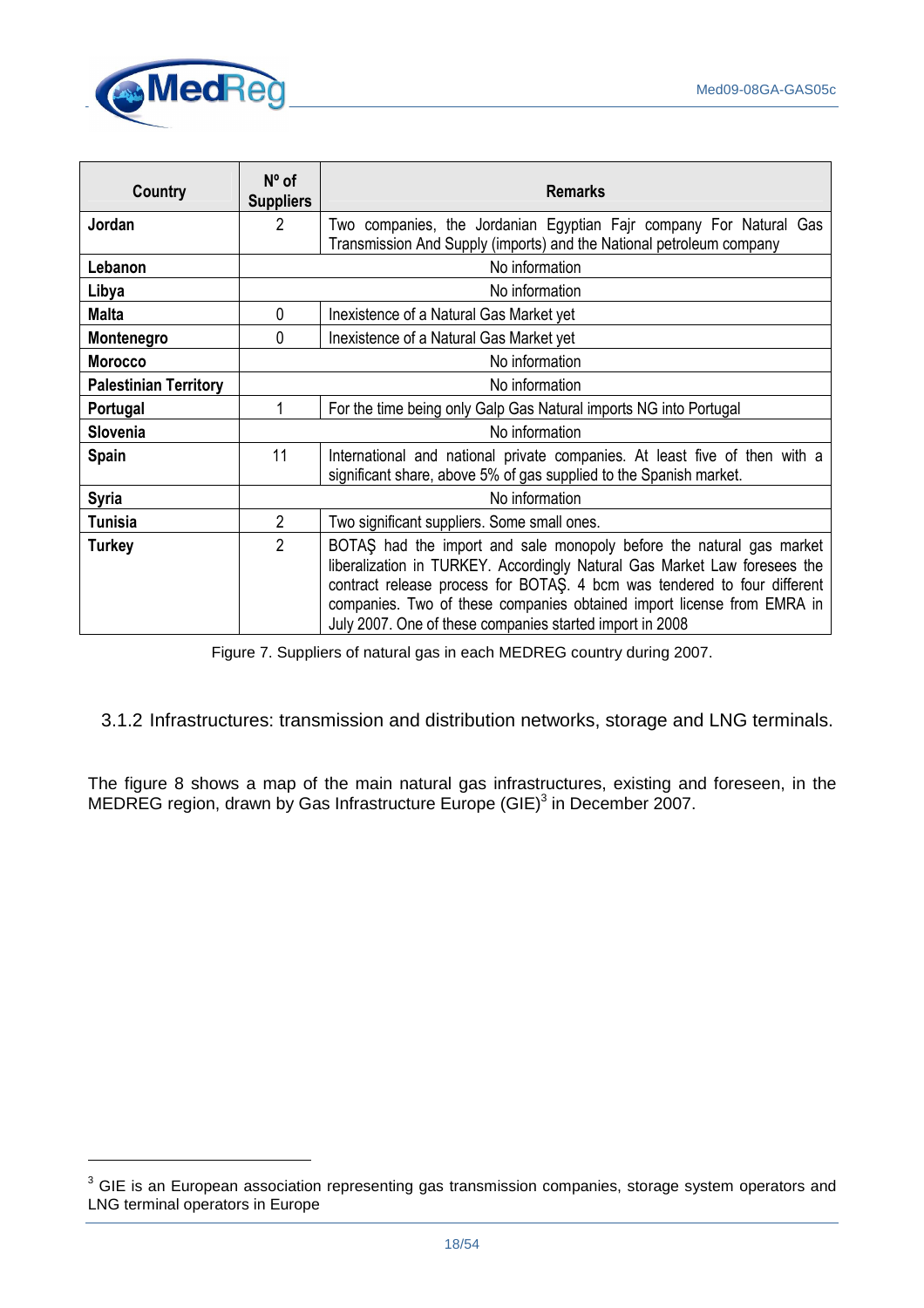| Country | Nº of Suppliers | Remarks |
|---|---|---|
| **Jordan** | 2 | Two companies, the Jordanian Egyptian Fajr company For Natural Gas Transmission And Supply (imports) and the National petroleum company |
| **Lebanon** | No information | |
| **Libya** | No information | |
| **Malta** | 0 | Inexistence of a Natural Gas Market yet |
| **Montenegro** | 0 | Inexistence of a Natural Gas Market yet |
| **Morocco** | No information | |
| **Palestinian Territory** | No information | |
| **Portugal** | 1 | For the time being only Galp Gas Natural imports NG into Portugal |
| **Slovenia** | No information | |
| **Spain** | 11 | International and national private companies. At least five of then with a significant share, above 5% of gas supplied to the Spanish market. |
| **Syria** | No information | |
| **Tunisia** | 2 | Two significant suppliers. Some small ones. |
| **Turkey** | 2 | BOTAŞ had the import and sale monopoly before the natural gas market liberalization in TURKEY. Accordingly Natural Gas Market Law foresees the contract release process for BOTAŞ. 4 bcm was tendered to four different companies. Two of these companies obtained import license from EMRA in July 2007. One of these companies started import in 2008 |

Figure 7. Suppliers of natural gas in each MEDREG country during 2007.

### 3.1.2 Infrastructures: transmission and distribution networks, storage and LNG terminals.

The figure 8 shows a map of the main natural gas infrastructures, existing and foreseen, in the MEDREG region, drawn by Gas Infrastructure Europe (GIE)[3] in December 2007.

[3] GIE is an European association representing gas transmission companies, storage system operators and LNG terminal operators in Europe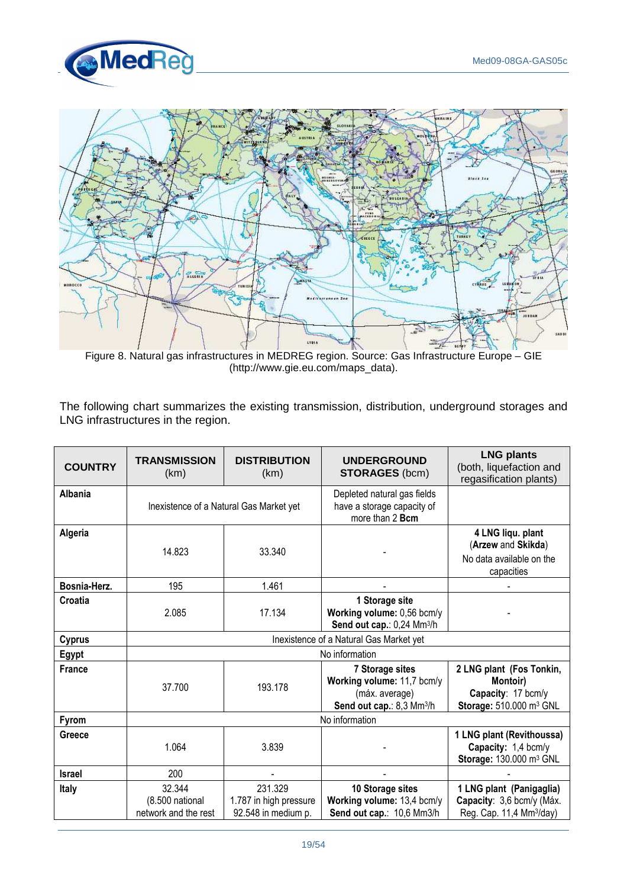Figure 8. Natural gas infrastructures in MEDREG region. Source: Gas Infrastructure Europe – GIE (http://www.gie.eu.com/maps_data).

The following chart summarizes the existing transmission, distribution, underground storages and LNG infrastructures in the region.

| COUNTRY | TRANSMISSION (km) | DISTRIBUTION (km) | UNDERGROUND STORAGES (bcm) | LNG plants (both, liquefaction and regasification plants) |
|---|---|---|---|---|
| **Albania** | Inexistence of a Natural Gas Market yet | | Depleted natural gas fields have a storage capacity of more than 2 **Bcm** | |
| **Algeria** | 14.823 | 33.340 | - | **4 LNG liqu. plant** (**Arzew** and **Skikda**) No data available on the capacities |
| **Bosnia-Herz.** | 195 | 1.461 | - | - |
| **Croatia** | 2.085 | 17.134 | **1 Storage site** **Working volume:** 0,56 bcm/y **Send out cap.:** 0,24 Mm³/h | - |
| **Cyprus** | Inexistence of a Natural Gas Market yet | | | |
| **Egypt** | No information | | | |
| **France** | 37.700 | 193.178 | **7 Storage sites** **Working volume:** 11,7 bcm/y (máx. average) **Send out cap.:** 8,3 Mm³/h | **2 LNG plant (Fos Tonkin, Montoir)** **Capacity:** 17 bcm/y **Storage:** 510.000 m³ GNL |
| **Fyrom** | No information | | | |
| **Greece** | 1.064 | 3.839 | - | **1 LNG plant (Revithoussa)** **Capacity:** 1,4 bcm/y **Storage:** 130.000 m³ GNL |
| **Israel** | 200 | - | - | - |
| **Italy** | 32.344 (8.500 national network and the rest | 231.329 1.787 in high pressure 92.548 in medium p. | **10 Storage sites** **Working volume:** 13,4 bcm/y **Send out cap.:** 10,6 Mm3/h | **1 LNG plant (Panigaglia)** **Capacity:** 3,6 bcm/y (Máx. Reg. Cap. 11,4 Mm³/day) |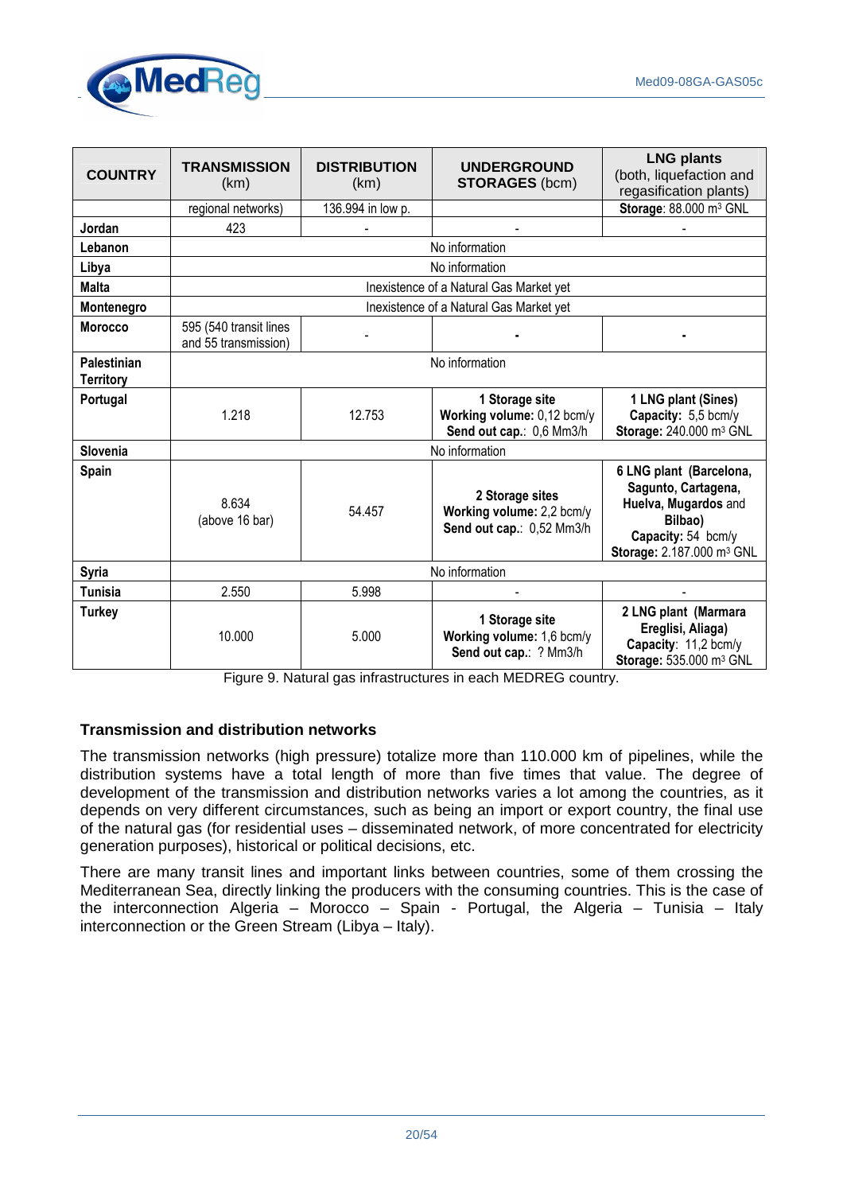| COUNTRY | TRANSMISSION (km) | DISTRIBUTION (km) | UNDERGROUND STORAGES (bcm) | LNG plants (both, liquefaction and regasification plants) |
|---|---|---|---|---|
| | regional networks) | 136.994 in low p. | | **Storage**: 88.000 m³ GNL |
| **Jordan** | 423 | - | - | - |
| **Lebanon** | No information | | | |
| **Libya** | No information | | | |
| **Malta** | Inexistence of a Natural Gas Market yet | | | |
| **Montenegro** | Inexistence of a Natural Gas Market yet | | | |
| **Morocco** | 595 (540 transit lines and 55 transmission) | - | - | - |
| **Palestinian Territory** | No information | | | |
| **Portugal** | 1.218 | 12.753 | **1 Storage site** **Working volume:** 0,12 bcm/y **Send out cap.**: 0,6 Mm3/h | **1 LNG plant (Sines)** **Capacity:** 5,5 bcm/y **Storage:** 240.000 m³ GNL |
| **Slovenia** | No information | | | |
| **Spain** | 8.634 (above 16 bar) | 54.457 | **2 Storage sites** **Working volume:** 2,2 bcm/y **Send out cap.**: 0,52 Mm3/h | **6 LNG plant (Barcelona, Sagunto, Cartagena, Huelva, Mugardos** and **Bilbao)** **Capacity:** 54 bcm/y **Storage:** 2.187.000 m³ GNL |
| **Syria** | No information | | | |
| **Tunisia** | 2.550 | 5.998 | - | - |
| **Turkey** | 10.000 | 5.000 | **1 Storage site** **Working volume:** 1,6 bcm/y **Send out cap.**: ? Mm3/h | **2 LNG plant (Marmara Ereglisi, Aliaga)** **Capacity**: 11,2 bcm/y **Storage:** 535.000 m³ GNL |

Figure 9. Natural gas infrastructures in each MEDREG country.

### Transmission and distribution networks

The transmission networks (high pressure) totalize more than 110.000 km of pipelines, while the distribution systems have a total length of more than five times that value. The degree of development of the transmission and distribution networks varies a lot among the countries, as it depends on very different circumstances, such as being an import or export country, the final use of the natural gas (for residential uses – disseminated network, of more concentrated for electricity generation purposes), historical or political decisions, etc.

There are many transit lines and important links between countries, some of them crossing the Mediterranean Sea, directly linking the producers with the consuming countries. This is the case of the interconnection Algeria – Morocco – Spain - Portugal, the Algeria – Tunisia – Italy interconnection or the Green Stream (Libya – Italy).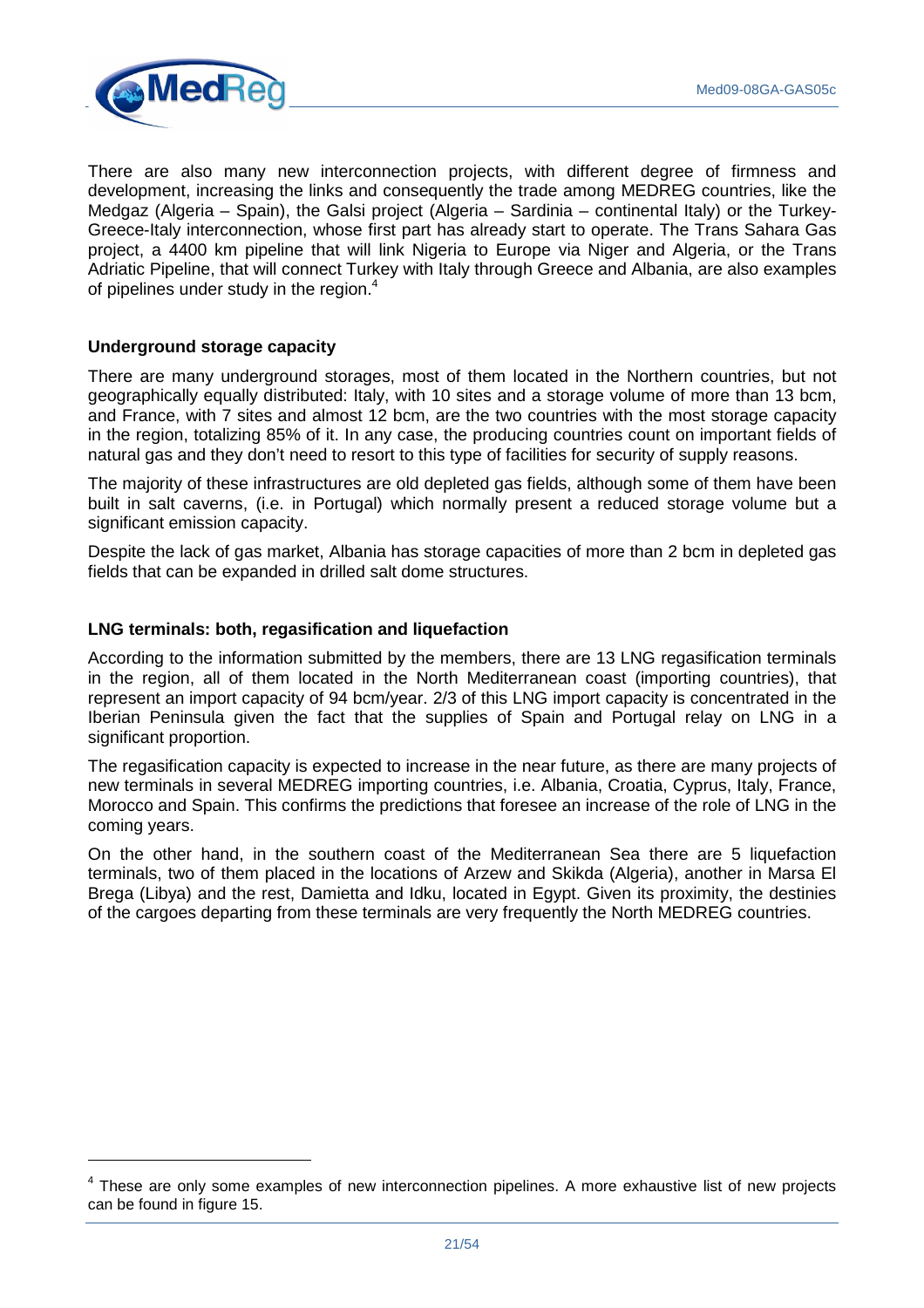There are also many new interconnection projects, with different degree of firmness and development, increasing the links and consequently the trade among MEDREG countries, like the Medgaz (Algeria – Spain), the Galsi project (Algeria – Sardinia – continental Italy) or the Turkey-Greece-Italy interconnection, whose first part has already start to operate. The Trans Sahara Gas project, a 4400 km pipeline that will link Nigeria to Europe via Niger and Algeria, or the Trans Adriatic Pipeline, that will connect Turkey with Italy through Greece and Albania, are also examples of pipelines under study in the region.[4]

### Underground storage capacity

There are many underground storages, most of them located in the Northern countries, but not geographically equally distributed: Italy, with 10 sites and a storage volume of more than 13 bcm, and France, with 7 sites and almost 12 bcm, are the two countries with the most storage capacity in the region, totalizing 85% of it. In any case, the producing countries count on important fields of natural gas and they don't need to resort to this type of facilities for security of supply reasons.

The majority of these infrastructures are old depleted gas fields, although some of them have been built in salt caverns, (i.e. in Portugal) which normally present a reduced storage volume but a significant emission capacity.

Despite the lack of gas market, Albania has storage capacities of more than 2 bcm in depleted gas fields that can be expanded in drilled salt dome structures.

### LNG terminals: both, regasification and liquefaction

According to the information submitted by the members, there are 13 LNG regasification terminals in the region, all of them located in the North Mediterranean coast (importing countries), that represent an import capacity of 94 bcm/year. 2/3 of this LNG import capacity is concentrated in the Iberian Peninsula given the fact that the supplies of Spain and Portugal relay on LNG in a significant proportion.

The regasification capacity is expected to increase in the near future, as there are many projects of new terminals in several MEDREG importing countries, i.e. Albania, Croatia, Cyprus, Italy, France, Morocco and Spain. This confirms the predictions that foresee an increase of the role of LNG in the coming years.

On the other hand, in the southern coast of the Mediterranean Sea there are 5 liquefaction terminals, two of them placed in the locations of Arzew and Skikda (Algeria), another in Marsa El Brega (Libya) and the rest, Damietta and Idku, located in Egypt. Given its proximity, the destinies of the cargoes departing from these terminals are very frequently the North MEDREG countries.

---

[4] These are only some examples of new interconnection pipelines. A more exhaustive list of new projects can be found in figure 15.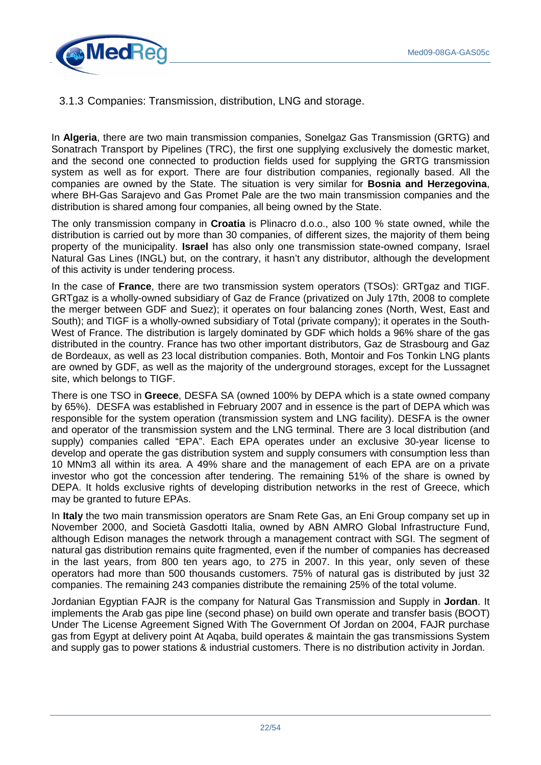### 3.1.3 Companies: Transmission, distribution, LNG and storage.

In **Algeria**, there are two main transmission companies, Sonelgaz Gas Transmission (GRTG) and Sonatrach Transport by Pipelines (TRC), the first one supplying exclusively the domestic market, and the second one connected to production fields used for supplying the GRTG transmission system as well as for export. There are four distribution companies, regionally based. All the companies are owned by the State. The situation is very similar for **Bosnia and Herzegovina**, where BH-Gas Sarajevo and Gas Promet Pale are the two main transmission companies and the distribution is shared among four companies, all being owned by the State.

The only transmission company in **Croatia** is Plinacro d.o.o., also 100 % state owned, while the distribution is carried out by more than 30 companies, of different sizes, the majority of them being property of the municipality. **Israel** has also only one transmission state-owned company, Israel Natural Gas Lines (INGL) but, on the contrary, it hasn't any distributor, although the development of this activity is under tendering process.

In the case of **France**, there are two transmission system operators (TSOs): GRTgaz and TIGF. GRTgaz is a wholly-owned subsidiary of Gaz de France (privatized on July 17th, 2008 to complete the merger between GDF and Suez); it operates on four balancing zones (North, West, East and South); and TIGF is a wholly-owned subsidiary of Total (private company); it operates in the South-West of France. The distribution is largely dominated by GDF which holds a 96% share of the gas distributed in the country. France has two other important distributors, Gaz de Strasbourg and Gaz de Bordeaux, as well as 23 local distribution companies. Both, Montoir and Fos Tonkin LNG plants are owned by GDF, as well as the majority of the underground storages, except for the Lussagnet site, which belongs to TIGF.

There is one TSO in **Greece**, DESFA SA (owned 100% by DEPA which is a state owned company by 65%). DESFA was established in February 2007 and in essence is the part of DEPA which was responsible for the system operation (transmission system and LNG facility). DESFA is the owner and operator of the transmission system and the LNG terminal. There are 3 local distribution (and supply) companies called "EPA". Each EPA operates under an exclusive 30-year license to develop and operate the gas distribution system and supply consumers with consumption less than 10 MNm3 all within its area. A 49% share and the management of each EPA are on a private investor who got the concession after tendering. The remaining 51% of the share is owned by DEPA. It holds exclusive rights of developing distribution networks in the rest of Greece, which may be granted to future EPAs.

In **Italy** the two main transmission operators are Snam Rete Gas, an Eni Group company set up in November 2000, and Società Gasdotti Italia, owned by ABN AMRO Global Infrastructure Fund, although Edison manages the network through a management contract with SGI. The segment of natural gas distribution remains quite fragmented, even if the number of companies has decreased in the last years, from 800 ten years ago, to 275 in 2007. In this year, only seven of these operators had more than 500 thousands customers. 75% of natural gas is distributed by just 32 companies. The remaining 243 companies distribute the remaining 25% of the total volume.

Jordanian Egyptian FAJR is the company for Natural Gas Transmission and Supply in **Jordan**. It implements the Arab gas pipe line (second phase) on build own operate and transfer basis (BOOT) Under The License Agreement Signed With The Government Of Jordan on 2004, FAJR purchase gas from Egypt at delivery point At Aqaba, build operates & maintain the gas transmissions System and supply gas to power stations & industrial customers. There is no distribution activity in Jordan.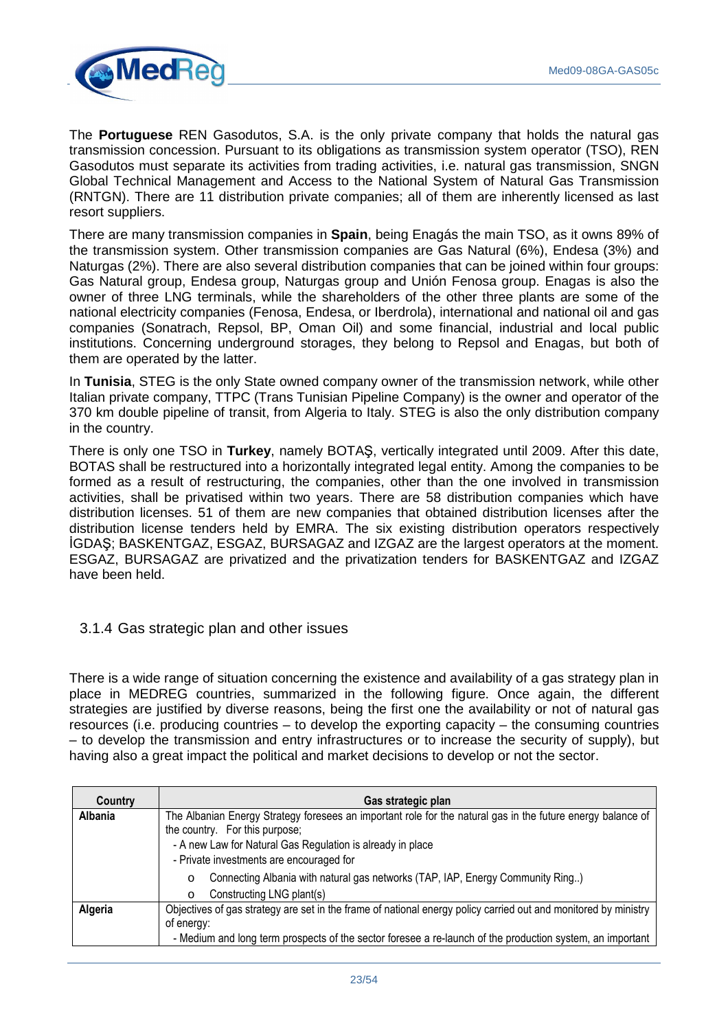The **Portuguese** REN Gasodutos, S.A. is the only private company that holds the natural gas transmission concession. Pursuant to its obligations as transmission system operator (TSO), REN Gasodutos must separate its activities from trading activities, i.e. natural gas transmission, SNGN Global Technical Management and Access to the National System of Natural Gas Transmission (RNTGN). There are 11 distribution private companies; all of them are inherently licensed as last resort suppliers.

There are many transmission companies in **Spain**, being Enagás the main TSO, as it owns 89% of the transmission system. Other transmission companies are Gas Natural (6%), Endesa (3%) and Naturgas (2%). There are also several distribution companies that can be joined within four groups: Gas Natural group, Endesa group, Naturgas group and Unión Fenosa group. Enagas is also the owner of three LNG terminals, while the shareholders of the other three plants are some of the national electricity companies (Fenosa, Endesa, or Iberdrola), international and national oil and gas companies (Sonatrach, Repsol, BP, Oman Oil) and some financial, industrial and local public institutions. Concerning underground storages, they belong to Repsol and Enagas, but both of them are operated by the latter.

In **Tunisia**, STEG is the only State owned company owner of the transmission network, while other Italian private company, TTPC (Trans Tunisian Pipeline Company) is the owner and operator of the 370 km double pipeline of transit, from Algeria to Italy. STEG is also the only distribution company in the country.

There is only one TSO in **Turkey**, namely BOTAŞ, vertically integrated until 2009. After this date, BOTAS shall be restructured into a horizontally integrated legal entity. Among the companies to be formed as a result of restructuring, the companies, other than the one involved in transmission activities, shall be privatised within two years. There are 58 distribution companies which have distribution licenses. 51 of them are new companies that obtained distribution licenses after the distribution license tenders held by EMRA. The six existing distribution operators respectively İGDAŞ; BASKENTGAZ, ESGAZ, BURSAGAZ and IZGAZ are the largest operators at the moment. ESGAZ, BURSAGAZ are privatized and the privatization tenders for BASKENTGAZ and IZGAZ have been held.

### 3.1.4 Gas strategic plan and other issues

There is a wide range of situation concerning the existence and availability of a gas strategy plan in place in MEDREG countries, summarized in the following figure. Once again, the different strategies are justified by diverse reasons, being the first one the availability or not of natural gas resources (i.e. producing countries – to develop the exporting capacity – the consuming countries – to develop the transmission and entry infrastructures or to increase the security of supply), but having also a great impact the political and market decisions to develop or not the sector.

| Country | Gas strategic plan |
|---|---|
| **Albania** | The Albanian Energy Strategy foresees an important role for the natural gas in the future energy balance of the country. For this purpose;<br>- A new Law for Natural Gas Regulation is already in place<br>- Private investments are encouraged for<br>o Connecting Albania with natural gas networks (TAP, IAP, Energy Community Ring..)<br>o Constructing LNG plant(s) |
| **Algeria** | Objectives of gas strategy are set in the frame of national energy policy carried out and monitored by ministry of energy:<br>- Medium and long term prospects of the sector foresee a re-launch of the production system, an important |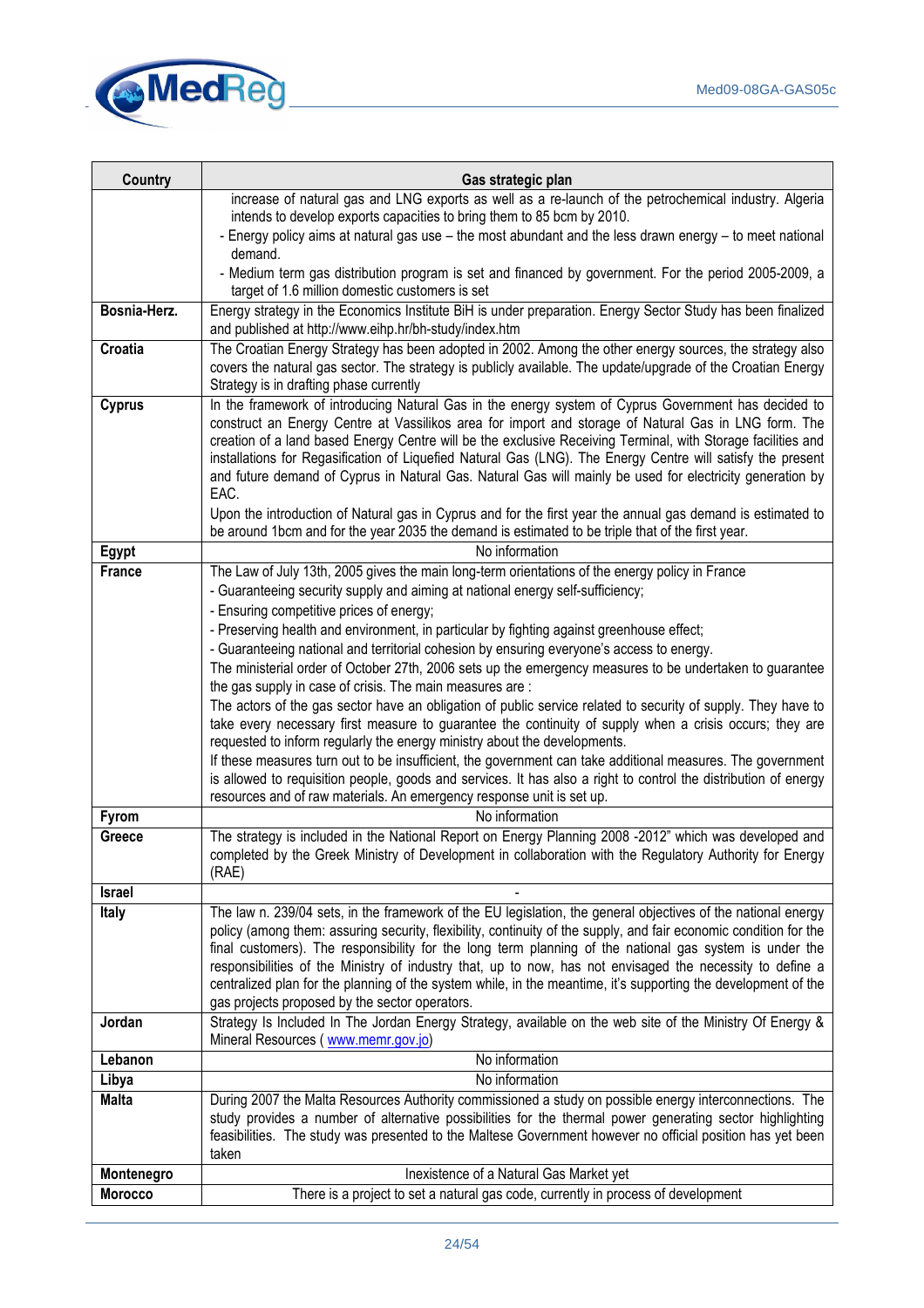| Country | Gas strategic plan |
|---|---|
| | increase of natural gas and LNG exports as well as a re-launch of the petrochemical industry. Algeria intends to develop exports capacities to bring them to 85 bcm by 2010.<br>- Energy policy aims at natural gas use – the most abundant and the less drawn energy – to meet national demand.<br>- Medium term gas distribution program is set and financed by government. For the period 2005-2009, a target of 1.6 million domestic customers is set |
| Bosnia-Herz. | Energy strategy in the Economics Institute BiH is under preparation. Energy Sector Study has been finalized and published at http://www.eihp.hr/bh-study/index.htm |
| Croatia | The Croatian Energy Strategy has been adopted in 2002. Among the other energy sources, the strategy also covers the natural gas sector. The strategy is publicly available. The update/upgrade of the Croatian Energy Strategy is in drafting phase currently |
| Cyprus | In the framework of introducing Natural Gas in the energy system of Cyprus Government has decided to construct an Energy Centre at Vassilikos area for import and storage of Natural Gas in LNG form. The creation of a land based Energy Centre will be the exclusive Receiving Terminal, with Storage facilities and installations for Regasification of Liquefied Natural Gas (LNG). The Energy Centre will satisfy the present and future demand of Cyprus in Natural Gas. Natural Gas will mainly be used for electricity generation by EAC.<br>Upon the introduction of Natural gas in Cyprus and for the first year the annual gas demand is estimated to be around 1bcm and for the year 2035 the demand is estimated to be triple that of the first year. |
| Egypt | No information |
| France | The Law of July 13th, 2005 gives the main long-term orientations of the energy policy in France<br>- Guaranteeing security supply and aiming at national energy self-sufficiency;<br>- Ensuring competitive prices of energy;<br>- Preserving health and environment, in particular by fighting against greenhouse effect;<br>- Guaranteeing national and territorial cohesion by ensuring everyone's access to energy.<br>The ministerial order of October 27th, 2006 sets up the emergency measures to be undertaken to guarantee the gas supply in case of crisis. The main measures are :<br>The actors of the gas sector have an obligation of public service related to security of supply. They have to take every necessary first measure to guarantee the continuity of supply when a crisis occurs; they are requested to inform regularly the energy ministry about the developments.<br>If these measures turn out to be insufficient, the government can take additional measures. The government is allowed to requisition people, goods and services. It has also a right to control the distribution of energy resources and of raw materials. An emergency response unit is set up. |
| Fyrom | No information |
| Greece | The strategy is included in the National Report on Energy Planning 2008 -2012" which was developed and completed by the Greek Ministry of Development in collaboration with the Regulatory Authority for Energy (RAE) |
| Israel | - |
| Italy | The law n. 239/04 sets, in the framework of the EU legislation, the general objectives of the national energy policy (among them: assuring security, flexibility, continuity of the supply, and fair economic condition for the final customers). The responsibility for the long term planning of the national gas system is under the responsibilities of the Ministry of industry that, up to now, has not envisaged the necessity to define a centralized plan for the planning of the system while, in the meantime, it's supporting the development of the gas projects proposed by the sector operators. |
| Jordan | Strategy Is Included In The Jordan Energy Strategy, available on the web site of the Ministry Of Energy & Mineral Resources ( www.memr.gov.jo) |
| Lebanon | No information |
| Libya | No information |
| Malta | During 2007 the Malta Resources Authority commissioned a study on possible energy interconnections. The study provides a number of alternative possibilities for the thermal power generating sector highlighting feasibilities. The study was presented to the Maltese Government however no official position has yet been taken |
| Montenegro | Inexistence of a Natural Gas Market yet |
| Morocco | There is a project to set a natural gas code, currently in process of development |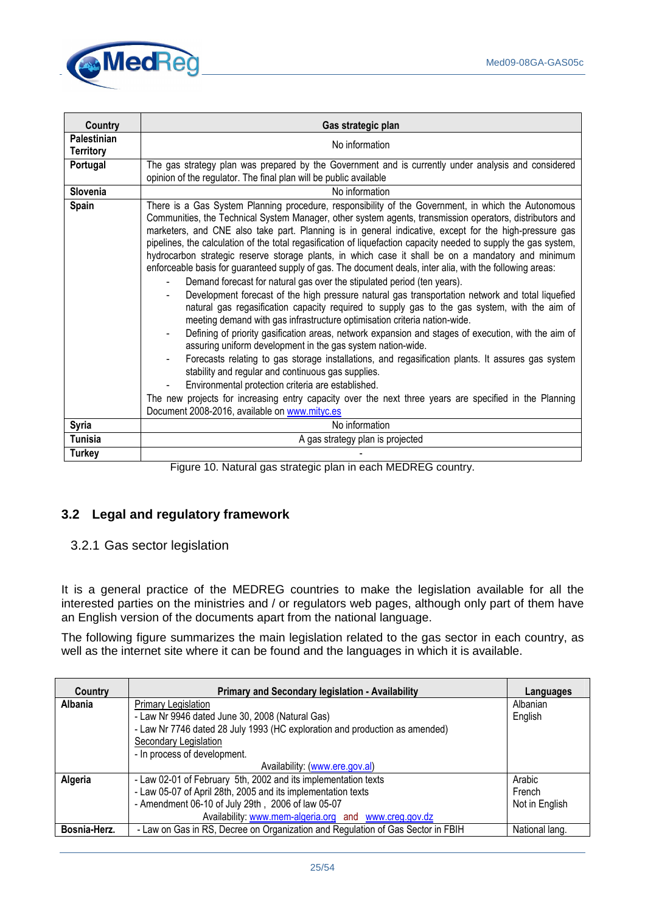| Country | Gas strategic plan |
|---|---|
| **Palestinian Territory** | No information |
| **Portugal** | The gas strategy plan was prepared by the Government and is currently under analysis and considered opinion of the regulator. The final plan will be public available |
| **Slovenia** | No information |
| **Spain** | There is a Gas System Planning procedure, responsibility of the Government, in which the Autonomous Communities, the Technical System Manager, other system agents, transmission operators, distributors and marketers, and CNE also take part. Planning is in general indicative, except for the high-pressure gas pipelines, the calculation of the total regasification of liquefaction capacity needed to supply the gas system, hydrocarbon strategic reserve storage plants, in which case it shall be on a mandatory and minimum enforceable basis for guaranteed supply of gas. The document deals, inter alia, with the following areas:<br>- Demand forecast for natural gas over the stipulated period (ten years).<br>- Development forecast of the high pressure natural gas transportation network and total liquefied natural gas regasification capacity required to supply gas to the gas system, with the aim of meeting demand with gas infrastructure optimisation criteria nation-wide.<br>- Defining of priority gasification areas, network expansion and stages of execution, with the aim of assuring uniform development in the gas system nation-wide.<br>- Forecasts relating to gas storage installations, and regasification plants. It assures gas system stability and regular and continuous gas supplies.<br>- Environmental protection criteria are established.<br>The new projects for increasing entry capacity over the next three years are specified in the Planning Document 2008-2016, available on www.mityc.es |
| **Syria** | No information |
| **Tunisia** | A gas strategy plan is projected |
| **Turkey** | - |

Figure 10. Natural gas strategic plan in each MEDREG country.

## 3.2 Legal and regulatory framework

### 3.2.1 Gas sector legislation

It is a general practice of the MEDREG countries to make the legislation available for all the interested parties on the ministries and / or regulators web pages, although only part of them have an English version of the documents apart from the national language.

The following figure summarizes the main legislation related to the gas sector in each country, as well as the internet site where it can be found and the languages in which it is available.

| Country | Primary and Secondary legislation - Availability | Languages |
|---|---|---|
| **Albania** | Primary Legislation<br>- Law Nr 9946 dated June 30, 2008 (Natural Gas)<br>- Law Nr 7746 dated 28 July 1993 (HC exploration and production as amended)<br>Secondary Legislation<br>- In process of development.<br>Availability: (www.ere.gov.al) | Albanian<br>English |
| **Algeria** | - Law 02-01 of February 5th, 2002 and its implementation texts<br>- Law 05-07 of April 28th, 2005 and its implementation texts<br>- Amendment 06-10 of July 29th , 2006 of law 05-07<br>Availability: www.mem-algeria.org and www.creg.gov.dz | Arabic<br>French<br>Not in English |
| **Bosnia-Herz.** | - Law on Gas in RS, Decree on Organization and Regulation of Gas Sector in FBIH | National lang. |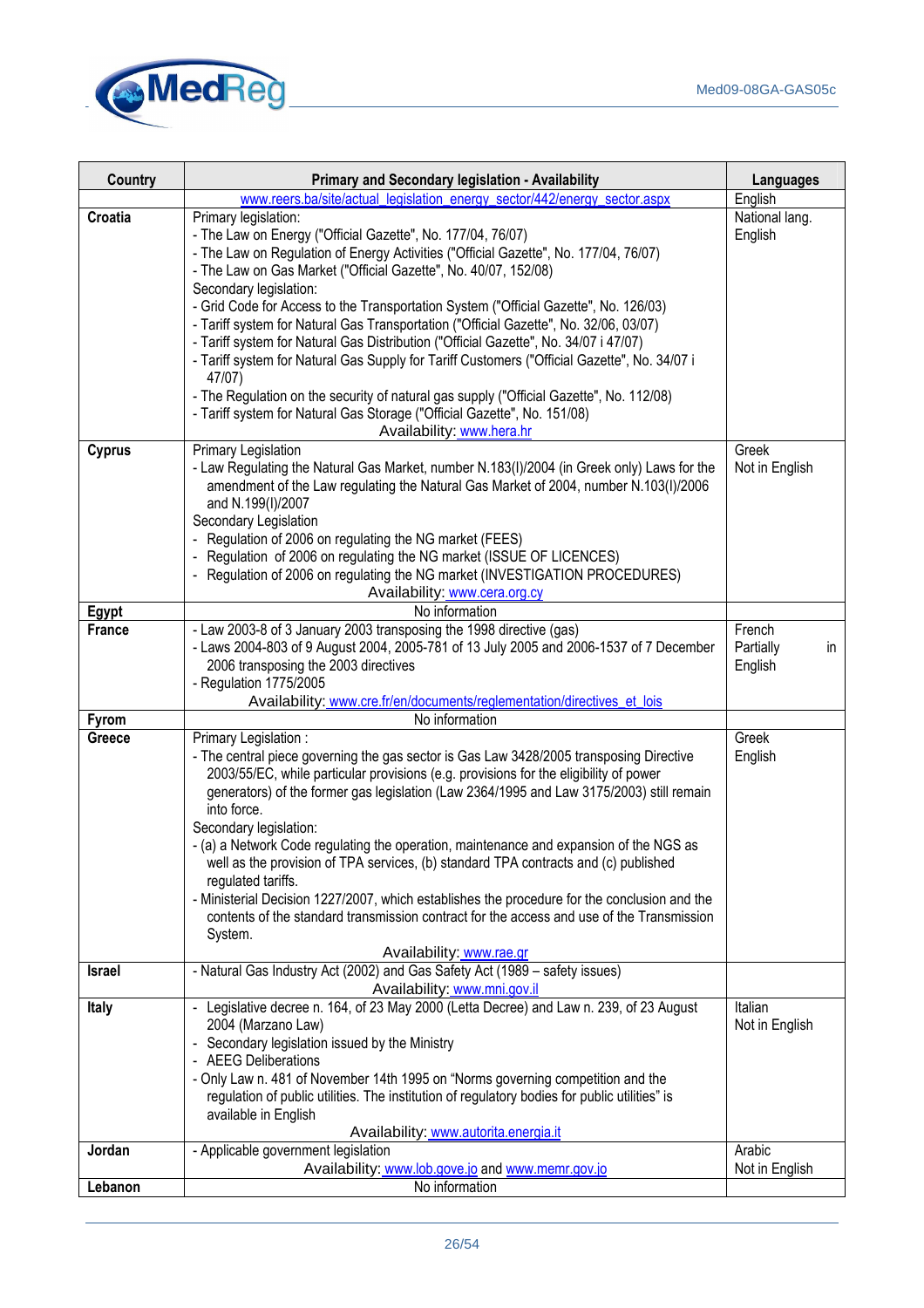| Country | Primary and Secondary legislation - Availability | Languages |
|---|---|---|
| | www.reers.ba/site/actual_legislation_energy_sector/442/energy_sector.aspx | English |
| **Croatia** | Primary legislation:<br>- The Law on Energy ("Official Gazette", No. 177/04, 76/07)<br>- The Law on Regulation of Energy Activities ("Official Gazette", No. 177/04, 76/07)<br>- The Law on Gas Market ("Official Gazette", No. 40/07, 152/08)<br>Secondary legislation:<br>- Grid Code for Access to the Transportation System ("Official Gazette", No. 126/03)<br>- Tariff system for Natural Gas Transportation ("Official Gazette", No. 32/06, 03/07)<br>- Tariff system for Natural Gas Distribution ("Official Gazette", No. 34/07 i 47/07)<br>- Tariff system for Natural Gas Supply for Tariff Customers ("Official Gazette", No. 34/07 i 47/07)<br>- The Regulation on the security of natural gas supply ("Official Gazette", No. 112/08)<br>- Tariff system for Natural Gas Storage ("Official Gazette", No. 151/08)<br>Availability: www.hera.hr | National lang.<br>English |
| **Cyprus** | Primary Legislation<br>- Law Regulating the Natural Gas Market, number N.183(I)/2004 (in Greek only) Laws for the amendment of the Law regulating the Natural Gas Market of 2004, number N.103(I)/2006 and N.199(I)/2007<br>Secondary Legislation<br>- Regulation of 2006 on regulating the NG market (FEES)<br>- Regulation of 2006 on regulating the NG market (ISSUE OF LICENCES)<br>- Regulation of 2006 on regulating the NG market (INVESTIGATION PROCEDURES)<br>Availability: www.cera.org.cy | Greek<br>Not in English |
| **Egypt** | No information | |
| **France** | - Law 2003-8 of 3 January 2003 transposing the 1998 directive (gas)<br>- Laws 2004-803 of 9 August 2004, 2005-781 of 13 July 2005 and 2006-1537 of 7 December 2006 transposing the 2003 directives<br>- Regulation 1775/2005<br>Availability: www.cre.fr/en/documents/reglementation/directives_et_lois | French<br>Partially in English |
| **Fyrom** | No information | |
| **Greece** | Primary Legislation :<br>- The central piece governing the gas sector is Gas Law 3428/2005 transposing Directive 2003/55/EC, while particular provisions (e.g. provisions for the eligibility of power generators) of the former gas legislation (Law 2364/1995 and Law 3175/2003) still remain into force.<br>Secondary legislation:<br>- (a) a Network Code regulating the operation, maintenance and expansion of the NGS as well as the provision of TPA services, (b) standard TPA contracts and (c) published regulated tariffs.<br>- Ministerial Decision 1227/2007, which establishes the procedure for the conclusion and the contents of the standard transmission contract for the access and use of the Transmission System.<br>Availability: www.rae.gr | Greek<br>English |
| **Israel** | - Natural Gas Industry Act (2002) and Gas Safety Act (1989 – safety issues)<br>Availability: www.mni.gov.il | |
| **Italy** | - Legislative decree n. 164, of 23 May 2000 (Letta Decree) and Law n. 239, of 23 August 2004 (Marzano Law)<br>- Secondary legislation issued by the Ministry<br>- AEEG Deliberations<br>- Only Law n. 481 of November 14th 1995 on "Norms governing competition and the regulation of public utilities. The institution of regulatory bodies for public utilities" is available in English<br>Availability: www.autorita.energia.it | Italian<br>Not in English |
| **Jordan** | - Applicable government legislation<br>Availability: www.lob.gove.jo and www.memr.gov.jo | Arabic<br>Not in English |
| **Lebanon** | No information | |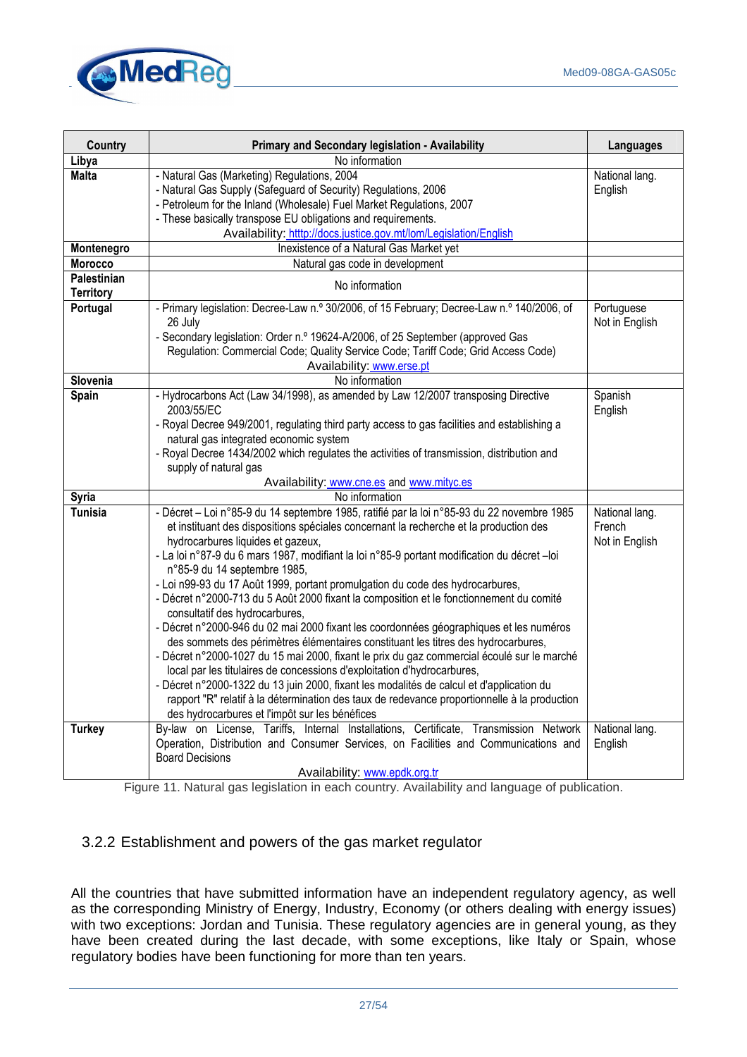| Country | Primary and Secondary legislation - Availability | Languages |
|---|---|---|
| **Libya** | No information | |
| **Malta** | - Natural Gas (Marketing) Regulations, 2004<br>- Natural Gas Supply (Safeguard of Security) Regulations, 2006<br>- Petroleum for the Inland (Wholesale) Fuel Market Regulations, 2007<br>- These basically transpose EU obligations and requirements.<br>Availability: http://docs.justice.gov.mt/lom/Legislation/English | National lang.<br>English |
| **Montenegro** | Inexistence of a Natural Gas Market yet | |
| **Morocco** | Natural gas code in development | |
| **Palestinian Territory** | No information | |
| **Portugal** | - Primary legislation: Decree-Law n.º 30/2006, of 15 February; Decree-Law n.º 140/2006, of 26 July<br>- Secondary legislation: Order n.º 19624-A/2006, of 25 September (approved Gas Regulation: Commercial Code; Quality Service Code; Tariff Code; Grid Access Code)<br>Availability: www.erse.pt | Portuguese<br>Not in English |
| **Slovenia** | No information | |
| **Spain** | - Hydrocarbons Act (Law 34/1998), as amended by Law 12/2007 transposing Directive 2003/55/EC<br>- Royal Decree 949/2001, regulating third party access to gas facilities and establishing a natural gas integrated economic system<br>- Royal Decree 1434/2002 which regulates the activities of transmission, distribution and supply of natural gas<br>Availability: www.cne.es and www.mityc.es | Spanish<br>English |
| **Syria** | No information | |
| **Tunisia** | - Décret – Loi n°85-9 du 14 septembre 1985, ratifié par la loi n°85-93 du 22 novembre 1985 et instituant des dispositions spéciales concernant la recherche et la production des hydrocarbures liquides et gazeux,<br>- La loi n°87-9 du 6 mars 1987, modifiant la loi n°85-9 portant modification du décret –loi n°85-9 du 14 septembre 1985,<br>- Loi n99-93 du 17 Août 1999, portant promulgation du code des hydrocarbures,<br>- Décret n°2000-713 du 5 Août 2000 fixant la composition et le fonctionnement du comité consultatif des hydrocarbures,<br>- Décret n°2000-946 du 02 mai 2000 fixant les coordonnées géographiques et les numéros des sommets des périmètres élémentaires constituant les titres des hydrocarbures,<br>- Décret n°2000-1027 du 15 mai 2000, fixant le prix du gaz commercial écoulé sur le marché local par les titulaires de concessions d'exploitation d'hydrocarbures,<br>- Décret n°2000-1322 du 13 juin 2000, fixant les modalités de calcul et d'application du rapport "R" relatif à la détermination des taux de redevance proportionnelle à la production des hydrocarbures et l'impôt sur les bénéfices | National lang.<br>French<br>Not in English |
| **Turkey** | By-law on License, Tariffs, Internal Installations, Certificate, Transmission Network Operation, Distribution and Consumer Services, on Facilities and Communications and Board Decisions<br>Availability: www.epdk.org.tr | National lang.<br>English |

Figure 11. Natural gas legislation in each country. Availability and language of publication.

### 3.2.2 Establishment and powers of the gas market regulator

All the countries that have submitted information have an independent regulatory agency, as well as the corresponding Ministry of Energy, Industry, Economy (or others dealing with energy issues) with two exceptions: Jordan and Tunisia. These regulatory agencies are in general young, as they have been created during the last decade, with some exceptions, like Italy or Spain, whose regulatory bodies have been functioning for more than ten years.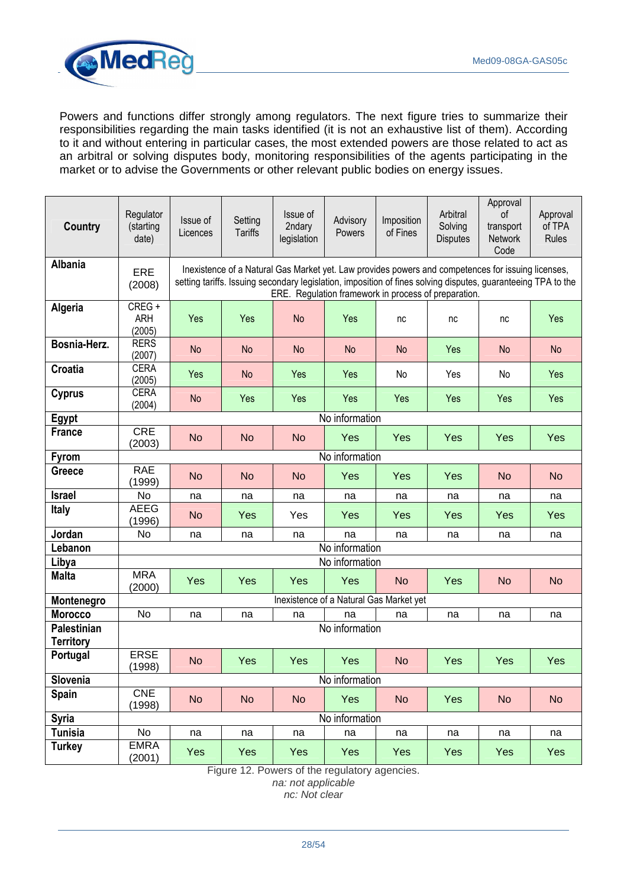Powers and functions differ strongly among regulators. The next figure tries to summarize their responsibilities regarding the main tasks identified (it is not an exhaustive list of them). According to it and without entering in particular cases, the most extended powers are those related to act as an arbitral or solving disputes body, monitoring responsibilities of the agents participating in the market or to advise the Governments or other relevant public bodies on energy issues.

| Country | Regulator (starting date) | Issue of Licences | Setting Tariffs | Issue of 2ndary legislation | Advisory Powers | Imposition of Fines | Arbitral Solving Disputes | Approval of transport Network Code | Approval of TPA Rules |
|---|---|---|---|---|---|---|---|---|---|
| **Albania** | ERE (2008) | Inexistence of a Natural Gas Market yet. Law provides powers and competences for issuing licenses, setting tariffs. Issuing secondary legislation, imposition of fines solving disputes, guaranteeing TPA to the ERE. Regulation framework in process of preparation. | | | | | | | |
| **Algeria** | CREG + ARH (2005) | Yes | Yes | No | Yes | nc | nc | nc | Yes |
| **Bosnia-Herz.** | RERS (2007) | No | No | No | No | No | Yes | No | No |
| **Croatia** | CERA (2005) | Yes | No | Yes | Yes | No | Yes | No | Yes |
| **Cyprus** | CERA (2004) | No | Yes | Yes | Yes | Yes | Yes | Yes | Yes |
| **Egypt** | No information | | | | | | | | |
| **France** | CRE (2003) | No | No | No | Yes | Yes | Yes | Yes | Yes |
| **Fyrom** | No information | | | | | | | | |
| **Greece** | RAE (1999) | No | No | No | Yes | Yes | Yes | No | No |
| **Israel** | No | na | na | na | na | na | na | na | na |
| **Italy** | AEEG (1996) | No | Yes | Yes | Yes | Yes | Yes | Yes | Yes |
| **Jordan** | No | na | na | na | na | na | na | na | na |
| **Lebanon** | No information | | | | | | | | |
| **Libya** | No information | | | | | | | | |
| **Malta** | MRA (2000) | Yes | Yes | Yes | Yes | No | Yes | No | No |
| **Montenegro** | Inexistence of a Natural Gas Market yet | | | | | | | | |
| **Morocco** | No | na | na | na | na | na | na | na | na |
| **Palestinian Territory** | No information | | | | | | | | |
| **Portugal** | ERSE (1998) | No | Yes | Yes | Yes | No | Yes | Yes | Yes |
| **Slovenia** | No information | | | | | | | | |
| **Spain** | CNE (1998) | No | No | No | Yes | No | Yes | No | No |
| **Syria** | No information | | | | | | | | |
| **Tunisia** | No | na | na | na | na | na | na | na | na |
| **Turkey** | EMRA (2001) | Yes | Yes | Yes | Yes | Yes | Yes | Yes | Yes |

Figure 12. Powers of the regulatory agencies.
*na: not applicable*
*nc: Not clear*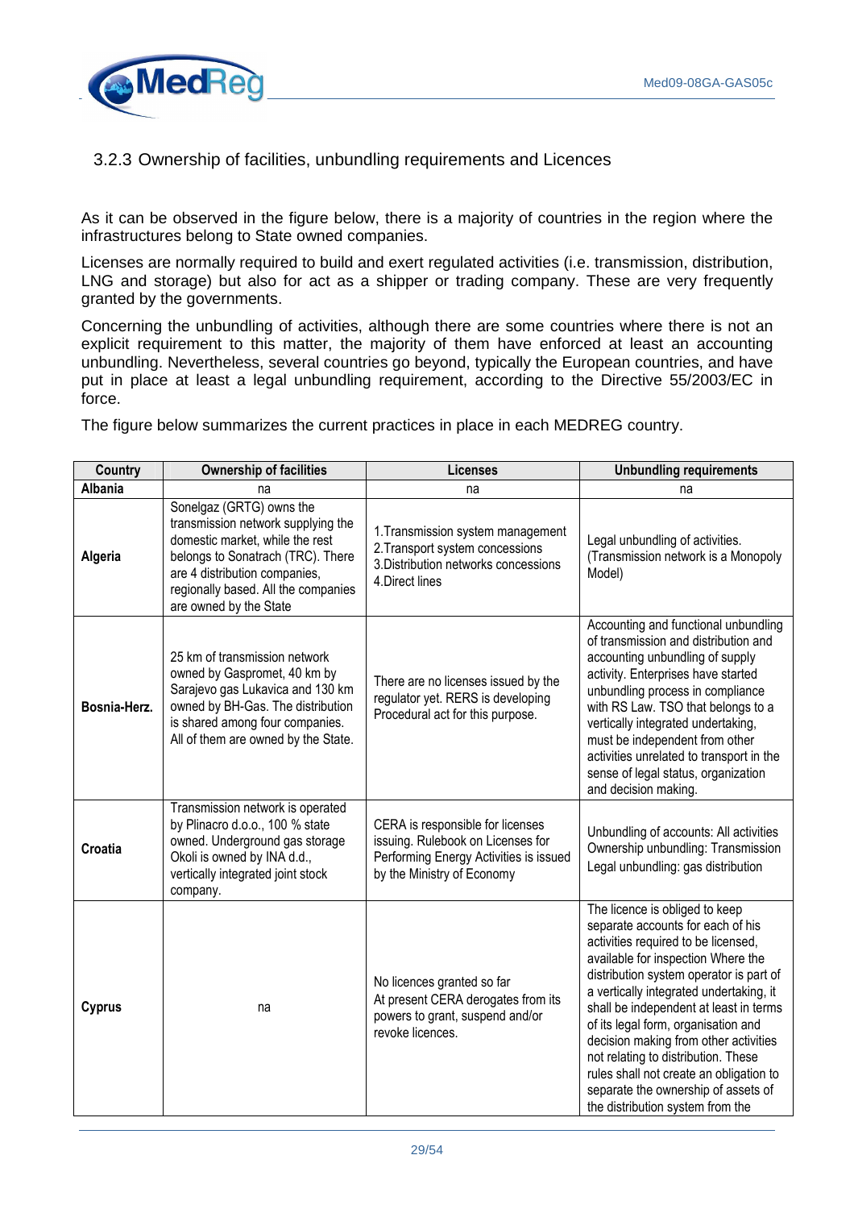### 3.2.3 Ownership of facilities, unbundling requirements and Licences

As it can be observed in the figure below, there is a majority of countries in the region where the infrastructures belong to State owned companies.

Licenses are normally required to build and exert regulated activities (i.e. transmission, distribution, LNG and storage) but also for act as a shipper or trading company. These are very frequently granted by the governments.

Concerning the unbundling of activities, although there are some countries where there is not an explicit requirement to this matter, the majority of them have enforced at least an accounting unbundling. Nevertheless, several countries go beyond, typically the European countries, and have put in place at least a legal unbundling requirement, according to the Directive 55/2003/EC in force.

The figure below summarizes the current practices in place in each MEDREG country.

| Country | Ownership of facilities | Licenses | Unbundling requirements |
|---|---|---|---|
| **Albania** | na | na | na |
| **Algeria** | Sonelgaz (GRTG) owns the transmission network supplying the domestic market, while the rest belongs to Sonatrach (TRC). There are 4 distribution companies, regionally based. All the companies are owned by the State | 1.Transmission system management<br>2.Transport system concessions<br>3.Distribution networks concessions<br>4.Direct lines | Legal unbundling of activities. (Transmission network is a Monopoly Model) |
| **Bosnia-Herz.** | 25 km of transmission network owned by Gaspromet, 40 km by Sarajevo gas Lukavica and 130 km owned by BH-Gas. The distribution is shared among four companies. All of them are owned by the State. | There are no licenses issued by the regulator yet. RERS is developing Procedural act for this purpose. | Accounting and functional unbundling of transmission and distribution and accounting unbundling of supply activity. Enterprises have started unbundling process in compliance with RS Law. TSO that belongs to a vertically integrated undertaking, must be independent from other activities unrelated to transport in the sense of legal status, organization and decision making. |
| **Croatia** | Transmission network is operated by Plinacro d.o.o., 100 % state owned. Underground gas storage Okoli is owned by INA d.d., vertically integrated joint stock company. | CERA is responsible for licenses issuing. Rulebook on Licenses for Performing Energy Activities is issued by the Ministry of Economy | Unbundling of accounts: All activities<br>Ownership unbundling: Transmission<br>Legal unbundling: gas distribution |
| **Cyprus** | na | No licences granted so far<br>At present CERA derogates from its powers to grant, suspend and/or revoke licences. | The licence is obliged to keep separate accounts for each of his activities required to be licensed, available for inspection Where the distribution system operator is part of a vertically integrated undertaking, it shall be independent at least in terms of its legal form, organisation and decision making from other activities not relating to distribution. These rules shall not create an obligation to separate the ownership of assets of the distribution system from the |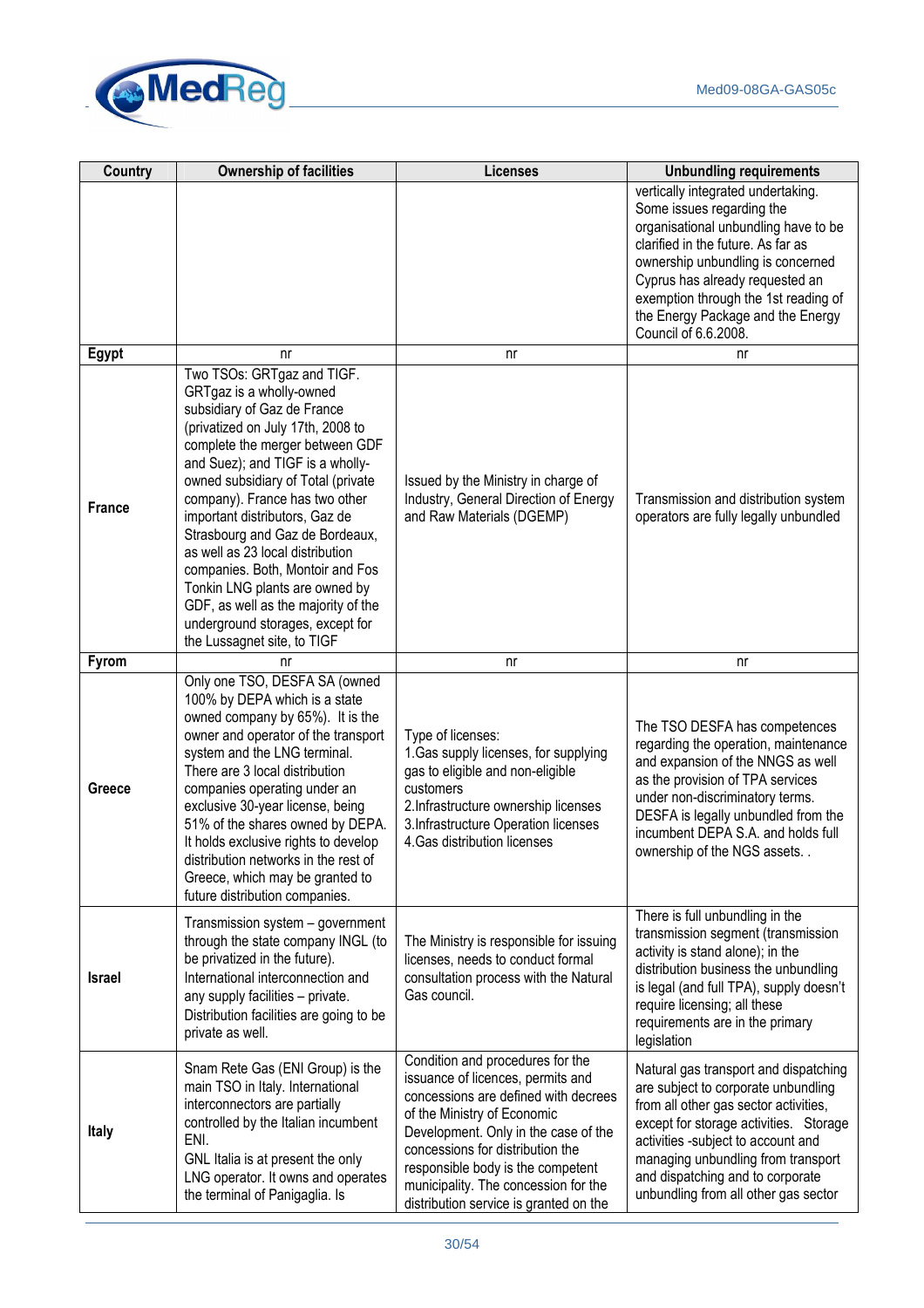| Country | Ownership of facilities | Licenses | Unbundling requirements |
|---|---|---|---|
| | | | vertically integrated undertaking. Some issues regarding the organisational unbundling have to be clarified in the future. As far as ownership unbundling is concerned Cyprus has already requested an exemption through the 1st reading of the Energy Package and the Energy Council of 6.6.2008. |
| **Egypt** | nr | nr | nr |
| **France** | Two TSOs: GRTgaz and TIGF. GRTgaz is a wholly-owned subsidiary of Gaz de France (privatized on July 17th, 2008 to complete the merger between GDF and Suez); and TIGF is a wholly-owned subsidiary of Total (private company). France has two other important distributors, Gaz de Strasbourg and Gaz de Bordeaux, as well as 23 local distribution companies. Both, Montoir and Fos Tonkin LNG plants are owned by GDF, as well as the majority of the underground storages, except for the Lussagnet site, to TIGF | Issued by the Ministry in charge of Industry, General Direction of Energy and Raw Materials (DGEMP) | Transmission and distribution system operators are fully legally unbundled |
| **Fyrom** | nr | nr | nr |
| **Greece** | Only one TSO, DESFA SA (owned 100% by DEPA which is a state owned company by 65%). It is the owner and operator of the transport system and the LNG terminal. There are 3 local distribution companies operating under an exclusive 30-year license, being 51% of the shares owned by DEPA. It holds exclusive rights to develop distribution networks in the rest of Greece, which may be granted to future distribution companies. | Type of licenses:<br>1.Gas supply licenses, for supplying gas to eligible and non-eligible customers<br>2.Infrastructure ownership licenses<br>3.Infrastructure Operation licenses<br>4.Gas distribution licenses | The TSO DESFA has competences regarding the operation, maintenance and expansion of the NNGS as well as the provision of TPA services under non-discriminatory terms. DESFA is legally unbundled from the incumbent DEPA S.A. and holds full ownership of the NGS assets. . |
| **Israel** | Transmission system – government through the state company INGL (to be privatized in the future).<br>International interconnection and any supply facilities – private.<br>Distribution facilities are going to be private as well. | The Ministry is responsible for issuing licenses, needs to conduct formal consultation process with the Natural Gas council. | There is full unbundling in the transmission segment (transmission activity is stand alone); in the distribution business the unbundling is legal (and full TPA), supply doesn't require licensing; all these requirements are in the primary legislation |
| **Italy** | Snam Rete Gas (ENI Group) is the main TSO in Italy. International interconnectors are partially controlled by the Italian incumbent ENI.<br>GNL Italia is at present the only LNG operator. It owns and operates the terminal of Panigaglia. Is | Condition and procedures for the issuance of licences, permits and concessions are defined with decrees of the Ministry of Economic Development. Only in the case of the concessions for distribution the responsible body is the competent municipality. The concession for the distribution service is granted on the | Natural gas transport and dispatching are subject to corporate unbundling from all other gas sector activities, except for storage activities. Storage activities -subject to account and managing unbundling from transport and dispatching and to corporate unbundling from all other gas sector |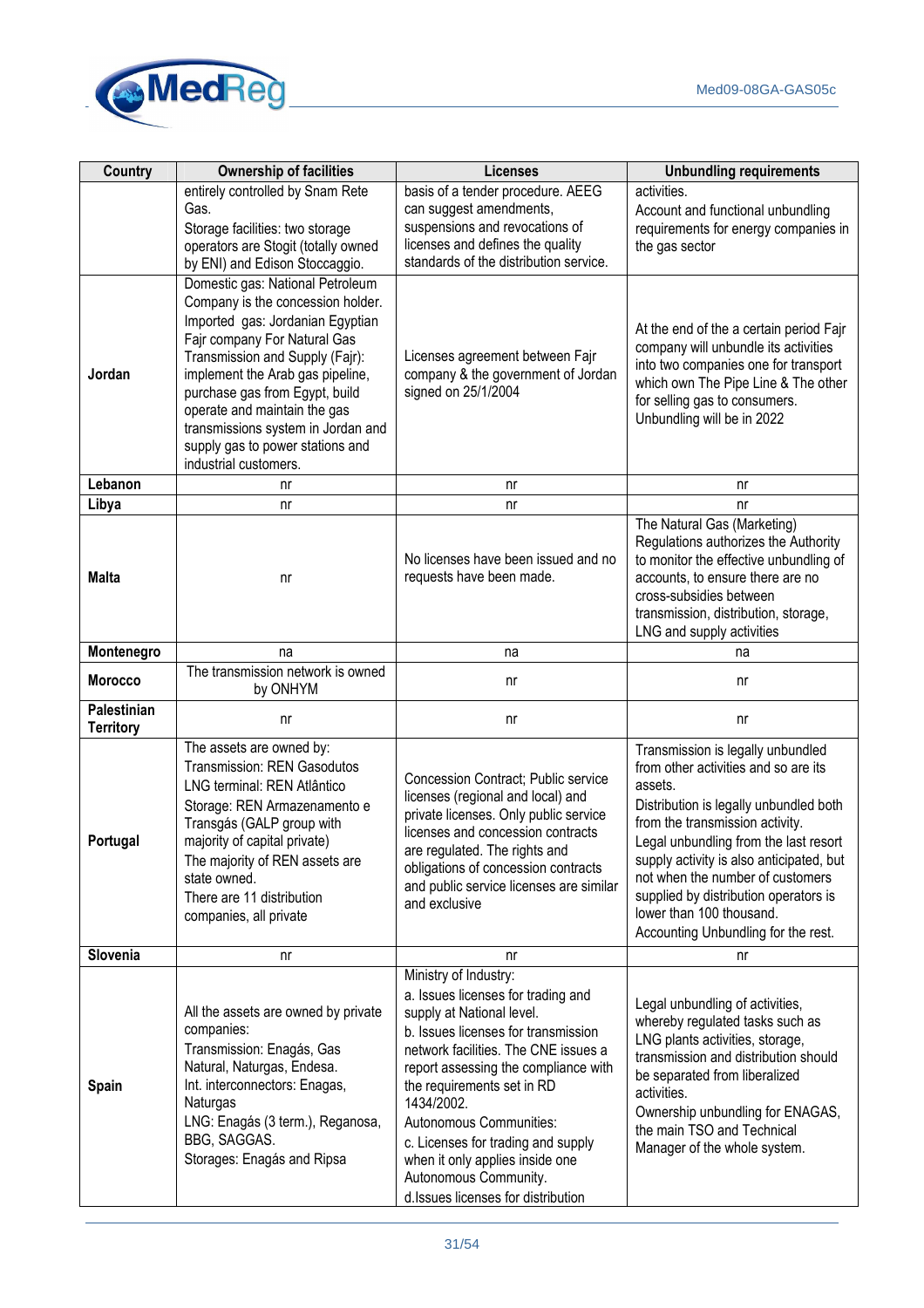| Country | Ownership of facilities | Licenses | Unbundling requirements |
|---|---|---|---|
| | entirely controlled by Snam Rete Gas.<br>Storage facilities: two storage operators are Stogit (totally owned by ENI) and Edison Stoccaggio. | basis of a tender procedure. AEEG can suggest amendments, suspensions and revocations of licenses and defines the quality standards of the distribution service. | activities.<br>Account and functional unbundling requirements for energy companies in the gas sector |
| **Jordan** | Domestic gas: National Petroleum Company is the concession holder.<br>Imported gas: Jordanian Egyptian Fajr company For Natural Gas Transmission and Supply (Fajr): implement the Arab gas pipeline, purchase gas from Egypt, build operate and maintain the gas transmissions system in Jordan and supply gas to power stations and industrial customers. | Licenses agreement between Fajr company & the government of Jordan signed on 25/1/2004 | At the end of the a certain period Fajr company will unbundle its activities into two companies one for transport which own The Pipe Line & The other for selling gas to consumers.<br>Unbundling will be in 2022 |
| **Lebanon** | nr | nr | nr |
| **Libya** | nr | nr | nr |
| **Malta** | nr | No licenses have been issued and no requests have been made. | The Natural Gas (Marketing) Regulations authorizes the Authority to monitor the effective unbundling of accounts, to ensure there are no cross-subsidies between transmission, distribution, storage, LNG and supply activities |
| **Montenegro** | na | na | na |
| **Morocco** | The transmission network is owned by ONHYM | nr | nr |
| **Palestinian Territory** | nr | nr | nr |
| **Portugal** | The assets are owned by:<br>Transmission: REN Gasodutos<br>LNG terminal: REN Atlântico<br>Storage: REN Armazenamento e Transgás (GALP group with majority of capital private)<br>The majority of REN assets are state owned.<br>There are 11 distribution companies, all private | Concession Contract; Public service licenses (regional and local) and private licenses. Only public service licenses and concession contracts are regulated. The rights and obligations of concession contracts and public service licenses are similar and exclusive | Transmission is legally unbundled from other activities and so are its assets.<br>Distribution is legally unbundled both from the transmission activity.<br>Legal unbundling from the last resort supply activity is also anticipated, but not when the number of customers supplied by distribution operators is lower than 100 thousand.<br>Accounting Unbundling for the rest. |
| **Slovenia** | nr | nr | nr |
| **Spain** | All the assets are owned by private companies:<br>Transmission: Enagás, Gas Natural, Naturgas, Endesa.<br>Int. interconnectors: Enagas, Naturgas<br>LNG: Enagás (3 term.), Reganosa, BBG, SAGGAS.<br>Storages: Enagás and Ripsa | Ministry of Industry:<br>a. Issues licenses for trading and supply at National level.<br>b. Issues licenses for transmission network facilities. The CNE issues a report assessing the compliance with the requirements set in RD 1434/2002.<br>Autonomous Communities:<br>c. Licenses for trading and supply when it only applies inside one Autonomous Community.<br>d.Issues licenses for distribution | Legal unbundling of activities, whereby regulated tasks such as LNG plants activities, storage, transmission and distribution should be separated from liberalized activities.<br>Ownership unbundling for ENAGAS, the main TSO and Technical Manager of the whole system. |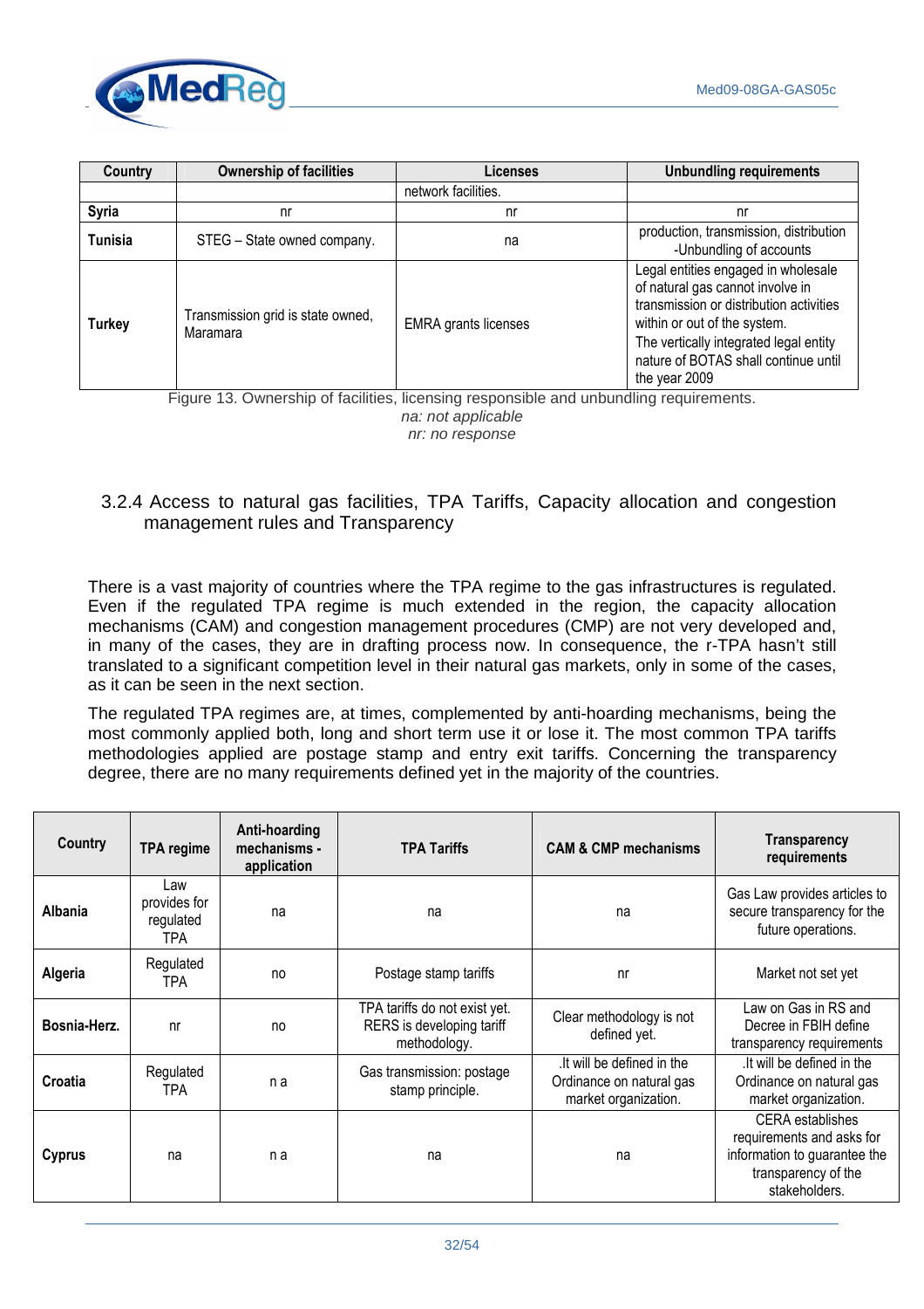| Country | Ownership of facilities | Licenses | Unbundling requirements |
|---|---|---|---|
| | | network facilities. | |
| **Syria** | nr | nr | nr |
| **Tunisia** | STEG – State owned company. | na | production, transmission, distribution -Unbundling of accounts |
| **Turkey** | Transmission grid is state owned, Maramara | EMRA grants licenses | Legal entities engaged in wholesale of natural gas cannot involve in transmission or distribution activities within or out of the system. The vertically integrated legal entity nature of BOTAS shall continue until the year 2009 |

Figure 13. Ownership of facilities, licensing responsible and unbundling requirements.
*na: not applicable*
*nr: no response*

### 3.2.4 Access to natural gas facilities, TPA Tariffs, Capacity allocation and congestion management rules and Transparency

There is a vast majority of countries where the TPA regime to the gas infrastructures is regulated. Even if the regulated TPA regime is much extended in the region, the capacity allocation mechanisms (CAM) and congestion management procedures (CMP) are not very developed and, in many of the cases, they are in drafting process now. In consequence, the r-TPA hasn't still translated to a significant competition level in their natural gas markets, only in some of the cases, as it can be seen in the next section.

The regulated TPA regimes are, at times, complemented by anti-hoarding mechanisms, being the most commonly applied both, long and short term use it or lose it. The most common TPA tariffs methodologies applied are postage stamp and entry exit tariffs. Concerning the transparency degree, there are no many requirements defined yet in the majority of the countries.

| Country | TPA regime | Anti-hoarding mechanisms - application | TPA Tariffs | CAM & CMP mechanisms | Transparency requirements |
|---|---|---|---|---|---|
| **Albania** | Law provides for regulated TPA | na | na | na | Gas Law provides articles to secure transparency for the future operations. |
| **Algeria** | Regulated TPA | no | Postage stamp tariffs | nr | Market not set yet |
| **Bosnia-Herz.** | nr | no | TPA tariffs do not exist yet. RERS is developing tariff methodology. | Clear methodology is not defined yet. | Law on Gas in RS and Decree in FBIH define transparency requirements |
| **Croatia** | Regulated TPA | n a | Gas transmission: postage stamp principle. | .It will be defined in the Ordinance on natural gas market organization. | .It will be defined in the Ordinance on natural gas market organization. |
| **Cyprus** | na | n a | na | na | CERA establishes requirements and asks for information to guarantee the transparency of the stakeholders. |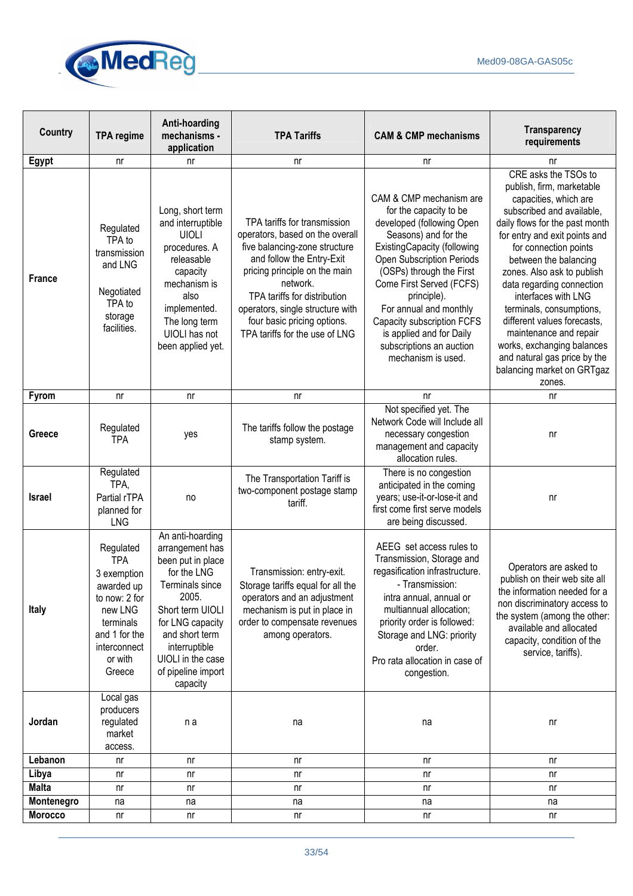| Country | TPA regime | Anti-hoarding mechanisms - application | TPA Tariffs | CAM & CMP mechanisms | Transparency requirements |
|---|---|---|---|---|---|
| **Egypt** | nr | nr | nr | nr | nr |
| **France** | Regulated TPA to transmission and LNG<br><br>Negotiated TPA to storage facilities. | Long, short term and interruptible UIOLI procedures. A releasable capacity mechanism is also implemented. The long term UIOLI has not been applied yet. | TPA tariffs for transmission operators, based on the overall five balancing-zone structure and follow the Entry-Exit pricing principle on the main network.<br>TPA tariffs for distribution operators, single structure with four basic pricing options.<br>TPA tariffs for the use of LNG | CAM & CMP mechanism are for the capacity to be developed (following Open Seasons) and for the ExistingCapacity (following Open Subscription Periods (OSPs) through the First Come First Served (FCFS) principle).<br>For annual and monthly Capacity subscription FCFS is applied and for Daily subscriptions an auction mechanism is used. | CRE asks the TSOs to publish, firm, marketable capacities, which are subscribed and available, daily flows for the past month for entry and exit points and for connection points between the balancing zones. Also ask to publish data regarding connection interfaces with LNG terminals, consumptions, different values forecasts, maintenance and repair works, exchanging balances and natural gas price by the balancing market on GRTgaz zones. |
| **Fyrom** | nr | nr | nr | nr | nr |
| **Greece** | Regulated TPA | yes | The tariffs follow the postage stamp system. | Not specified yet. The Network Code will Include all necessary congestion management and capacity allocation rules. | nr |
| **Israel** | Regulated TPA,<br>Partial rTPA planned for LNG | no | The Transportation Tariff is two-component postage stamp tariff. | There is no congestion anticipated in the coming years; use-it-or-lose-it and first come first serve models are being discussed. | nr |
| **Italy** | Regulated TPA<br>3 exemption awarded up to now: 2 for new LNG terminals and 1 for the interconnect or with Greece | An anti-hoarding arrangement has been put in place for the LNG Terminals since 2005.<br>Short term UIOLI for LNG capacity and short term interruptible UIOLI in the case of pipeline import capacity | Transmission: entry-exit.<br>Storage tariffs equal for all the operators and an adjustment mechanism is put in place in order to compensate revenues among operators. | AEEG set access rules to Transmission, Storage and regasification infrastructure.<br>- Transmission:<br>intra annual, annual or multiannual allocation; priority order is followed:<br>Storage and LNG: priority order.<br>Pro rata allocation in case of congestion. | Operators are asked to publish on their web site all the information needed for a non discriminatory access to the system (among the other: available and allocated capacity, condition of the service, tariffs). |
| **Jordan** | Local gas producers regulated market access. | n a | na | na | nr |
| **Lebanon** | nr | nr | nr | nr | nr |
| **Libya** | nr | nr | nr | nr | nr |
| **Malta** | nr | nr | nr | nr | nr |
| **Montenegro** | na | na | na | na | na |
| **Morocco** | nr | nr | nr | nr | nr |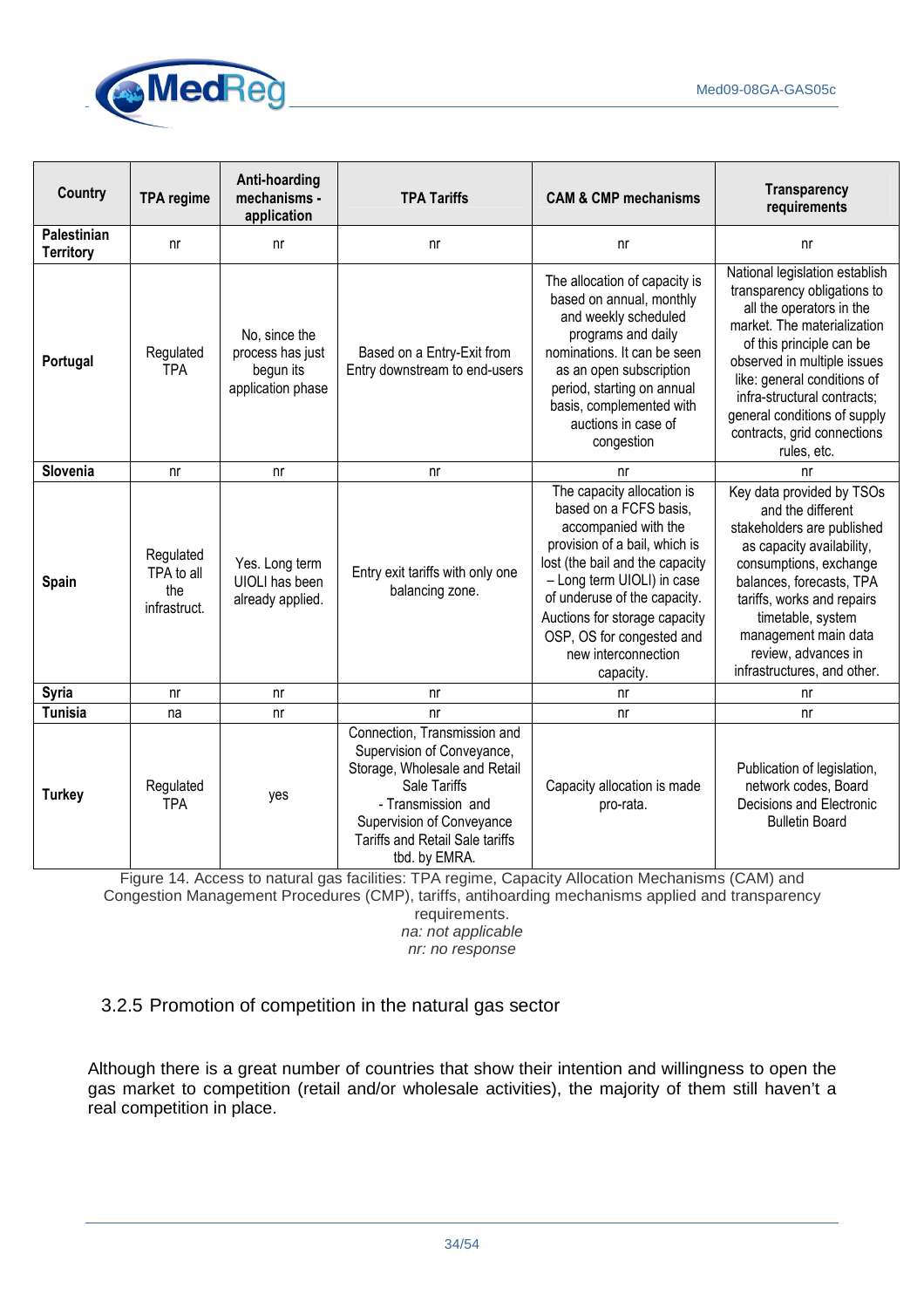| Country | TPA regime | Anti-hoarding mechanisms - application | TPA Tariffs | CAM & CMP mechanisms | Transparency requirements |
|---|---|---|---|---|---|
| **Palestinian Territory** | nr | nr | nr | nr | nr |
| **Portugal** | Regulated TPA | No, since the process has just begun its application phase | Based on a Entry-Exit from Entry downstream to end-users | The allocation of capacity is based on annual, monthly and weekly scheduled programs and daily nominations. It can be seen as an open subscription period, starting on annual basis, complemented with auctions in case of congestion | National legislation establish transparency obligations to all the operators in the market. The materialization of this principle can be observed in multiple issues like: general conditions of infra-structural contracts; general conditions of supply contracts, grid connections rules, etc. |
| **Slovenia** | nr | nr | nr | nr | nr |
| **Spain** | Regulated TPA to all the infrastruct. | Yes. Long term UIOLI has been already applied. | Entry exit tariffs with only one balancing zone. | The capacity allocation is based on a FCFS basis, accompanied with the provision of a bail, which is lost (the bail and the capacity – Long term UIOLI) in case of underuse of the capacity. Auctions for storage capacity OSP, OS for congested and new interconnection capacity. | Key data provided by TSOs and the different stakeholders are published as capacity availability, consumptions, exchange balances, forecasts, TPA tariffs, works and repairs timetable, system management main data review, advances in infrastructures, and other. |
| **Syria** | nr | nr | nr | nr | nr |
| **Tunisia** | na | nr | nr | nr | nr |
| **Turkey** | Regulated TPA | yes | Connection, Transmission and Supervision of Conveyance, Storage, Wholesale and Retail Sale Tariffs<br>- Transmission and Supervision of Conveyance Tariffs and Retail Sale tariffs tbd. by EMRA. | Capacity allocation is made pro-rata. | Publication of legislation, network codes, Board Decisions and Electronic Bulletin Board |

Figure 14. Access to natural gas facilities: TPA regime, Capacity Allocation Mechanisms (CAM) and Congestion Management Procedures (CMP), tariffs, antihoarding mechanisms applied and transparency requirements.
*na: not applicable*
*nr: no response*

### 3.2.5 Promotion of competition in the natural gas sector

Although there is a great number of countries that show their intention and willingness to open the gas market to competition (retail and/or wholesale activities), the majority of them still haven't a real competition in place.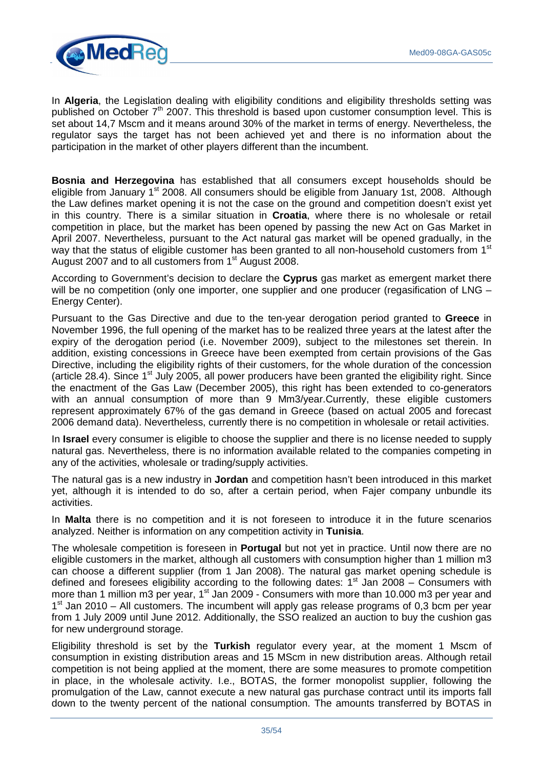In **Algeria**, the Legislation dealing with eligibility conditions and eligibility thresholds setting was published on October 7th 2007. This threshold is based upon customer consumption level. This is set about 14,7 Mscm and it means around 30% of the market in terms of energy. Nevertheless, the regulator says the target has not been achieved yet and there is no information about the participation in the market of other players different than the incumbent.

**Bosnia and Herzegovina** has established that all consumers except households should be eligible from January 1st 2008. All consumers should be eligible from January 1st, 2008. Although the Law defines market opening it is not the case on the ground and competition doesn't exist yet in this country. There is a similar situation in **Croatia**, where there is no wholesale or retail competition in place, but the market has been opened by passing the new Act on Gas Market in April 2007. Nevertheless, pursuant to the Act natural gas market will be opened gradually, in the way that the status of eligible customer has been granted to all non-household customers from 1st August 2007 and to all customers from 1st August 2008.

According to Government's decision to declare the **Cyprus** gas market as emergent market there will be no competition (only one importer, one supplier and one producer (regasification of LNG – Energy Center).

Pursuant to the Gas Directive and due to the ten-year derogation period granted to **Greece** in November 1996, the full opening of the market has to be realized three years at the latest after the expiry of the derogation period (i.e. November 2009), subject to the milestones set therein. In addition, existing concessions in Greece have been exempted from certain provisions of the Gas Directive, including the eligibility rights of their customers, for the whole duration of the concession (article 28.4). Since 1st July 2005, all power producers have been granted the eligibility right. Since the enactment of the Gas Law (December 2005), this right has been extended to co-generators with an annual consumption of more than 9 Mm3/year.Currently, these eligible customers represent approximately 67% of the gas demand in Greece (based on actual 2005 and forecast 2006 demand data). Nevertheless, currently there is no competition in wholesale or retail activities.

In **Israel** every consumer is eligible to choose the supplier and there is no license needed to supply natural gas. Nevertheless, there is no information available related to the companies competing in any of the activities, wholesale or trading/supply activities.

The natural gas is a new industry in **Jordan** and competition hasn't been introduced in this market yet, although it is intended to do so, after a certain period, when Fajer company unbundle its activities.

In **Malta** there is no competition and it is not foreseen to introduce it in the future scenarios analyzed. Neither is information on any competition activity in **Tunisia**.

The wholesale competition is foreseen in **Portugal** but not yet in practice. Until now there are no eligible customers in the market, although all customers with consumption higher than 1 million m3 can choose a different supplier (from 1 Jan 2008). The natural gas market opening schedule is defined and foresees eligibility according to the following dates: 1st Jan 2008 – Consumers with more than 1 million m3 per year, 1st Jan 2009 - Consumers with more than 10.000 m3 per year and 1st Jan 2010 – All customers. The incumbent will apply gas release programs of 0,3 bcm per year from 1 July 2009 until June 2012. Additionally, the SSO realized an auction to buy the cushion gas for new underground storage.

Eligibility threshold is set by the **Turkish** regulator every year, at the moment 1 Mscm of consumption in existing distribution areas and 15 MScm in new distribution areas. Although retail competition is not being applied at the moment, there are some measures to promote competition in place, in the wholesale activity. I.e., BOTAS, the former monopolist supplier, following the promulgation of the Law, cannot execute a new natural gas purchase contract until its imports fall down to the twenty percent of the national consumption. The amounts transferred by BOTAS in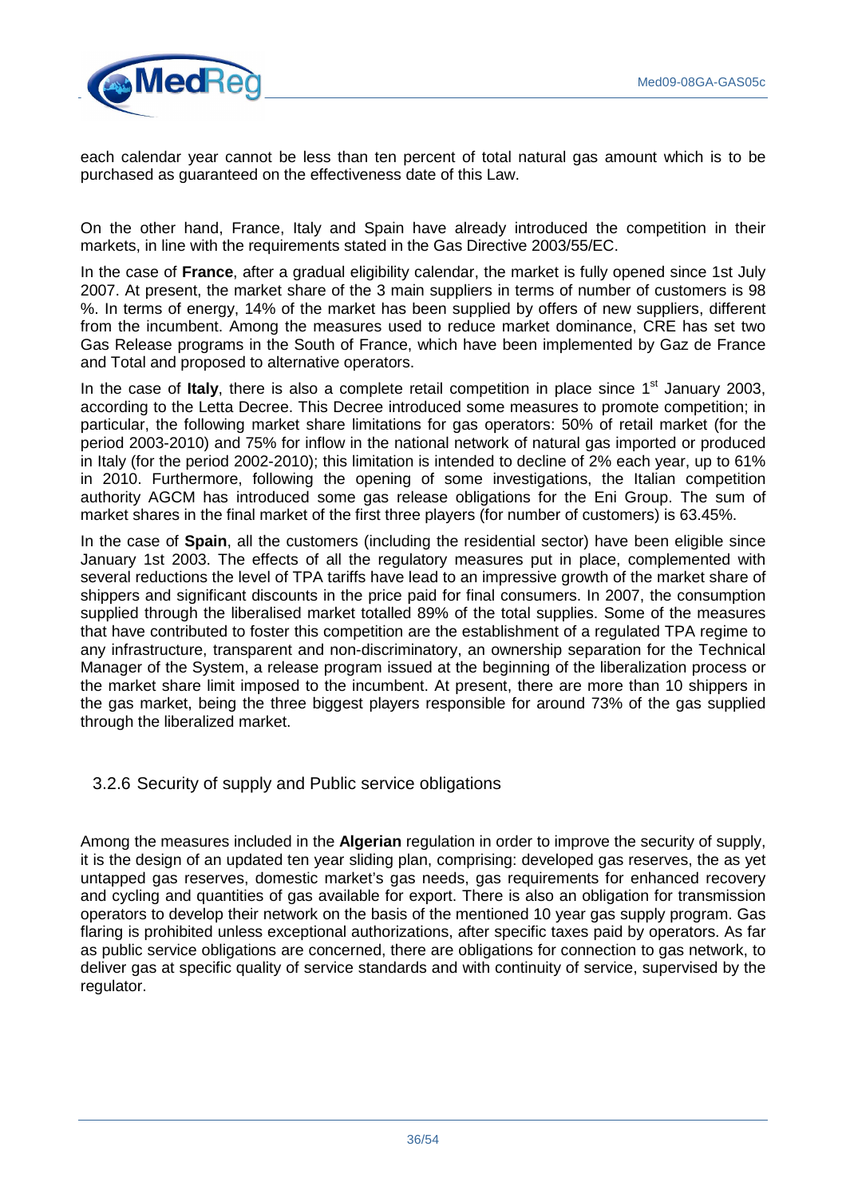each calendar year cannot be less than ten percent of total natural gas amount which is to be purchased as guaranteed on the effectiveness date of this Law.

On the other hand, France, Italy and Spain have already introduced the competition in their markets, in line with the requirements stated in the Gas Directive 2003/55/EC.

In the case of **France**, after a gradual eligibility calendar, the market is fully opened since 1st July 2007. At present, the market share of the 3 main suppliers in terms of number of customers is 98 %. In terms of energy, 14% of the market has been supplied by offers of new suppliers, different from the incumbent. Among the measures used to reduce market dominance, CRE has set two Gas Release programs in the South of France, which have been implemented by Gaz de France and Total and proposed to alternative operators.

In the case of **Italy**, there is also a complete retail competition in place since 1st January 2003, according to the Letta Decree. This Decree introduced some measures to promote competition; in particular, the following market share limitations for gas operators: 50% of retail market (for the period 2003-2010) and 75% for inflow in the national network of natural gas imported or produced in Italy (for the period 2002-2010); this limitation is intended to decline of 2% each year, up to 61% in 2010. Furthermore, following the opening of some investigations, the Italian competition authority AGCM has introduced some gas release obligations for the Eni Group. The sum of market shares in the final market of the first three players (for number of customers) is 63.45%.

In the case of **Spain**, all the customers (including the residential sector) have been eligible since January 1st 2003. The effects of all the regulatory measures put in place, complemented with several reductions the level of TPA tariffs have lead to an impressive growth of the market share of shippers and significant discounts in the price paid for final consumers. In 2007, the consumption supplied through the liberalised market totalled 89% of the total supplies. Some of the measures that have contributed to foster this competition are the establishment of a regulated TPA regime to any infrastructure, transparent and non-discriminatory, an ownership separation for the Technical Manager of the System, a release program issued at the beginning of the liberalization process or the market share limit imposed to the incumbent. At present, there are more than 10 shippers in the gas market, being the three biggest players responsible for around 73% of the gas supplied through the liberalized market.

### 3.2.6 Security of supply and Public service obligations

Among the measures included in the **Algerian** regulation in order to improve the security of supply, it is the design of an updated ten year sliding plan, comprising: developed gas reserves, the as yet untapped gas reserves, domestic market's gas needs, gas requirements for enhanced recovery and cycling and quantities of gas available for export. There is also an obligation for transmission operators to develop their network on the basis of the mentioned 10 year gas supply program. Gas flaring is prohibited unless exceptional authorizations, after specific taxes paid by operators. As far as public service obligations are concerned, there are obligations for connection to gas network, to deliver gas at specific quality of service standards and with continuity of service, supervised by the regulator.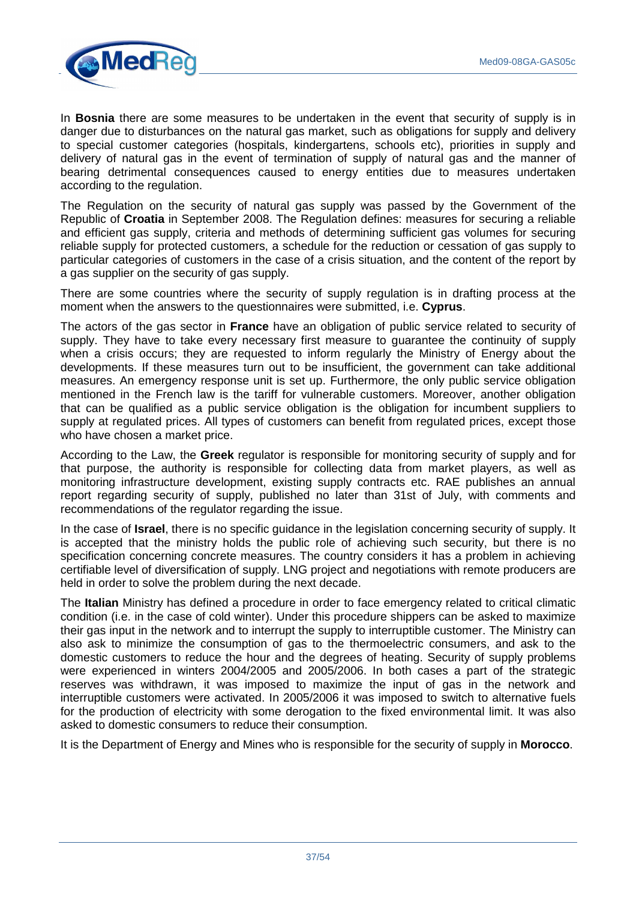In **Bosnia** there are some measures to be undertaken in the event that security of supply is in danger due to disturbances on the natural gas market, such as obligations for supply and delivery to special customer categories (hospitals, kindergartens, schools etc), priorities in supply and delivery of natural gas in the event of termination of supply of natural gas and the manner of bearing detrimental consequences caused to energy entities due to measures undertaken according to the regulation.

The Regulation on the security of natural gas supply was passed by the Government of the Republic of **Croatia** in September 2008. The Regulation defines: measures for securing a reliable and efficient gas supply, criteria and methods of determining sufficient gas volumes for securing reliable supply for protected customers, a schedule for the reduction or cessation of gas supply to particular categories of customers in the case of a crisis situation, and the content of the report by a gas supplier on the security of gas supply.

There are some countries where the security of supply regulation is in drafting process at the moment when the answers to the questionnaires were submitted, i.e. **Cyprus**.

The actors of the gas sector in **France** have an obligation of public service related to security of supply. They have to take every necessary first measure to guarantee the continuity of supply when a crisis occurs; they are requested to inform regularly the Ministry of Energy about the developments. If these measures turn out to be insufficient, the government can take additional measures. An emergency response unit is set up. Furthermore, the only public service obligation mentioned in the French law is the tariff for vulnerable customers. Moreover, another obligation that can be qualified as a public service obligation is the obligation for incumbent suppliers to supply at regulated prices. All types of customers can benefit from regulated prices, except those who have chosen a market price.

According to the Law, the **Greek** regulator is responsible for monitoring security of supply and for that purpose, the authority is responsible for collecting data from market players, as well as monitoring infrastructure development, existing supply contracts etc. RAE publishes an annual report regarding security of supply, published no later than 31st of July, with comments and recommendations of the regulator regarding the issue.

In the case of **Israel**, there is no specific guidance in the legislation concerning security of supply. It is accepted that the ministry holds the public role of achieving such security, but there is no specification concerning concrete measures. The country considers it has a problem in achieving certifiable level of diversification of supply. LNG project and negotiations with remote producers are held in order to solve the problem during the next decade.

The **Italian** Ministry has defined a procedure in order to face emergency related to critical climatic condition (i.e. in the case of cold winter). Under this procedure shippers can be asked to maximize their gas input in the network and to interrupt the supply to interruptible customer. The Ministry can also ask to minimize the consumption of gas to the thermoelectric consumers, and ask to the domestic customers to reduce the hour and the degrees of heating. Security of supply problems were experienced in winters 2004/2005 and 2005/2006. In both cases a part of the strategic reserves was withdrawn, it was imposed to maximize the input of gas in the network and interruptible customers were activated. In 2005/2006 it was imposed to switch to alternative fuels for the production of electricity with some derogation to the fixed environmental limit. It was also asked to domestic consumers to reduce their consumption.

It is the Department of Energy and Mines who is responsible for the security of supply in **Morocco**.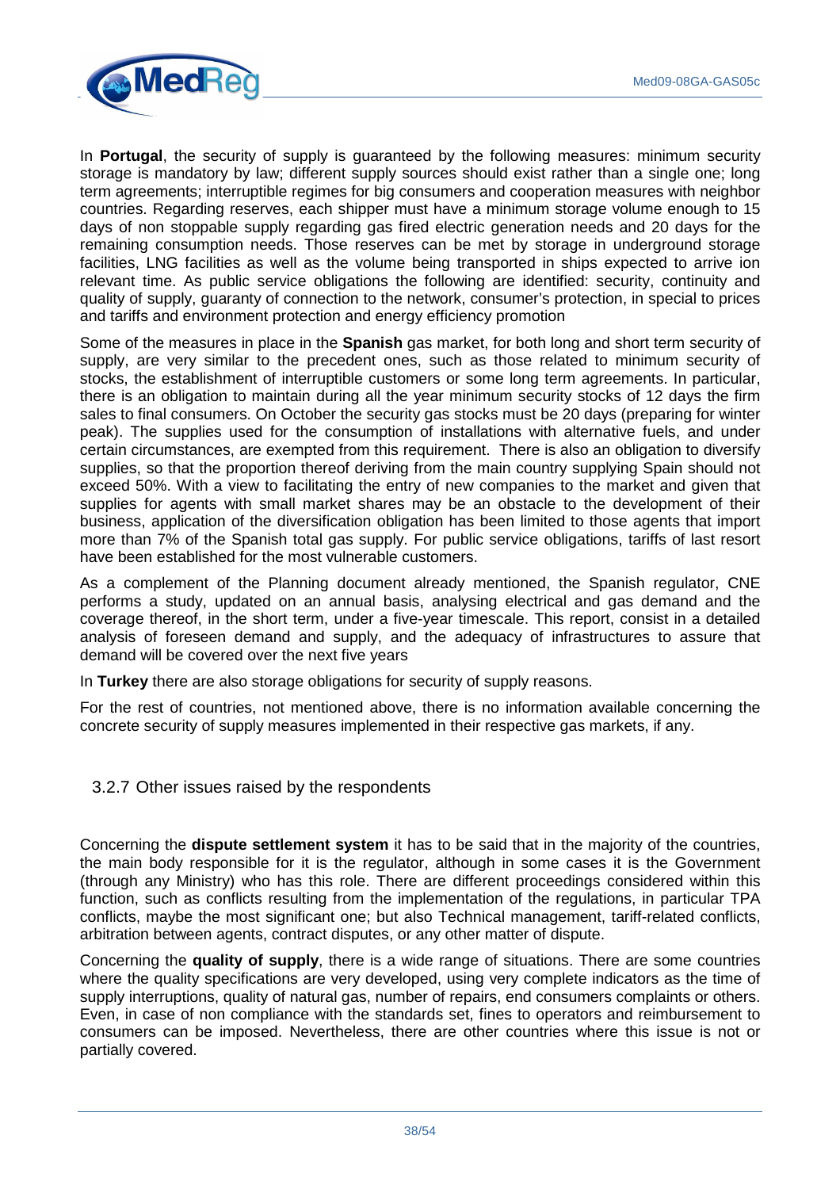In **Portugal**, the security of supply is guaranteed by the following measures: minimum security storage is mandatory by law; different supply sources should exist rather than a single one; long term agreements; interruptible regimes for big consumers and cooperation measures with neighbor countries. Regarding reserves, each shipper must have a minimum storage volume enough to 15 days of non stoppable supply regarding gas fired electric generation needs and 20 days for the remaining consumption needs. Those reserves can be met by storage in underground storage facilities, LNG facilities as well as the volume being transported in ships expected to arrive ion relevant time. As public service obligations the following are identified: security, continuity and quality of supply, guaranty of connection to the network, consumer's protection, in special to prices and tariffs and environment protection and energy efficiency promotion

Some of the measures in place in the **Spanish** gas market, for both long and short term security of supply, are very similar to the precedent ones, such as those related to minimum security of stocks, the establishment of interruptible customers or some long term agreements. In particular, there is an obligation to maintain during all the year minimum security stocks of 12 days the firm sales to final consumers. On October the security gas stocks must be 20 days (preparing for winter peak). The supplies used for the consumption of installations with alternative fuels, and under certain circumstances, are exempted from this requirement. There is also an obligation to diversify supplies, so that the proportion thereof deriving from the main country supplying Spain should not exceed 50%. With a view to facilitating the entry of new companies to the market and given that supplies for agents with small market shares may be an obstacle to the development of their business, application of the diversification obligation has been limited to those agents that import more than 7% of the Spanish total gas supply. For public service obligations, tariffs of last resort have been established for the most vulnerable customers.

As a complement of the Planning document already mentioned, the Spanish regulator, CNE performs a study, updated on an annual basis, analysing electrical and gas demand and the coverage thereof, in the short term, under a five-year timescale. This report, consist in a detailed analysis of foreseen demand and supply, and the adequacy of infrastructures to assure that demand will be covered over the next five years

In **Turkey** there are also storage obligations for security of supply reasons.

For the rest of countries, not mentioned above, there is no information available concerning the concrete security of supply measures implemented in their respective gas markets, if any.

### 3.2.7 Other issues raised by the respondents

Concerning the **dispute settlement system** it has to be said that in the majority of the countries, the main body responsible for it is the regulator, although in some cases it is the Government (through any Ministry) who has this role. There are different proceedings considered within this function, such as conflicts resulting from the implementation of the regulations, in particular TPA conflicts, maybe the most significant one; but also Technical management, tariff-related conflicts, arbitration between agents, contract disputes, or any other matter of dispute.

Concerning the **quality of supply**, there is a wide range of situations. There are some countries where the quality specifications are very developed, using very complete indicators as the time of supply interruptions, quality of natural gas, number of repairs, end consumers complaints or others. Even, in case of non compliance with the standards set, fines to operators and reimbursement to consumers can be imposed. Nevertheless, there are other countries where this issue is not or partially covered.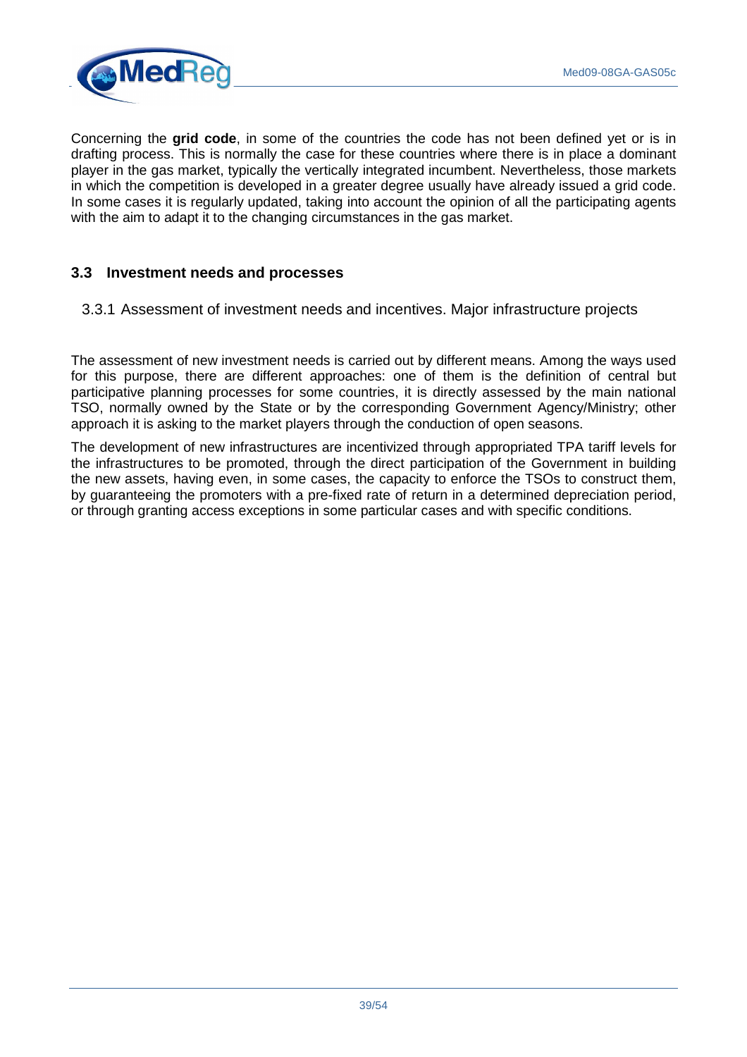Concerning the **grid code**, in some of the countries the code has not been defined yet or is in drafting process. This is normally the case for these countries where there is in place a dominant player in the gas market, typically the vertically integrated incumbent. Nevertheless, those markets in which the competition is developed in a greater degree usually have already issued a grid code. In some cases it is regularly updated, taking into account the opinion of all the participating agents with the aim to adapt it to the changing circumstances in the gas market.

## 3.3 Investment needs and processes

### 3.3.1 Assessment of investment needs and incentives. Major infrastructure projects

The assessment of new investment needs is carried out by different means. Among the ways used for this purpose, there are different approaches: one of them is the definition of central but participative planning processes for some countries, it is directly assessed by the main national TSO, normally owned by the State or by the corresponding Government Agency/Ministry; other approach it is asking to the market players through the conduction of open seasons.

The development of new infrastructures are incentivized through appropriated TPA tariff levels for the infrastructures to be promoted, through the direct participation of the Government in building the new assets, having even, in some cases, the capacity to enforce the TSOs to construct them, by guaranteeing the promoters with a pre-fixed rate of return in a determined depreciation period, or through granting access exceptions in some particular cases and with specific conditions.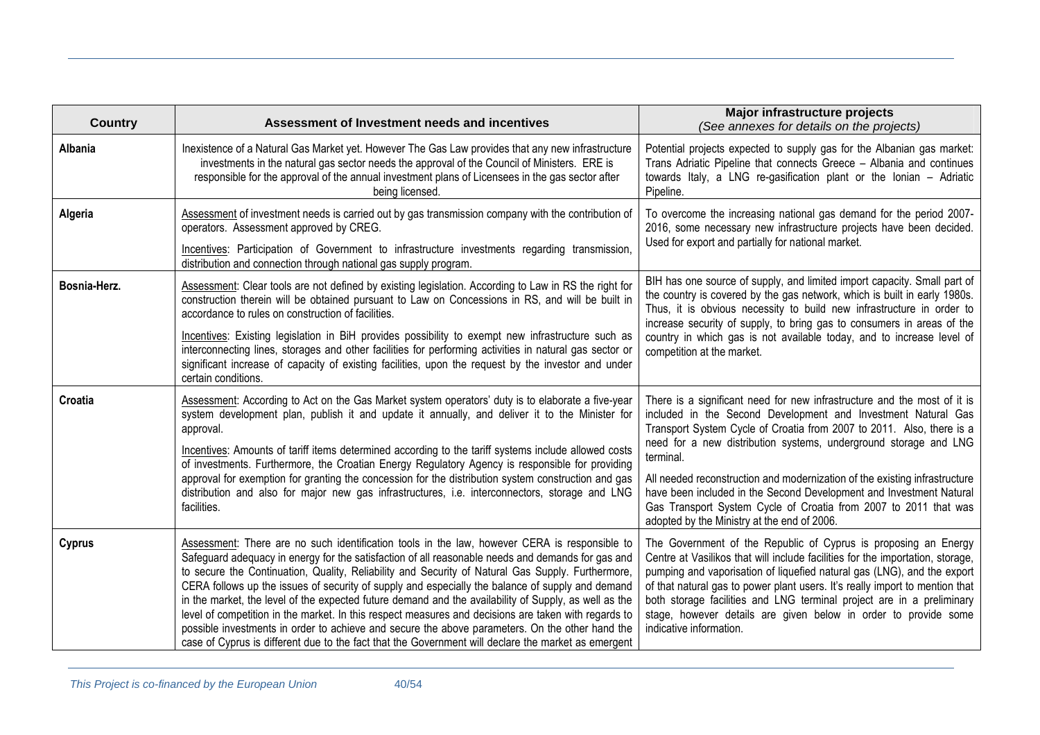| Country | Assessment of Investment needs and incentives | Major infrastructure projects *(See annexes for details on the projects)* |
|---|---|---|
| **Albania** | Inexistence of a Natural Gas Market yet. However The Gas Law provides that any new infrastructure investments in the natural gas sector needs the approval of the Council of Ministers. ERE is responsible for the approval of the annual investment plans of Licensees in the gas sector after being licensed. | Potential projects expected to supply gas for the Albanian gas market: Trans Adriatic Pipeline that connects Greece – Albania and continues towards Italy, a LNG re-gasification plant or the Ionian – Adriatic Pipeline. |
| **Algeria** | Assessment of investment needs is carried out by gas transmission company with the contribution of operators. Assessment approved by CREG.<br><br>Incentives: Participation of Government to infrastructure investments regarding transmission, distribution and connection through national gas supply program. | To overcome the increasing national gas demand for the period 2007-2016, some necessary new infrastructure projects have been decided. Used for export and partially for national market. |
| **Bosnia-Herz.** | Assessment: Clear tools are not defined by existing legislation. According to Law in RS the right for construction therein will be obtained pursuant to Law on Concessions in RS, and will be built in accordance to rules on construction of facilities.<br><br>Incentives: Existing legislation in BiH provides possibility to exempt new infrastructure such as interconnecting lines, storages and other facilities for performing activities in natural gas sector or significant increase of capacity of existing facilities, upon the request by the investor and under certain conditions. | BIH has one source of supply, and limited import capacity. Small part of the country is covered by the gas network, which is built in early 1980s. Thus, it is obvious necessity to build new infrastructure in order to increase security of supply, to bring gas to consumers in areas of the country in which gas is not available today, and to increase level of competition at the market. |
| **Croatia** | Assessment: According to Act on the Gas Market system operators' duty is to elaborate a five-year system development plan, publish it and update it annually, and deliver it to the Minister for approval.<br><br>Incentives: Amounts of tariff items determined according to the tariff systems include allowed costs of investments. Furthermore, the Croatian Energy Regulatory Agency is responsible for providing approval for exemption for granting the concession for the distribution system construction and gas distribution and also for major new gas infrastructures, i.e. interconnectors, storage and LNG facilities. | There is a significant need for new infrastructure and the most of it is included in the Second Development and Investment Natural Gas Transport System Cycle of Croatia from 2007 to 2011. Also, there is a need for a new distribution systems, underground storage and LNG terminal.<br><br>All needed reconstruction and modernization of the existing infrastructure have been included in the Second Development and Investment Natural Gas Transport System Cycle of Croatia from 2007 to 2011 that was adopted by the Ministry at the end of 2006. |
| **Cyprus** | Assessment: There are no such identification tools in the law, however CERA is responsible to Safeguard adequacy in energy for the satisfaction of all reasonable needs and demands for gas and to secure the Continuation, Quality, Reliability and Security of Natural Gas Supply. Furthermore, CERA follows up the issues of security of supply and especially the balance of supply and demand in the market, the level of the expected future demand and the availability of Supply, as well as the level of competition in the market. In this respect measures and decisions are taken with regards to possible investments in order to achieve and secure the above parameters. On the other hand the case of Cyprus is different due to the fact that the Government will declare the market as emergent | The Government of the Republic of Cyprus is proposing an Energy Centre at Vasilikos that will include facilities for the importation, storage, pumping and vaporisation of liquefied natural gas (LNG), and the export of that natural gas to power plant users. It's really import to mention that both storage facilities and LNG terminal project are in a preliminary stage, however details are given below in order to provide some indicative information. |

*This Project is co-financed by the European Union*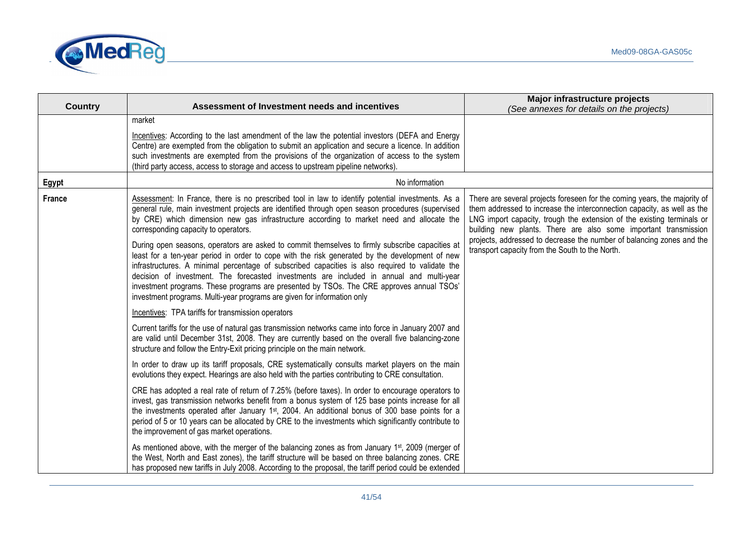| Country | Assessment of Investment needs and incentives | Major infrastructure projects *(See annexes for details on the projects)* |
|---|---|---|
| | market<br><br><u>Incentives</u>: According to the last amendment of the law the potential investors (DEFA and Energy Centre) are exempted from the obligation to submit an application and secure a licence. In addition such investments are exempted from the provisions of the organization of access to the system (third party access, access to storage and access to upstream pipeline networks). | |
| **Egypt** | No information | |
| **France** | <u>Assessment</u>: In France, there is no prescribed tool in law to identify potential investments. As a general rule, main investment projects are identified through open season procedures (supervised by CRE) which dimension new gas infrastructure according to market need and allocate the corresponding capacity to operators.<br><br>During open seasons, operators are asked to commit themselves to firmly subscribe capacities at least for a ten-year period in order to cope with the risk generated by the development of new infrastructures. A minimal percentage of subscribed capacities is also required to validate the decision of investment. The forecasted investments are included in annual and multi-year investment programs. These programs are presented by TSOs. The CRE approves annual TSOs' investment programs. Multi-year programs are given for information only<br><br><u>Incentives</u>: TPA tariffs for transmission operators<br><br>Current tariffs for the use of natural gas transmission networks came into force in January 2007 and are valid until December 31st, 2008. They are currently based on the overall five balancing-zone structure and follow the Entry-Exit pricing principle on the main network.<br><br>In order to draw up its tariff proposals, CRE systematically consults market players on the main evolutions they expect. Hearings are also held with the parties contributing to CRE consultation.<br><br>CRE has adopted a real rate of return of 7.25% (before taxes). In order to encourage operators to invest, gas transmission networks benefit from a bonus system of 125 base points increase for all the investments operated after January 1st, 2004. An additional bonus of 300 base points for a period of 5 or 10 years can be allocated by CRE to the investments which significantly contribute to the improvement of gas market operations.<br><br>As mentioned above, with the merger of the balancing zones as from January 1st, 2009 (merger of the West, North and East zones), the tariff structure will be based on three balancing zones. CRE has proposed new tariffs in July 2008. According to the proposal, the tariff period could be extended | There are several projects foreseen for the coming years, the majority of them addressed to increase the interconnection capacity, as well as the LNG import capacity, trough the extension of the existing terminals or building new plants. There are also some important transmission projects, addressed to decrease the number of balancing zones and the transport capacity from the South to the North. |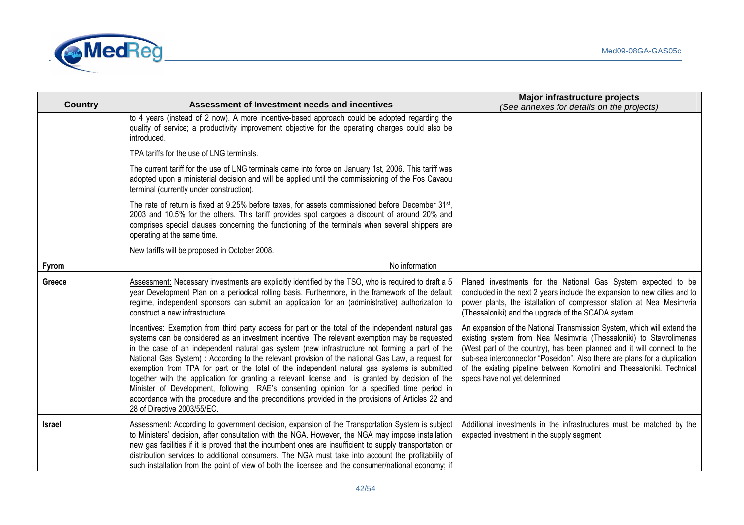| Country | Assessment of Investment needs and incentives | Major infrastructure projects *(See annexes for details on the projects)* |
|---|---|---|
| | to 4 years (instead of 2 now). A more incentive-based approach could be adopted regarding the quality of service; a productivity improvement objective for the operating charges could also be introduced.<br><br>TPA tariffs for the use of LNG terminals.<br><br>The current tariff for the use of LNG terminals came into force on January 1st, 2006. This tariff was adopted upon a ministerial decision and will be applied until the commissioning of the Fos Cavaou terminal (currently under construction).<br><br>The rate of return is fixed at 9.25% before taxes, for assets commissioned before December 31st, 2003 and 10.5% for the others. This tariff provides spot cargoes a discount of around 20% and comprises special clauses concerning the functioning of the terminals when several shippers are operating at the same time.<br><br>New tariffs will be proposed in October 2008. | |
| **Fyrom** | No information | |
| **Greece** | Assessment: Necessary investments are explicitly identified by the TSO, who is required to draft a 5 year Development Plan on a periodical rolling basis. Furthermore, in the framework of the default regime, independent sponsors can submit an application for an (administrative) authorization to construct a new infrastructure.<br><br>Incentives: Exemption from third party access for part or the total of the independent natural gas systems can be considered as an investment incentive. The relevant exemption may be requested in the case of an independent natural gas system (new infrastructure not forming a part of the National Gas System) : According to the relevant provision of the national Gas Law, a request for exemption from TPA for part or the total of the independent natural gas systems is submitted together with the application for granting a relevant license and is granted by decision of the Minister of Development, following RAE's consenting opinion for a specified time period in accordance with the procedure and the preconditions provided in the provisions of Articles 22 and 28 of Directive 2003/55/EC. | Planed investments for the National Gas System expected to be concluded in the next 2 years include the expansion to new cities and to power plants, the istallation of compressor station at Nea Mesimvria (Thessaloniki) and the upgrade of the SCADA system<br><br>An expansion of the National Transmission System, which will extend the existing system from Nea Mesimvria (Thessaloniki) to Stavrolimenas (West part of the country), has been planned and it will connect to the sub-sea interconnector "Poseidon". Also there are plans for a duplication of the existing pipeline between Komotini and Thessaloniki. Technical specs have not yet determined |
| **Israel** | Assessment: According to government decision, expansion of the Transportation System is subject to Ministers' decision, after consultation with the NGA. However, the NGA may impose installation new gas facilities if it is proved that the incumbent ones are insufficient to supply transportation or distribution services to additional consumers. The NGA must take into account the profitability of such installation from the point of view of both the licensee and the consumer/national economy; if | Additional investments in the infrastructures must be matched by the expected investment in the supply segment |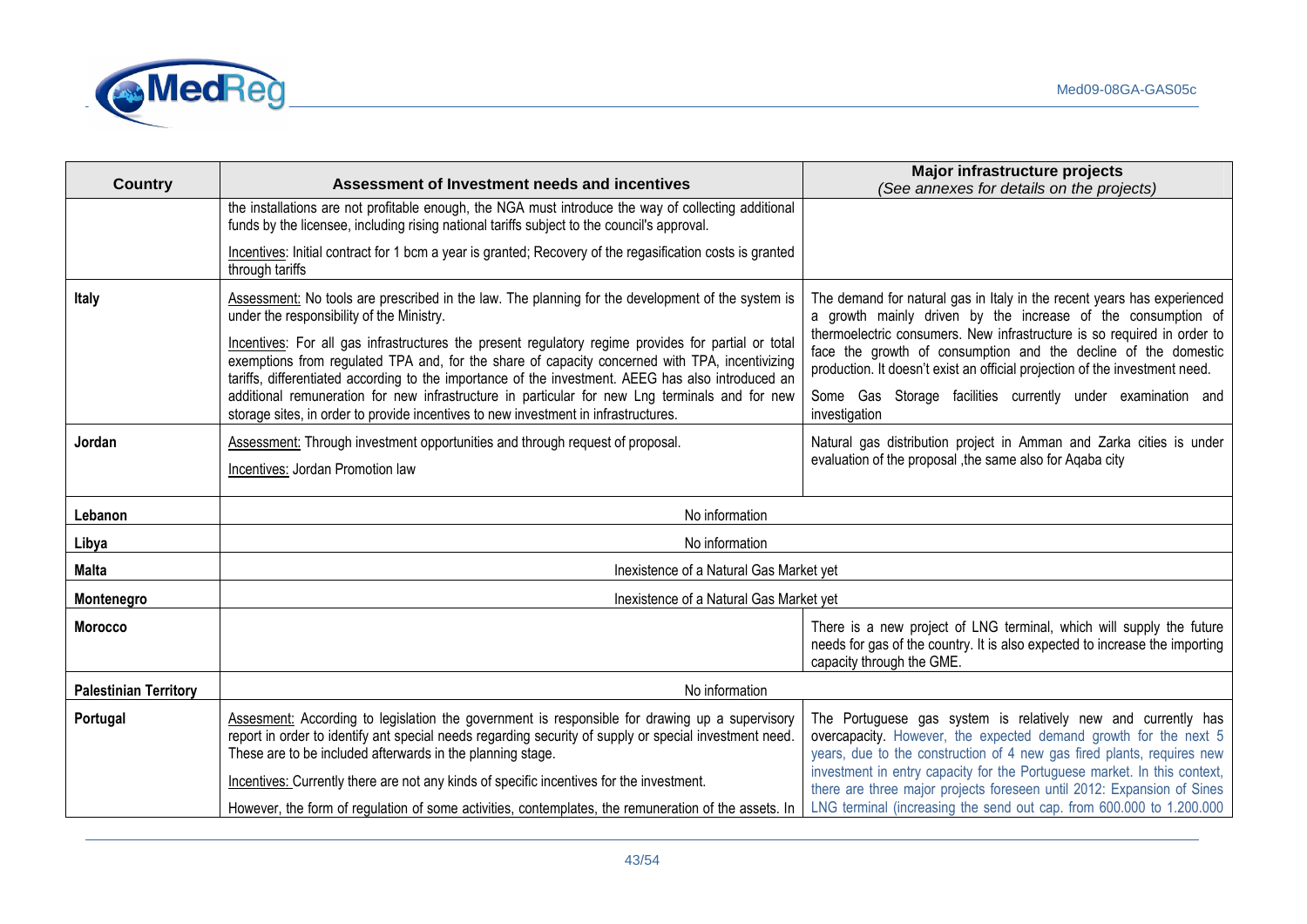| Country | Assessment of Investment needs and incentives | Major infrastructure projects *(See annexes for details on the projects)* |
|---|---|---|
| | the installations are not profitable enough, the NGA must introduce the way of collecting additional funds by the licensee, including rising national tariffs subject to the council's approval.<br><br>Incentives: Initial contract for 1 bcm a year is granted; Recovery of the regasification costs is granted through tariffs | |
| **Italy** | Assessment: No tools are prescribed in the law. The planning for the development of the system is under the responsibility of the Ministry.<br><br>Incentives: For all gas infrastructures the present regulatory regime provides for partial or total exemptions from regulated TPA and, for the share of capacity concerned with TPA, incentivizing tariffs, differentiated according to the importance of the investment. AEEG has also introduced an additional remuneration for new infrastructure in particular for new Lng terminals and for new storage sites, in order to provide incentives to new investment in infrastructures. | The demand for natural gas in Italy in the recent years has experienced a growth mainly driven by the increase of the consumption of thermoelectric consumers. New infrastructure is so required in order to face the growth of consumption and the decline of the domestic production. It doesn't exist an official projection of the investment need.<br><br>Some Gas Storage facilities currently under examination and investigation |
| **Jordan** | Assessment: Through investment opportunities and through request of proposal.<br><br>Incentives: Jordan Promotion law | Natural gas distribution project in Amman and Zarka cities is under evaluation of the proposal ,the same also for Aqaba city |
| **Lebanon** | No information | |
| **Libya** | No information | |
| **Malta** | Inexistence of a Natural Gas Market yet | |
| **Montenegro** | Inexistence of a Natural Gas Market yet | |
| **Morocco** | | There is a new project of LNG terminal, which will supply the future needs for gas of the country. It is also expected to increase the importing capacity through the GME. |
| **Palestinian Territory** | No information | |
| **Portugal** | Assesment: According to legislation the government is responsible for drawing up a supervisory report in order to identify ant special needs regarding security of supply or special investment need. These are to be included afterwards in the planning stage.<br><br>Incentives: Currently there are not any kinds of specific incentives for the investment.<br><br>However, the form of regulation of some activities, contemplates, the remuneration of the assets. In | The Portuguese gas system is relatively new and currently has overcapacity. However, the expected demand growth for the next 5 years, due to the construction of 4 new gas fired plants, requires new investment in entry capacity for the Portuguese market. In this context, there are three major projects foreseen until 2012: Expansion of Sines LNG terminal (increasing the send out cap. from 600.000 to 1.200.000 |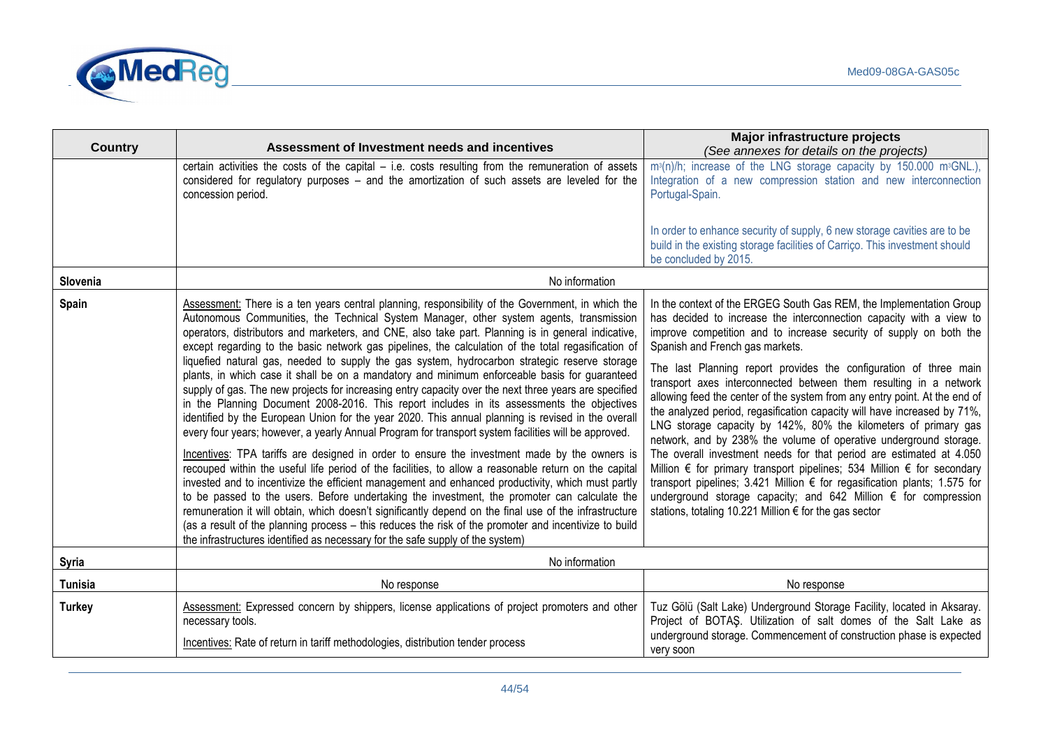| Country | Assessment of Investment needs and incentives | Major infrastructure projects *(See annexes for details on the projects)* |
|---|---|---|
| | certain activities the costs of the capital – i.e. costs resulting from the remuneration of assets considered for regulatory purposes – and the amortization of such assets are leveled for the concession period. | $m^3$(n)/h; increase of the LNG storage capacity by 150.000 $m^3$GNL.), Integration of a new compression station and new interconnection Portugal-Spain.<br><br>In order to enhance security of supply, 6 new storage cavities are to be build in the existing storage facilities of Carriço. This investment should be concluded by 2015. |
| **Slovenia** | No information | |
| **Spain** | Assessment: There is a ten years central planning, responsibility of the Government, in which the Autonomous Communities, the Technical System Manager, other system agents, transmission operators, distributors and marketers, and CNE, also take part. Planning is in general indicative, except regarding to the basic network gas pipelines, the calculation of the total regasification of liquefied natural gas, needed to supply the gas system, hydrocarbon strategic reserve storage plants, in which case it shall be on a mandatory and minimum enforceable basis for guaranteed supply of gas. The new projects for increasing entry capacity over the next three years are specified in the Planning Document 2008-2016. This report includes in its assessments the objectives identified by the European Union for the year 2020. This annual planning is revised in the overall every four years; however, a yearly Annual Program for transport system facilities will be approved.<br><br>Incentives: TPA tariffs are designed in order to ensure the investment made by the owners is recouped within the useful life period of the facilities, to allow a reasonable return on the capital invested and to incentivize the efficient management and enhanced productivity, which must partly to be passed to the users. Before undertaking the investment, the promoter can calculate the remuneration it will obtain, which doesn't significantly depend on the final use of the infrastructure (as a result of the planning process – this reduces the risk of the promoter and incentivize to build the infrastructures identified as necessary for the safe supply of the system) | In the context of the ERGEG South Gas REM, the Implementation Group has decided to increase the interconnection capacity with a view to improve competition and to increase security of supply on both the Spanish and French gas markets.<br><br>The last Planning report provides the configuration of three main transport axes interconnected between them resulting in a network allowing feed the center of the system from any entry point. At the end of the analyzed period, regasification capacity will have increased by 71%, LNG storage capacity by 142%, 80% the kilometers of primary gas network, and by 238% the volume of operative underground storage. The overall investment needs for that period are estimated at 4.050 Million € for primary transport pipelines; 534 Million € for secondary transport pipelines; 3.421 Million € for regasification plants; 1.575 for underground storage capacity; and 642 Million € for compression stations, totaling 10.221 Million € for the gas sector |
| **Syria** | No information | |
| **Tunisia** | No response | No response |
| **Turkey** | Assessment: Expressed concern by shippers, license applications of project promoters and other necessary tools.<br><br>Incentives: Rate of return in tariff methodologies, distribution tender process | Tuz Gölü (Salt Lake) Underground Storage Facility, located in Aksaray. Project of BOTAŞ. Utilization of salt domes of the Salt Lake as underground storage. Commencement of construction phase is expected very soon |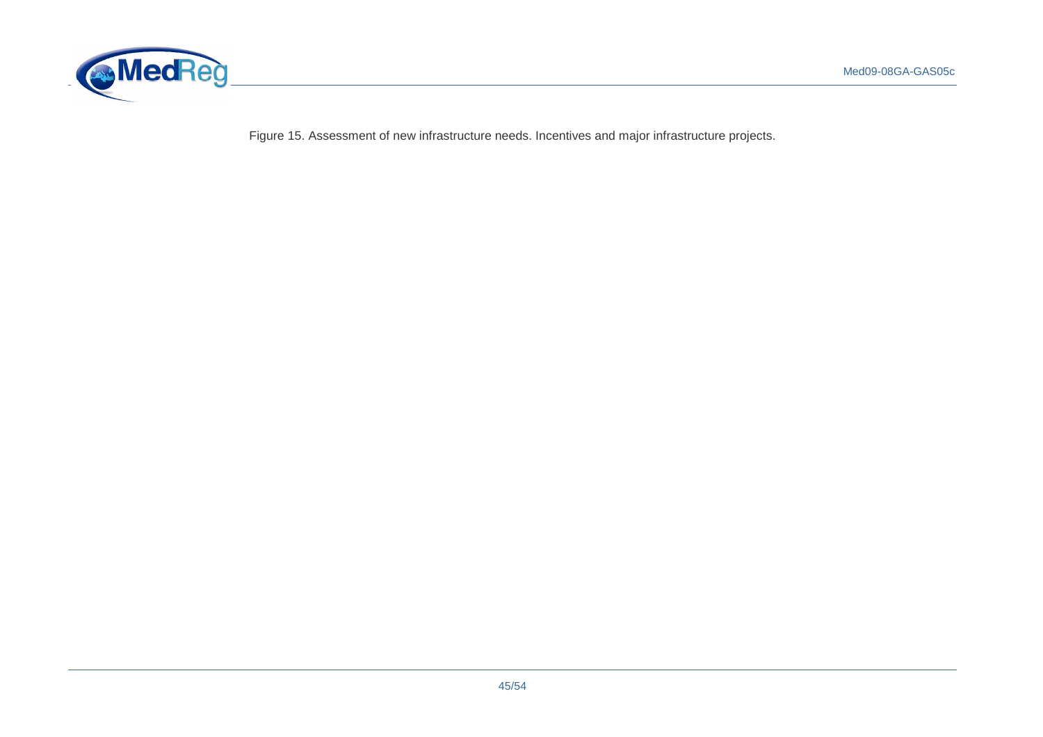Figure 15. Assessment of new infrastructure needs. Incentives and major infrastructure projects.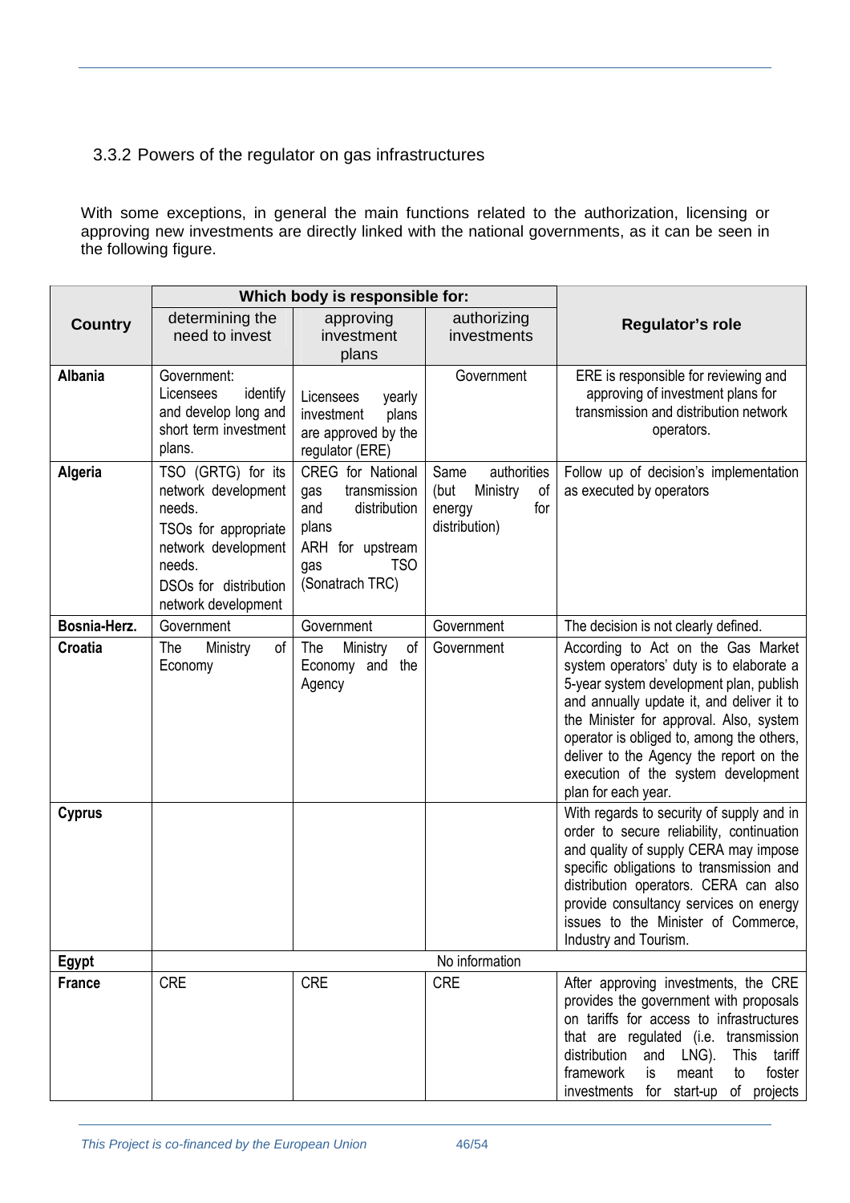### 3.3.2 Powers of the regulator on gas infrastructures

With some exceptions, in general the main functions related to the authorization, licensing or approving new investments are directly linked with the national governments, as it can be seen in the following figure.

| Country | Which body is responsible for: | | | Regulator's role |
|---|---|---|---|---|
| | determining the need to invest | approving investment plans | authorizing investments | |
| **Albania** | Government: Licensees identify and develop long and short term investment plans. | Licensees yearly investment plans are approved by the regulator (ERE) | Government | ERE is responsible for reviewing and approving of investment plans for transmission and distribution network operators. |
| **Algeria** | TSO (GRTG) for its network development needs. TSOs for appropriate network development needs. DSOs for distribution network development | CREG for National gas transmission and distribution plans ARH for upstream gas TSO (Sonatrach TRC) | Same authorities (but Ministry of energy for distribution) | Follow up of decision's implementation as executed by operators |
| **Bosnia-Herz.** | Government | Government | Government | The decision is not clearly defined. |
| **Croatia** | The Ministry of Economy | The Ministry of Economy and the Agency | Government | According to Act on the Gas Market system operators' duty is to elaborate a 5-year system development plan, publish and annually update it, and deliver it to the Minister for approval. Also, system operator is obliged to, among the others, deliver to the Agency the report on the execution of the system development plan for each year. |
| **Cyprus** | | | | With regards to security of supply and in order to secure reliability, continuation and quality of supply CERA may impose specific obligations to transmission and distribution operators. CERA can also provide consultancy services on energy issues to the Minister of Commerce, Industry and Tourism. |
| **Egypt** | No information | | | |
| **France** | CRE | CRE | CRE | After approving investments, the CRE provides the government with proposals on tariffs for access to infrastructures that are regulated (i.e. transmission distribution and LNG). This tariff framework is meant to foster investments for start-up of projects |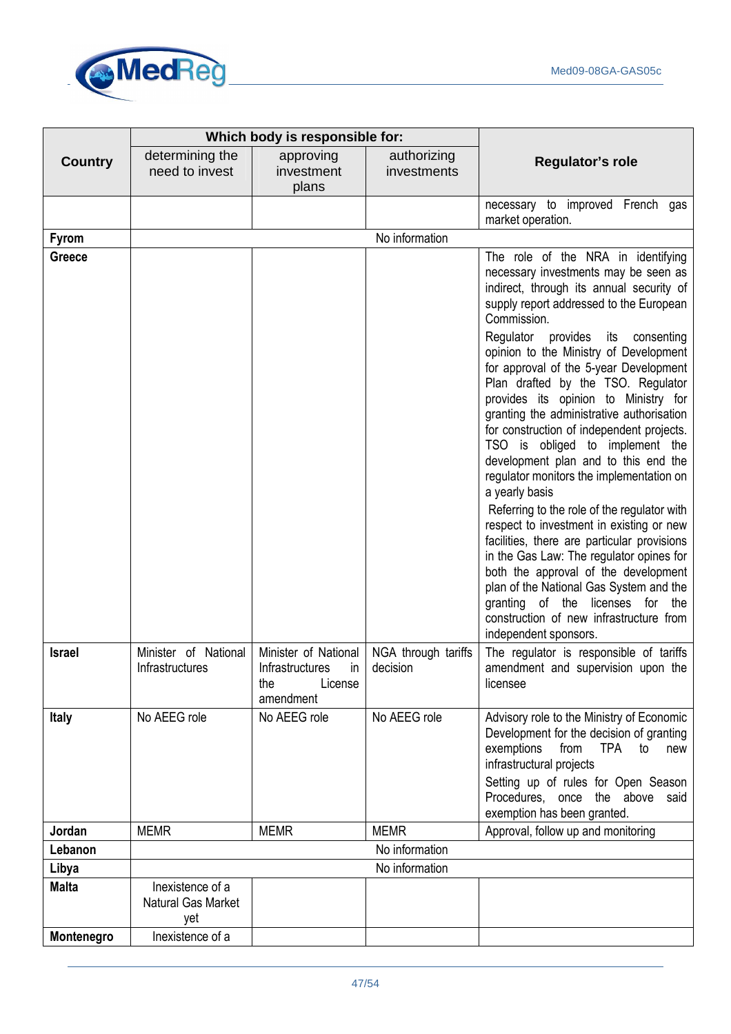| Country | Which body is responsible for: | | | Regulator's role |
|---|---|---|---|---|
| | determining the need to invest | approving investment plans | authorizing investments | |
| | | | | necessary to improved French gas market operation. |
| **Fyrom** | No information | | | |
| **Greece** | | | | The role of the NRA in identifying necessary investments may be seen as indirect, through its annual security of supply report addressed to the European Commission. Regulator provides its consenting opinion to the Ministry of Development for approval of the 5-year Development Plan drafted by the TSO. Regulator provides its opinion to Ministry for granting the administrative authorisation for construction of independent projects. TSO is obliged to implement the development plan and to this end the regulator monitors the implementation on a yearly basis Referring to the role of the regulator with respect to investment in existing or new facilities, there are particular provisions in the Gas Law: The regulator opines for both the approval of the development plan of the National Gas System and the granting of the licenses for the construction of new infrastructure from independent sponsors. |
| **Israel** | Minister of National Infrastructures | Minister of National Infrastructures in the License amendment | NGA through tariffs decision | The regulator is responsible of tariffs amendment and supervision upon the licensee |
| **Italy** | No AEEG role | No AEEG role | No AEEG role | Advisory role to the Ministry of Economic Development for the decision of granting exemptions from TPA to new infrastructural projects Setting up of rules for Open Season Procedures, once the above said exemption has been granted. |
| **Jordan** | MEMR | MEMR | MEMR | Approval, follow up and monitoring |
| **Lebanon** | No information | | | |
| **Libya** | No information | | | |
| **Malta** | Inexistence of a Natural Gas Market yet | | | |
| **Montenegro** | Inexistence of a | | | |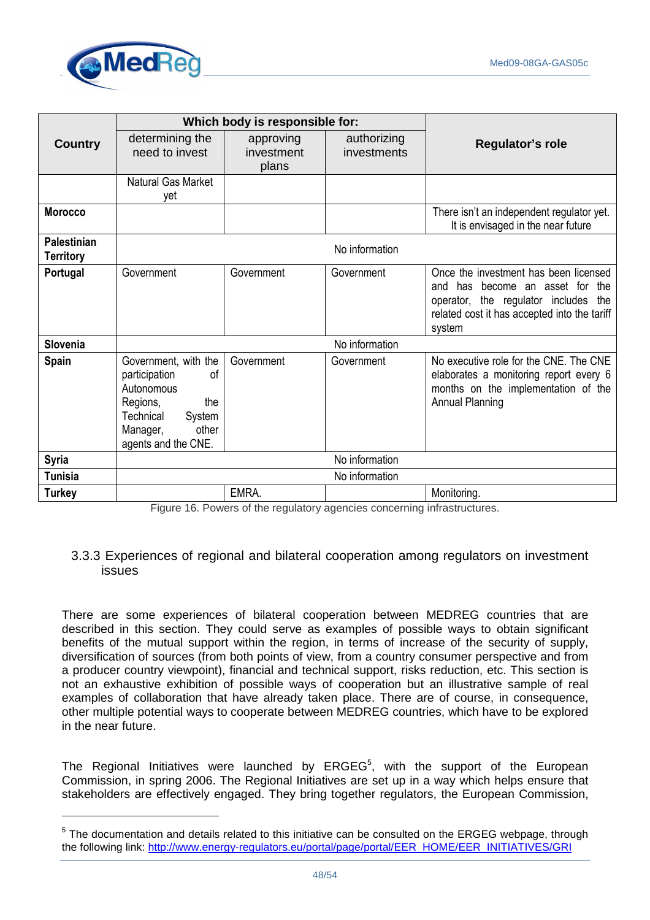| Country | Which body is responsible for: | | | Regulator's role |
|---|---|---|---|---|
| | determining the need to invest | approving investment plans | authorizing investments | |
| | Natural Gas Market yet | | | |
| **Morocco** | | | | There isn't an independent regulator yet. It is envisaged in the near future |
| **Palestinian Territory** | No information | | | |
| **Portugal** | Government | Government | Government | Once the investment has been licensed and has become an asset for the operator, the regulator includes the related cost it has accepted into the tariff system |
| **Slovenia** | No information | | | |
| **Spain** | Government, with the participation of Autonomous Regions, the Technical System Manager, other agents and the CNE. | Government | Government | No executive role for the CNE. The CNE elaborates a monitoring report every 6 months on the implementation of the Annual Planning |
| **Syria** | No information | | | |
| **Tunisia** | No information | | | |
| **Turkey** | | EMRA. | | Monitoring. |

Figure 16. Powers of the regulatory agencies concerning infrastructures.

### 3.3.3 Experiences of regional and bilateral cooperation among regulators on investment issues

There are some experiences of bilateral cooperation between MEDREG countries that are described in this section. They could serve as examples of possible ways to obtain significant benefits of the mutual support within the region, in terms of increase of the security of supply, diversification of sources (from both points of view, from a country consumer perspective and from a producer country viewpoint), financial and technical support, risks reduction, etc. This section is not an exhaustive exhibition of possible ways of cooperation but an illustrative sample of real examples of collaboration that have already taken place. There are of course, in consequence, other multiple potential ways to cooperate between MEDREG countries, which have to be explored in the near future.

The Regional Initiatives were launched by ERGEG[5], with the support of the European Commission, in spring 2006. The Regional Initiatives are set up in a way which helps ensure that stakeholders are effectively engaged. They bring together regulators, the European Commission,

---

[5] The documentation and details related to this initiative can be consulted on the ERGEG webpage, through the following link: http://www.energy-regulators.eu/portal/page/portal/EER_HOME/EER_INITIATIVES/GRI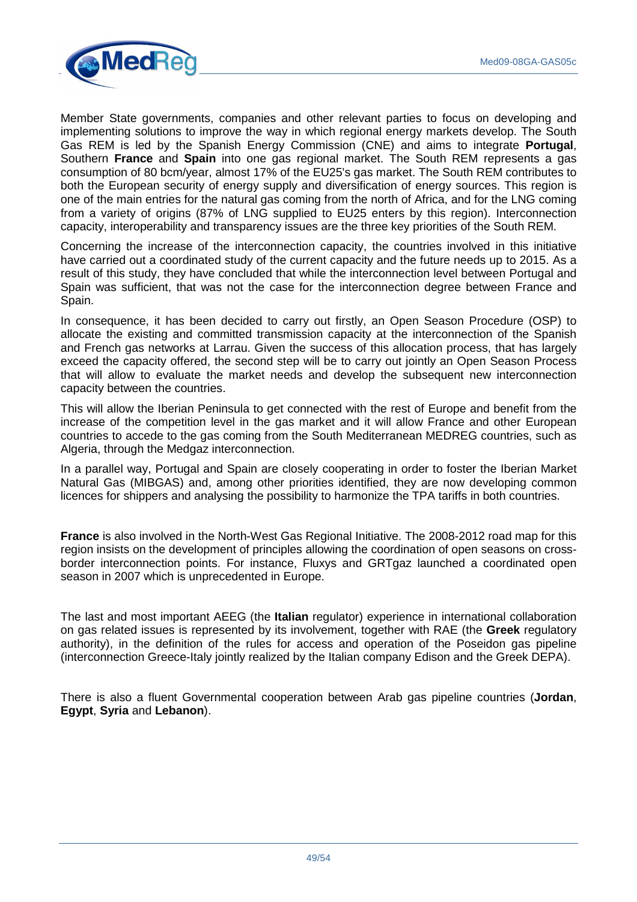Member State governments, companies and other relevant parties to focus on developing and implementing solutions to improve the way in which regional energy markets develop. The South Gas REM is led by the Spanish Energy Commission (CNE) and aims to integrate **Portugal**, Southern **France** and **Spain** into one gas regional market. The South REM represents a gas consumption of 80 bcm/year, almost 17% of the EU25's gas market. The South REM contributes to both the European security of energy supply and diversification of energy sources. This region is one of the main entries for the natural gas coming from the north of Africa, and for the LNG coming from a variety of origins (87% of LNG supplied to EU25 enters by this region). Interconnection capacity, interoperability and transparency issues are the three key priorities of the South REM.

Concerning the increase of the interconnection capacity, the countries involved in this initiative have carried out a coordinated study of the current capacity and the future needs up to 2015. As a result of this study, they have concluded that while the interconnection level between Portugal and Spain was sufficient, that was not the case for the interconnection degree between France and Spain.

In consequence, it has been decided to carry out firstly, an Open Season Procedure (OSP) to allocate the existing and committed transmission capacity at the interconnection of the Spanish and French gas networks at Larrau. Given the success of this allocation process, that has largely exceed the capacity offered, the second step will be to carry out jointly an Open Season Process that will allow to evaluate the market needs and develop the subsequent new interconnection capacity between the countries.

This will allow the Iberian Peninsula to get connected with the rest of Europe and benefit from the increase of the competition level in the gas market and it will allow France and other European countries to accede to the gas coming from the South Mediterranean MEDREG countries, such as Algeria, through the Medgaz interconnection.

In a parallel way, Portugal and Spain are closely cooperating in order to foster the Iberian Market Natural Gas (MIBGAS) and, among other priorities identified, they are now developing common licences for shippers and analysing the possibility to harmonize the TPA tariffs in both countries.

**France** is also involved in the North-West Gas Regional Initiative. The 2008-2012 road map for this region insists on the development of principles allowing the coordination of open seasons on cross-border interconnection points. For instance, Fluxys and GRTgaz launched a coordinated open season in 2007 which is unprecedented in Europe.

The last and most important AEEG (the **Italian** regulator) experience in international collaboration on gas related issues is represented by its involvement, together with RAE (the **Greek** regulatory authority), in the definition of the rules for access and operation of the Poseidon gas pipeline (interconnection Greece-Italy jointly realized by the Italian company Edison and the Greek DEPA).

There is also a fluent Governmental cooperation between Arab gas pipeline countries (**Jordan**, **Egypt**, **Syria** and **Lebanon**).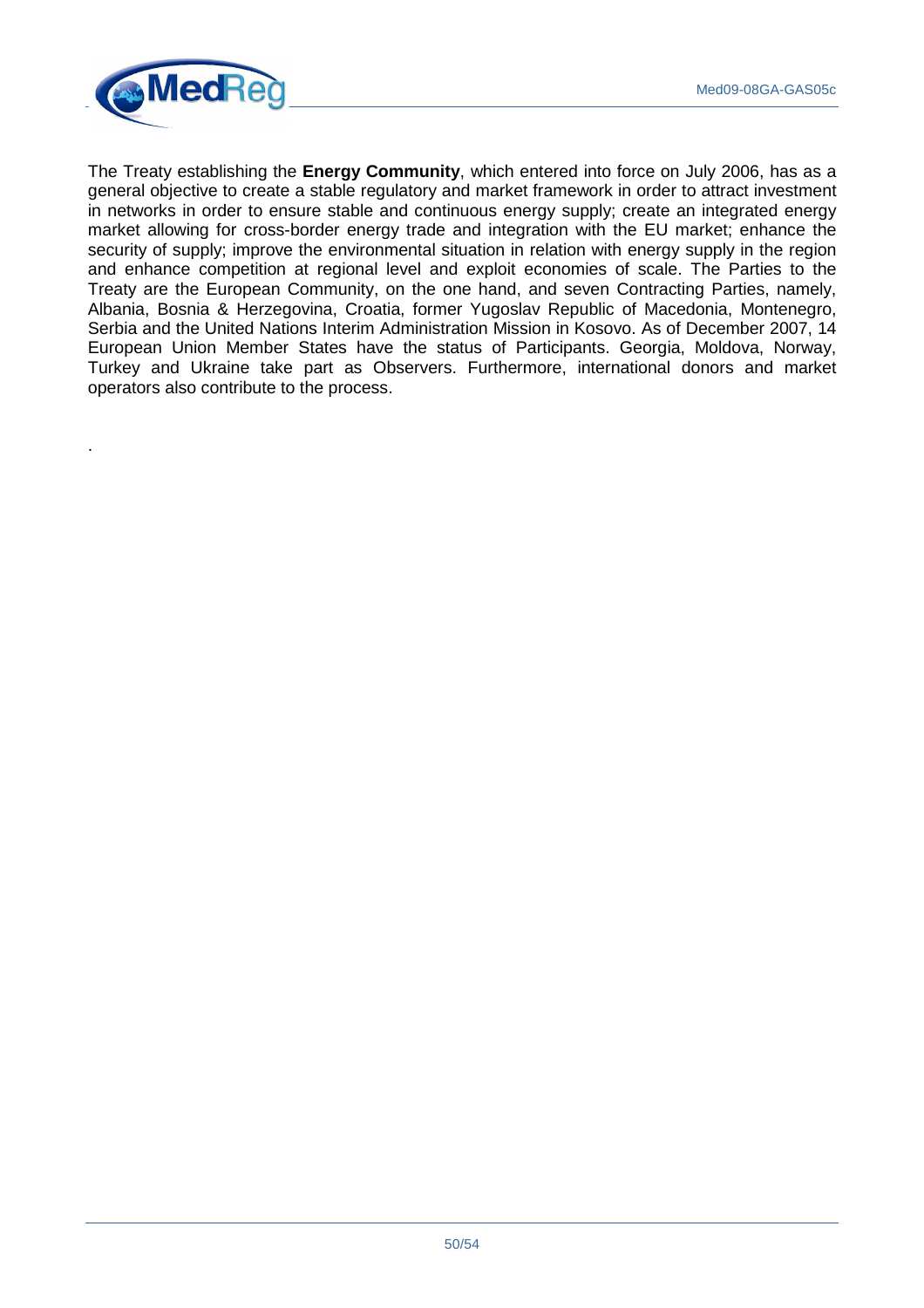The Treaty establishing the **Energy Community**, which entered into force on July 2006, has as a general objective to create a stable regulatory and market framework in order to attract investment in networks in order to ensure stable and continuous energy supply; create an integrated energy market allowing for cross-border energy trade and integration with the EU market; enhance the security of supply; improve the environmental situation in relation with energy supply in the region and enhance competition at regional level and exploit economies of scale. The Parties to the Treaty are the European Community, on the one hand, and seven Contracting Parties, namely, Albania, Bosnia & Herzegovina, Croatia, former Yugoslav Republic of Macedonia, Montenegro, Serbia and the United Nations Interim Administration Mission in Kosovo. As of December 2007, 14 European Union Member States have the status of Participants. Georgia, Moldova, Norway, Turkey and Ukraine take part as Observers. Furthermore, international donors and market operators also contribute to the process.

.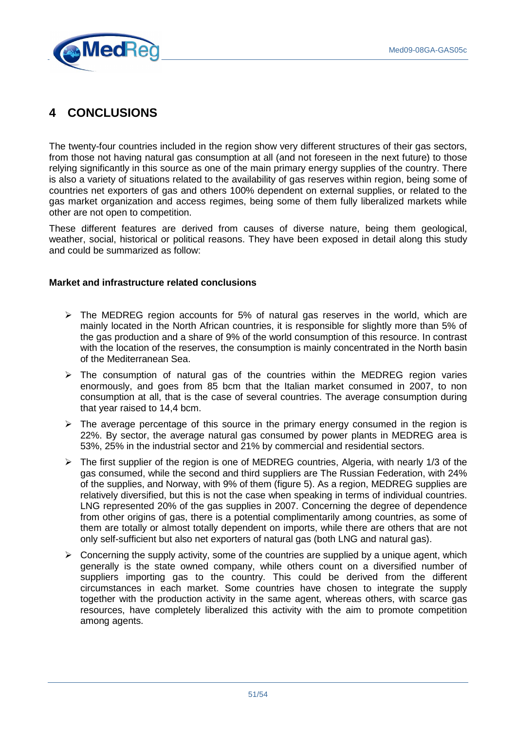# 4 CONCLUSIONS

The twenty-four countries included in the region show very different structures of their gas sectors, from those not having natural gas consumption at all (and not foreseen in the next future) to those relying significantly in this source as one of the main primary energy supplies of the country. There is also a variety of situations related to the availability of gas reserves within region, being some of countries net exporters of gas and others 100% dependent on external supplies, or related to the gas market organization and access regimes, being some of them fully liberalized markets while other are not open to competition.

These different features are derived from causes of diverse nature, being them geological, weather, social, historical or political reasons. They have been exposed in detail along this study and could be summarized as follow:

**Market and infrastructure related conclusions**

- The MEDREG region accounts for 5% of natural gas reserves in the world, which are mainly located in the North African countries, it is responsible for slightly more than 5% of the gas production and a share of 9% of the world consumption of this resource. In contrast with the location of the reserves, the consumption is mainly concentrated in the North basin of the Mediterranean Sea.
- The consumption of natural gas of the countries within the MEDREG region varies enormously, and goes from 85 bcm that the Italian market consumed in 2007, to non consumption at all, that is the case of several countries. The average consumption during that year raised to 14,4 bcm.
- The average percentage of this source in the primary energy consumed in the region is 22%. By sector, the average natural gas consumed by power plants in MEDREG area is 53%, 25% in the industrial sector and 21% by commercial and residential sectors.
- The first supplier of the region is one of MEDREG countries, Algeria, with nearly 1/3 of the gas consumed, while the second and third suppliers are The Russian Federation, with 24% of the supplies, and Norway, with 9% of them (figure 5). As a region, MEDREG supplies are relatively diversified, but this is not the case when speaking in terms of individual countries. LNG represented 20% of the gas supplies in 2007. Concerning the degree of dependence from other origins of gas, there is a potential complimentarily among countries, as some of them are totally or almost totally dependent on imports, while there are others that are not only self-sufficient but also net exporters of natural gas (both LNG and natural gas).
- Concerning the supply activity, some of the countries are supplied by a unique agent, which generally is the state owned company, while others count on a diversified number of suppliers importing gas to the country. This could be derived from the different circumstances in each market. Some countries have chosen to integrate the supply together with the production activity in the same agent, whereas others, with scarce gas resources, have completely liberalized this activity with the aim to promote competition among agents.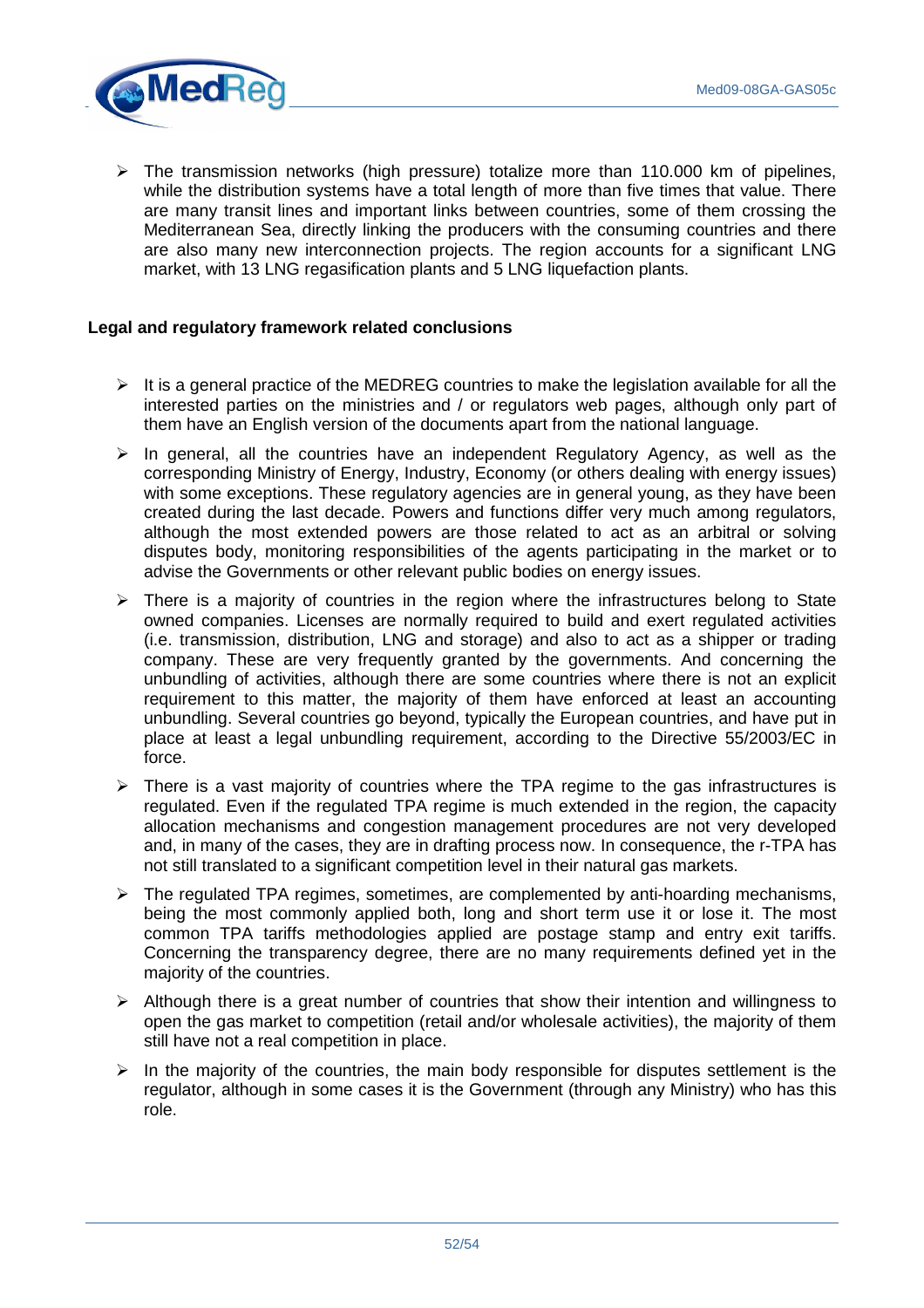- The transmission networks (high pressure) totalize more than 110.000 km of pipelines, while the distribution systems have a total length of more than five times that value. There are many transit lines and important links between countries, some of them crossing the Mediterranean Sea, directly linking the producers with the consuming countries and there are also many new interconnection projects. The region accounts for a significant LNG market, with 13 LNG regasification plants and 5 LNG liquefaction plants.

**Legal and regulatory framework related conclusions**

- It is a general practice of the MEDREG countries to make the legislation available for all the interested parties on the ministries and / or regulators web pages, although only part of them have an English version of the documents apart from the national language.
- In general, all the countries have an independent Regulatory Agency, as well as the corresponding Ministry of Energy, Industry, Economy (or others dealing with energy issues) with some exceptions. These regulatory agencies are in general young, as they have been created during the last decade. Powers and functions differ very much among regulators, although the most extended powers are those related to act as an arbitral or solving disputes body, monitoring responsibilities of the agents participating in the market or to advise the Governments or other relevant public bodies on energy issues.
- There is a majority of countries in the region where the infrastructures belong to State owned companies. Licenses are normally required to build and exert regulated activities (i.e. transmission, distribution, LNG and storage) and also to act as a shipper or trading company. These are very frequently granted by the governments. And concerning the unbundling of activities, although there are some countries where there is not an explicit requirement to this matter, the majority of them have enforced at least an accounting unbundling. Several countries go beyond, typically the European countries, and have put in place at least a legal unbundling requirement, according to the Directive 55/2003/EC in force.
- There is a vast majority of countries where the TPA regime to the gas infrastructures is regulated. Even if the regulated TPA regime is much extended in the region, the capacity allocation mechanisms and congestion management procedures are not very developed and, in many of the cases, they are in drafting process now. In consequence, the r-TPA has not still translated to a significant competition level in their natural gas markets.
- The regulated TPA regimes, sometimes, are complemented by anti-hoarding mechanisms, being the most commonly applied both, long and short term use it or lose it. The most common TPA tariffs methodologies applied are postage stamp and entry exit tariffs. Concerning the transparency degree, there are no many requirements defined yet in the majority of the countries.
- Although there is a great number of countries that show their intention and willingness to open the gas market to competition (retail and/or wholesale activities), the majority of them still have not a real competition in place.
- In the majority of the countries, the main body responsible for disputes settlement is the regulator, although in some cases it is the Government (through any Ministry) who has this role.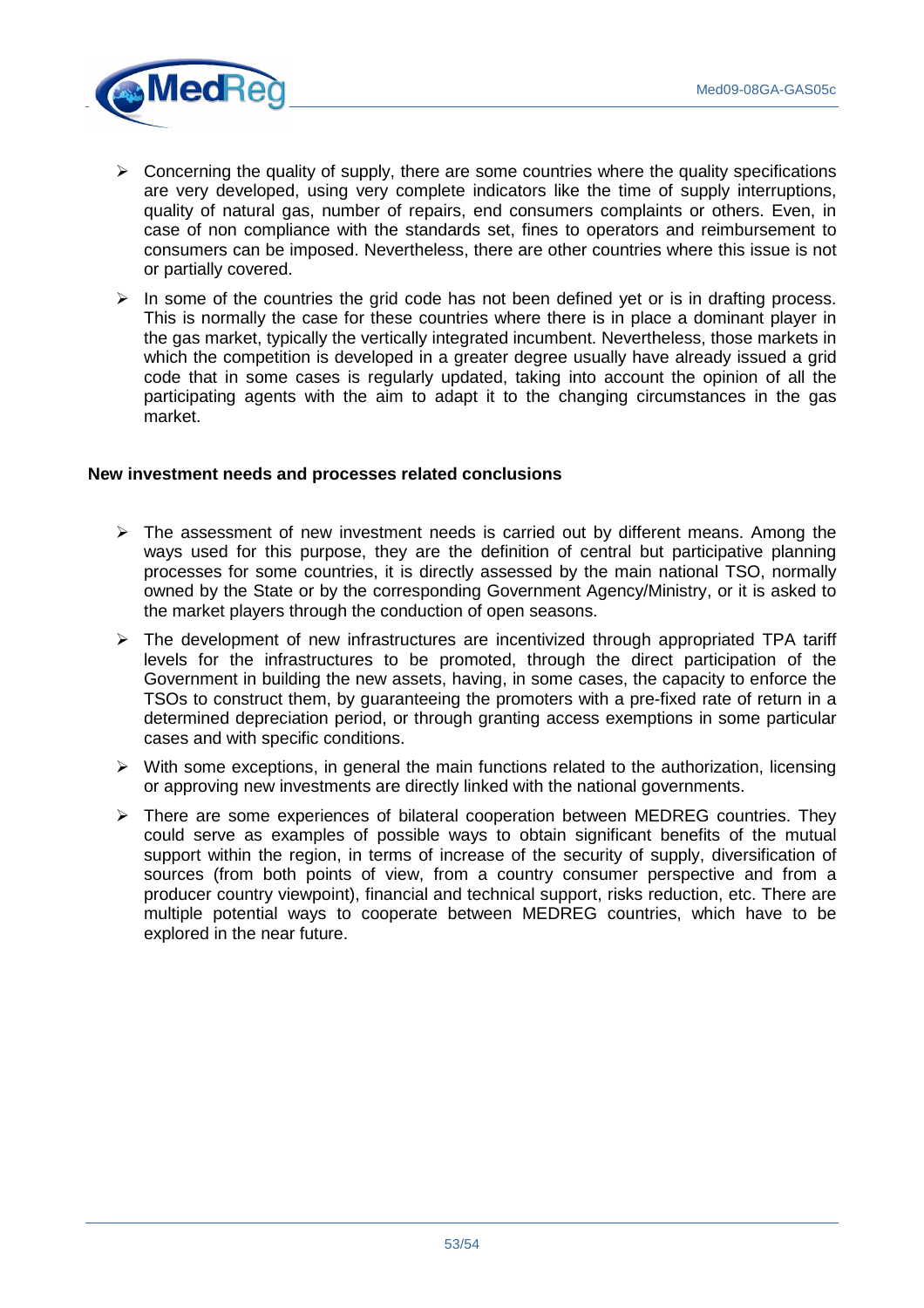- Concerning the quality of supply, there are some countries where the quality specifications are very developed, using very complete indicators like the time of supply interruptions, quality of natural gas, number of repairs, end consumers complaints or others. Even, in case of non compliance with the standards set, fines to operators and reimbursement to consumers can be imposed. Nevertheless, there are other countries where this issue is not or partially covered.
- In some of the countries the grid code has not been defined yet or is in drafting process. This is normally the case for these countries where there is in place a dominant player in the gas market, typically the vertically integrated incumbent. Nevertheless, those markets in which the competition is developed in a greater degree usually have already issued a grid code that in some cases is regularly updated, taking into account the opinion of all the participating agents with the aim to adapt it to the changing circumstances in the gas market.

**New investment needs and processes related conclusions**

- The assessment of new investment needs is carried out by different means. Among the ways used for this purpose, they are the definition of central but participative planning processes for some countries, it is directly assessed by the main national TSO, normally owned by the State or by the corresponding Government Agency/Ministry, or it is asked to the market players through the conduction of open seasons.
- The development of new infrastructures are incentivized through appropriated TPA tariff levels for the infrastructures to be promoted, through the direct participation of the Government in building the new assets, having, in some cases, the capacity to enforce the TSOs to construct them, by guaranteeing the promoters with a pre-fixed rate of return in a determined depreciation period, or through granting access exemptions in some particular cases and with specific conditions.
- With some exceptions, in general the main functions related to the authorization, licensing or approving new investments are directly linked with the national governments.
- There are some experiences of bilateral cooperation between MEDREG countries. They could serve as examples of possible ways to obtain significant benefits of the mutual support within the region, in terms of increase of the security of supply, diversification of sources (from both points of view, from a country consumer perspective and from a producer country viewpoint), financial and technical support, risks reduction, etc. There are multiple potential ways to cooperate between MEDREG countries, which have to be explored in the near future.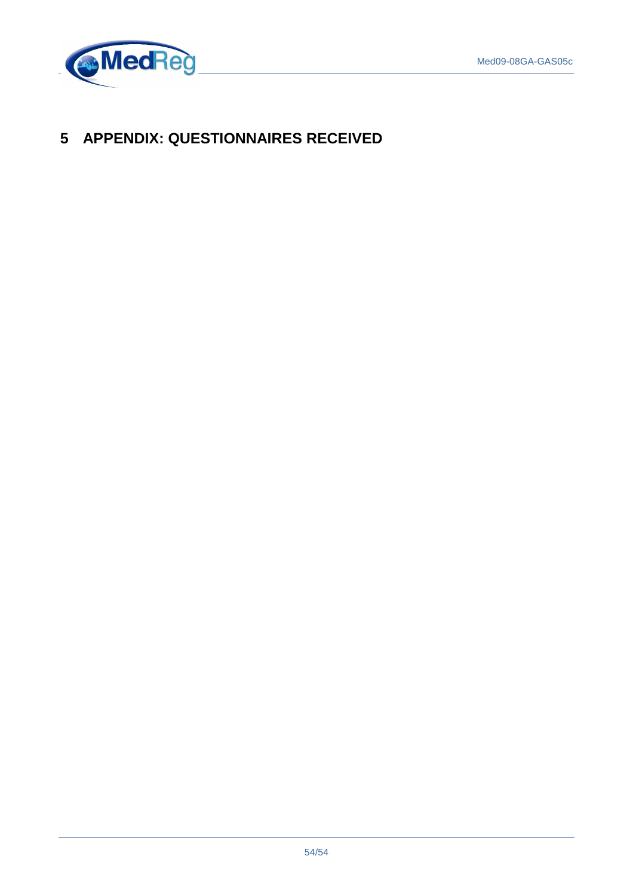# 5 APPENDIX: QUESTIONNAIRES RECEIVED